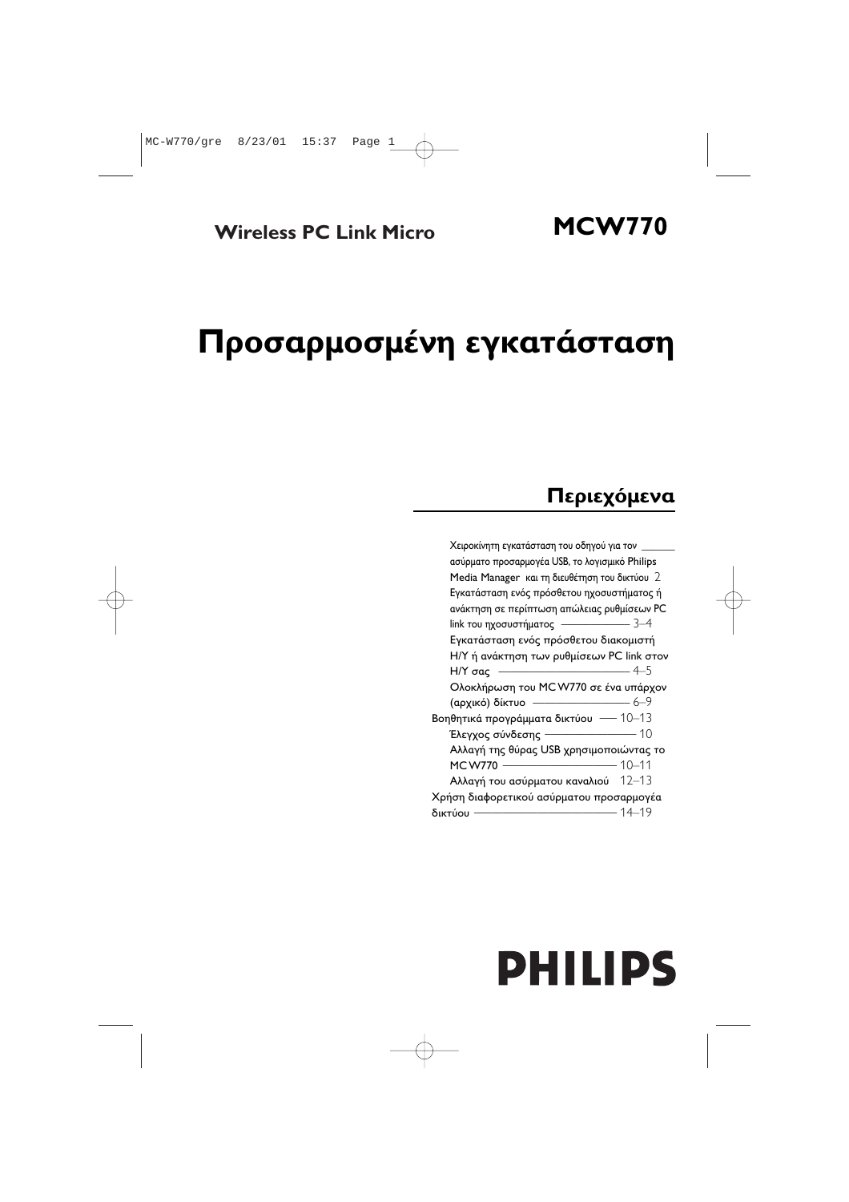**Wireless PC Link Micro** **MCW770**

# Προσαρμοσμένη εγκατάσταση

## Περιεχόμενα

Χειροκίνητη εγκατάσταση του οδηγού για τον ασύρματο προσαρμογέα USB, το λογισμικό Philips Media Manager και τη διευθέτηση του δικτύου — 2

Εγκατάσταση ενός πρόσθετου ηχοσυστήματος ή ανάκτηση σε περίπτωση απώλειας ρυθμίσεων PC link του ηχοσυστήματος — 3–4

Εγκατάσταση ενός πρόσθετου διακομιστή Η/Υ ή ανάκτηση των ρυθμίσεων PC link στον Η/Υ σας — 4–5

Ολοκλήρωση του MC W770 σε ένα υπάρχον (αρχικό) δίκτυο — 6–9

Βοηθητικά προγράμματα δικτύου — 10–13

Έλεγχος σύνδεσης — 10

Αλλαγή της θύρας USB χρησιμοποιώντας το MC W770 — 10–11

Αλλαγή του ασύρματου καναλιού — 12–13

Χρήση διαφορετικού ασύρματου προσαρμογέα δικτύου — 14–19

**PHILIPS**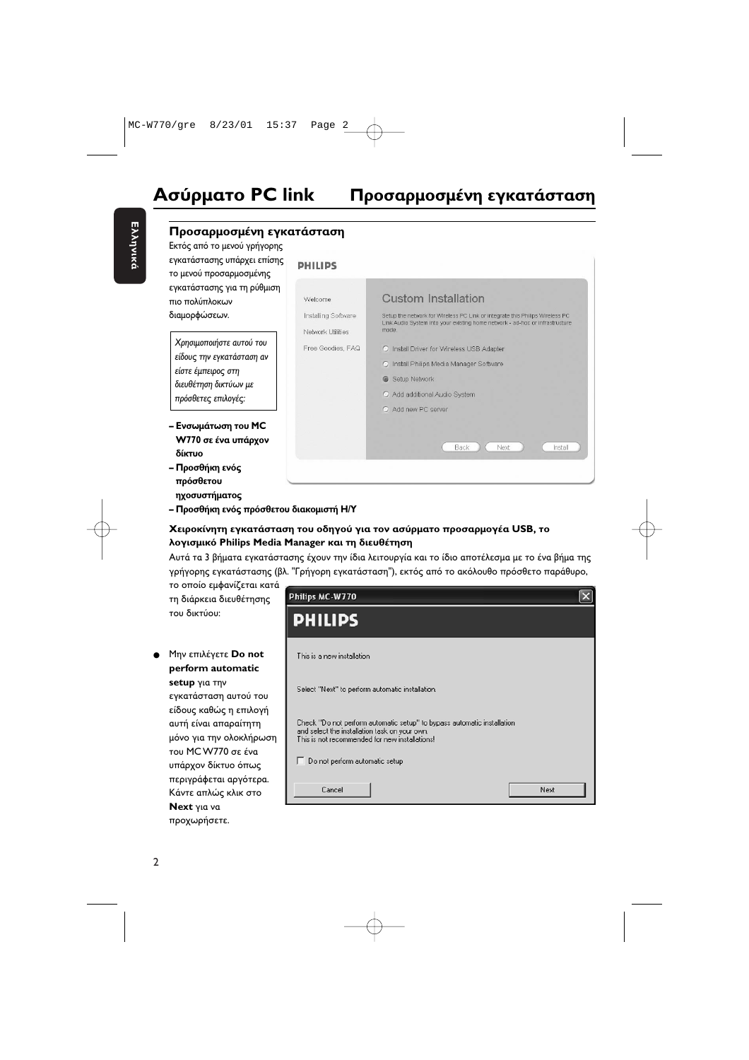# Ασύρματο PC link — Προσαρμοσμένη εγκατάσταση

## Προσαρμοσμένη εγκατάσταση

Εκτός από το μενού γρήγορης εγκατάστασης υπάρχει επίσης το μενού προσαρμοσμένης εγκατάστασης για τη ρύθμιση πιο πολύπλοκων διαμορφώσεων.

*Χρησιμοποιήστε αυτού του είδους την εγκατάσταση αν είστε έμπειρος στη διευθέτηση δικτύων με πρόσθετες επιλογές:*

- **– Ενσωμάτωση του MC W770 σε ένα υπάρχον δίκτυο**
- **– Προσθήκη ενός πρόσθετου ηχοσυστήματος**
- **– Προσθήκη ενός πρόσθετου διακομιστή Η/Υ**

PHILIPS

Welcome
Installing Software
Network Utilities
Free Goodies, FAQ

Custom Installation

Setup the network for Wireless PC Link or integrate this Philips Wireless PC Link Audio System into your existing home network - ad-hoc or infrastructure mode.

- Install Driver for Wireless USB Adapter
- Install Philips Media Manager Software
- Setup Network
- Add additional Audio System
- Add new PC server

Back | Next | Install

### Χειροκίνητη εγκατάσταση του οδηγού για τον ασύρματο προσαρμογέα USB, το λογισμικό Philips Media Manager και τη διευθέτηση

Αυτά τα 3 βήματα εγκατάστασης έχουν την ίδια λειτουργία και το ίδιο αποτέλεσμα με το ένα βήμα της γρήγορης εγκατάστασης (βλ. "Γρήγορη εγκατάσταση"), εκτός από το ακόλουθο πρόσθετο παράθυρο, το οποίο εμφανίζεται κατά τη διάρκεια διευθέτησης του δικτύου:

Philips MC-W770

PHILIPS

This is a new installation

Select "Next" to perform automatic installation.

Check "Do not perform automatic setup" to bypass automatic installation and select the installation task on your own.
This is not recommended for new installations!

☐ Do not perform automatic setup

Cancel | Next

- Μην επιλέγετε **Do not perform automatic setup** για την εγκατάσταση αυτού του είδους καθώς η επιλογή αυτή είναι απαραίτητη μόνο για την ολοκλήρωση του MC W770 σε ένα υπάρχον δίκτυο όπως περιγράφεται αργότερα. Κάντε απλώς κλικ στο **Next** για να προχωρήσετε.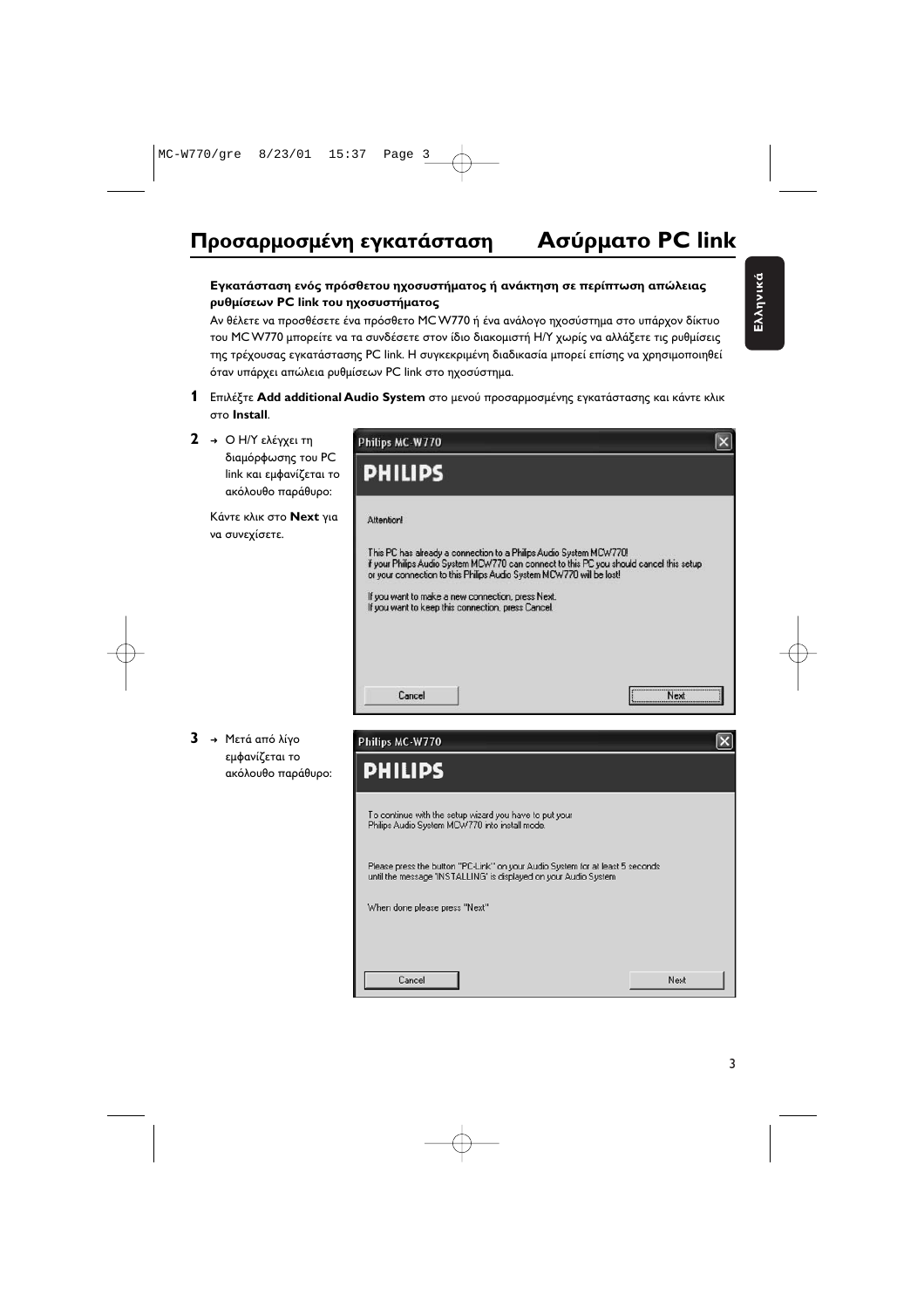# Προσαρμοσμένη εγκατάσταση — Ασύρματο PC link

**Εγκατάσταση ενός πρόσθετου ηχοσυστήματος ή ανάκτηση σε περίπτωση απώλειας ρυθμίσεων PC link του ηχοσυστήματος**

Αν θέλετε να προσθέσετε ένα πρόσθετο MC W770 ή ένα ανάλογο ηχοσύστημα στο υπάρχον δίκτυο του MC W770 μπορείτε να τα συνδέσετε στον ίδιο διακομιστή Η/Υ χωρίς να αλλάξετε τις ρυθμίσεις της τρέχουσας εγκατάστασης PC link. Η συγκεκριμένη διαδικασία μπορεί επίσης να χρησιμοποιηθεί όταν υπάρχει απώλεια ρυθμίσεων PC link στο ηχοσύστημα.

**1** Επιλέξτε **Add additional Audio System** στο μενού προσαρμοσμένης εγκατάστασης και κάντε κλικ στο **Install**.

**2** → Ο Η/Υ ελέγχει τη διαμόρφωσης του PC link και εμφανίζεται το ακόλουθο παράθυρο:

Κάντε κλικ στο **Next** για να συνεχίσετε.

Philips MC-W770

PHILIPS

Attention!

This PC has already a connection to a Philips Audio System MCW770!
If your Philips Audio System MCW770 can connect to this PC you should cancel this setup or your connection to this Philips Audio System MCW770 will be lost!

If you want to make a new connection, press Next.
If you want to keep this connection, press Cancel.

Cancel | Next

**3** → Μετά από λίγο εμφανίζεται το ακόλουθο παράθυρο:

Philips MC-W770

PHILIPS

To continue with the setup wizard you have to put your Philips Audio System MCW770 into install mode.

Please press the button "PC-Link" on your Audio System for at least 5 seconds until the message 'INSTALLING' is displayed on your Audio System

When done please press "Next"

Cancel | Next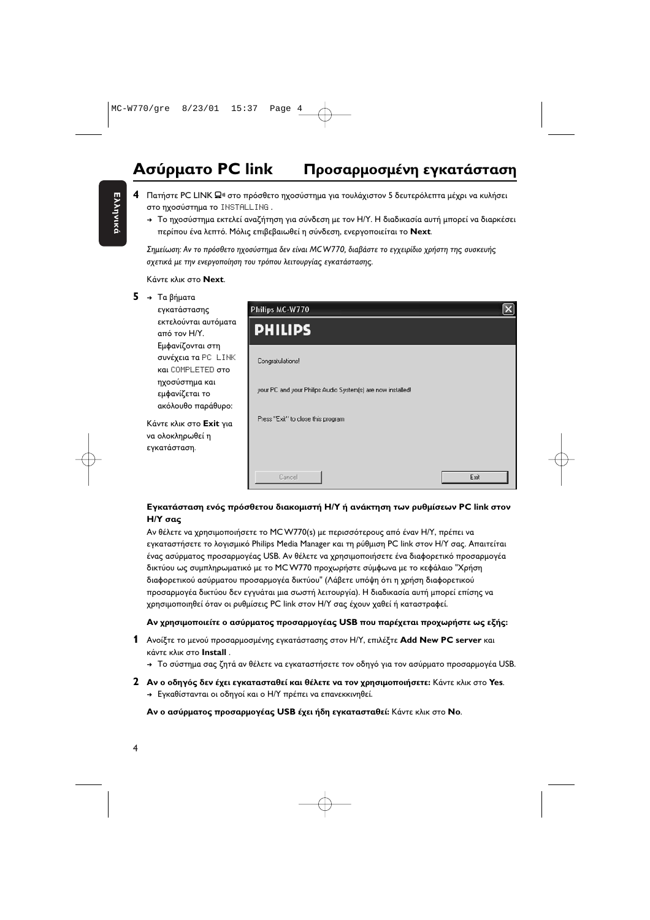# Ασύρματο PC link — Προσαρμοσμένη εγκατάσταση

**4** Πατήστε PC LINK στο πρόσθετο ηχοσύστημα για τουλάχιστον 5 δευτερόλεπτα μέχρι να κυλήσει στο ηχοσύστημα το INSTALLING .

→ Το ηχοσύστημα εκτελεί αναζήτηση για σύνδεση με τον Η/Υ. Η διαδικασία αυτή μπορεί να διαρκέσει περίπου ένα λεπτό. Μόλις επιβεβαιωθεί η σύνδεση, ενεργοποιείται το **Next**.

*Σημείωση: Αν το πρόσθετο ηχοσύστημα δεν είναι MC W770, διαβάστε το εγχειρίδιο χρήστη της συσκευής σχετικά με την ενεργοποίηση του τρόπου λειτουργίας εγκατάστασης.*

Κάντε κλικ στο **Next**.

**5** → Τα βήματα εγκατάστασης εκτελούνται αυτόματα από τον Η/Υ. Εμφανίζονται στη συνέχεια τα PC LINK και COMPLETED στο ηχοσύστημα και εμφανίζεται το ακόλουθο παράθυρο:

Philips MC-W770

PHILIPS

Congratulations!

your PC and your Philips Audio System(s) are now installed!

Press "Exit" to close this program

Cancel — Exit

Κάντε κλικ στο **Exit** για να ολοκληρωθεί η εγκατάσταση.

**Εγκατάσταση ενός πρόσθετου διακομιστή Η/Υ ή ανάκτηση των ρυθμίσεων PC link στον Η/Υ σας**

Αν θέλετε να χρησιμοποιήσετε το MC W770(s) με περισσότερους από έναν Η/Υ, πρέπει να εγκαταστήσετε το λογισμικό Philips Media Manager και τη ρύθμιση PC link στον Η/Υ σας. Απαιτείται ένας ασύρματος προσαρμογέας USB. Αν θέλετε να χρησιμοποιήσετε ένα διαφορετικό προσαρμογέα δικτύου ως συμπληρωματικό με το MC W770 προχωρήστε σύμφωνα με το κεφάλαιο "Χρήση διαφορετικού ασύρματου προσαρμογέα δικτύου" (Λάβετε υπόψη ότι η χρήση διαφορετικού προσαρμογέα δικτύου δεν εγγυάται μια σωστή λειτουργία). Η διαδικασία αυτή μπορεί επίσης να χρησιμοποιηθεί όταν οι ρυθμίσεις PC link στον Η/Υ σας έχουν χαθεί ή καταστραφεί.

**Αν χρησιμοποιείτε ο ασύρματος προσαρμογέας USB που παρέχεται προχωρήστε ως εξής:**

**1** Ανοίξτε το μενού προσαρμοσμένης εγκατάστασης στον Η/Υ, επιλέξτε **Add New PC server** και κάντε κλικ στο **Install** .

→ Το σύστημα σας ζητά αν θέλετε να εγκαταστήσετε τον οδηγό για τον ασύρματο προσαρμογέα USB.

**2** **Αν ο οδηγός δεν έχει εγκατασταθεί και θέλετε να τον χρησιμοποιήσετε:** Κάντε κλικ στο **Yes**.

→ Εγκαθίστανται οι οδηγοί και ο Η/Υ πρέπει να επανεκκινηθεί.

**Αν ο ασύρματος προσαρμογέας USB έχει ήδη εγκατασταθεί:** Κάντε κλικ στο **No**.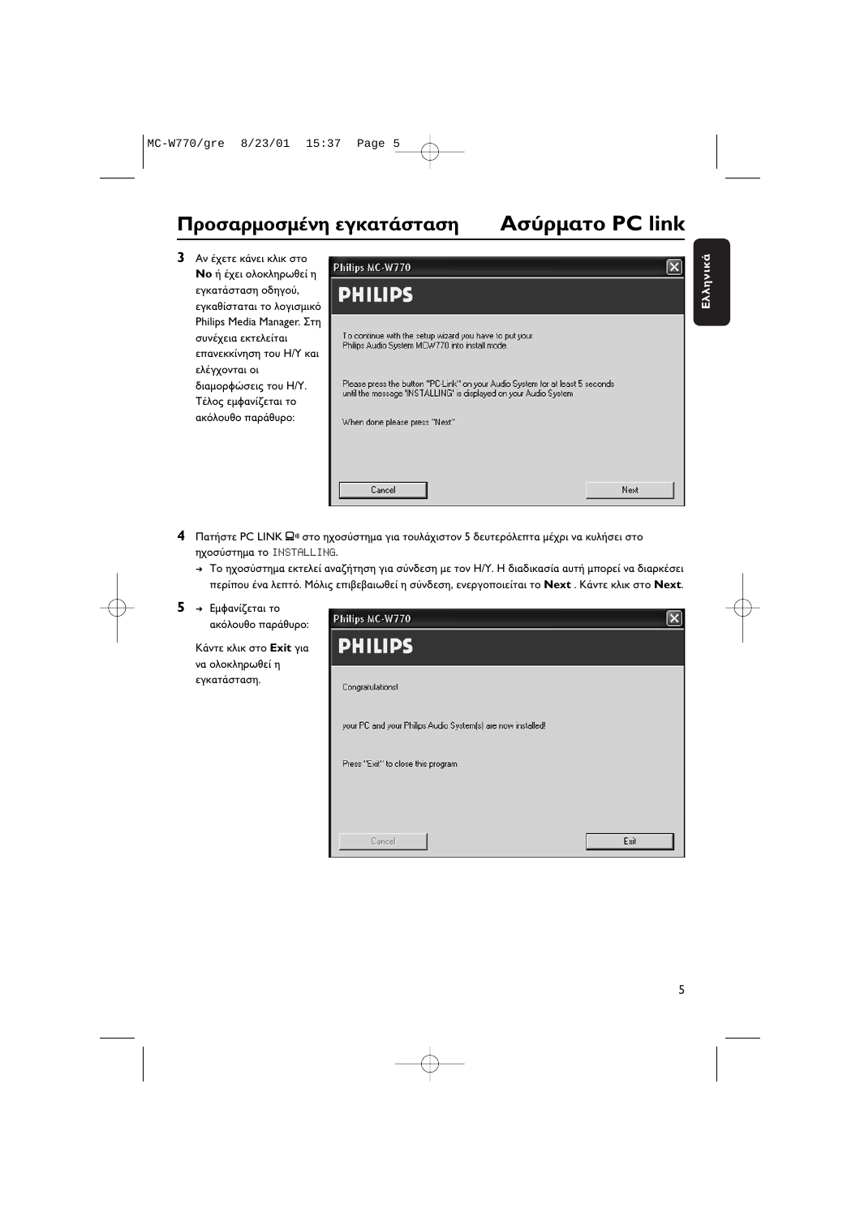## Προσαρμοσμένη εγκατάσταση

## Ασύρματο PC link

**3** Αν έχετε κάνει κλικ στο **No** ή έχει ολοκληρωθεί η εγκατάσταση οδηγού, εγκαθίσταται το λογισμικό Philips Media Manager. Στη συνέχεια εκτελείται επανεκκίνηση του Η/Υ και ελέγχονται οι διαμορφώσεις του Η/Υ. Τέλος εμφανίζεται το ακόλουθο παράθυρο:

Philips MC-W770

PHILIPS

To continue with the setup wizard you have to put your Philips Audio System MCW770 into install mode.

Please press the button "PC-Link" on your Audio System for at least 5 seconds until the message 'INSTALLING' is displayed on your Audio System

When done please press "Next"

Cancel | Next

**4** Πατήστε PC LINK στο ηχοσύστημα για τουλάχιστον 5 δευτερόλεπτα μέχρι να κυλήσει στο ηχοσύστημα το INSTALLING.

→ Το ηχοσύστημα εκτελεί αναζήτηση για σύνδεση με τον Η/Υ. Η διαδικασία αυτή μπορεί να διαρκέσει περίπου ένα λεπτό. Μόλις επιβεβαιωθεί η σύνδεση, ενεργοποιείται το **Next** . Κάντε κλικ στο **Next**.

**5** → Εμφανίζεται το ακόλουθο παράθυρο:

Κάντε κλικ στο **Exit** για να ολοκληρωθεί η εγκατάσταση.

Philips MC-W770

PHILIPS

Congratulations!

your PC and your Philips Audio System(s) are now installed!

Press "Exit" to close this program

Cancel | Exit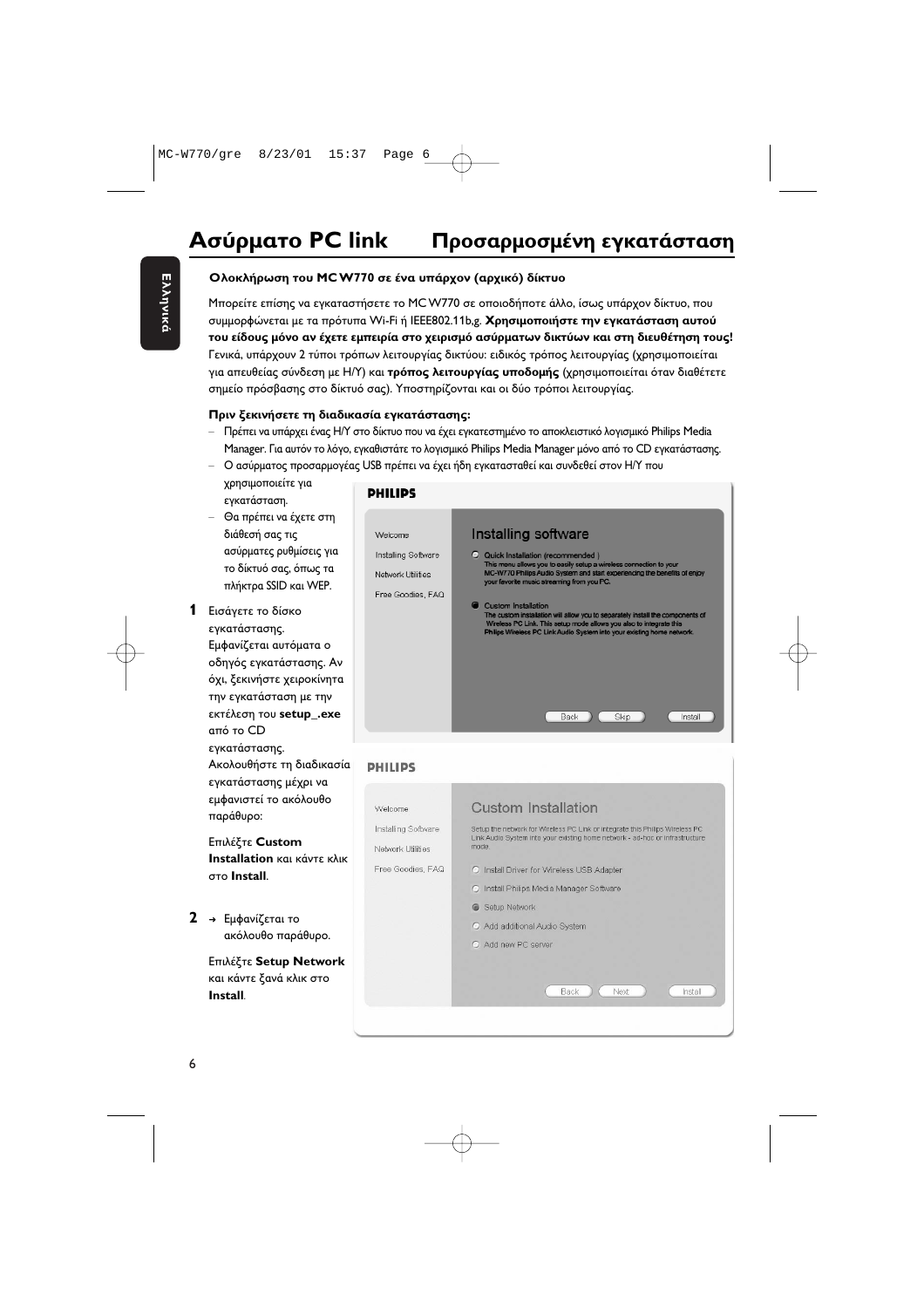# Ασύρματο PC link — Προσαρμοσμένη εγκατάσταση

### Ολοκλήρωση του MC W770 σε ένα υπάρχον (αρχικό) δίκτυο

Μπορείτε επίσης να εγκαταστήσετε το MC W770 σε οποιοδήποτε άλλο, ίσως υπάρχον δίκτυο, που συμμορφώνεται με τα πρότυπα Wi-Fi ή IEEE802.11b,g. **Χρησιμοποιήστε την εγκατάσταση αυτού του είδους μόνο αν έχετε εμπειρία στο χειρισμό ασύρματων δικτύων και στη διευθέτηση τους!** Γενικά, υπάρχουν 2 τύποι τρόπων λειτουργίας δικτύου: ειδικός τρόπος λειτουργίας (χρησιμοποιείται για απευθείας σύνδεση με Η/Υ) και **τρόπος λειτουργίας υποδομής** (χρησιμοποιείται όταν διαθέτετε σημείο πρόσβασης στο δίκτυό σας). Υποστηρίζονται και οι δύο τρόποι λειτουργίας.

### Πριν ξεκινήσετε τη διαδικασία εγκατάστασης:

- Πρέπει να υπάρχει ένας Η/Υ στο δίκτυο που να έχει εγκατεστημένο το αποκλειστικό λογισμικό Philips Media Manager. Για αυτόν το λόγο, εγκαθιστάτε το λογισμικό Philips Media Manager μόνο από το CD εγκατάστασης.
- Ο ασύρματος προσαρμογέας USB πρέπει να έχει ήδη εγκατασταθεί και συνδεθεί στον Η/Υ που χρησιμοποιείτε για εγκατάσταση.
- Θα πρέπει να έχετε στη διάθεσή σας τις ασύρματες ρυθμίσεις για το δίκτυό σας, όπως τα πλήκτρα SSID και WEP.

**1** Εισάγετε το δίσκο εγκατάστασης. Εμφανίζεται αυτόματα ο οδηγός εγκατάστασης. Αν όχι, ξεκινήστε χειροκίνητα την εγκατάσταση με την εκτέλεση του **setup_.exe** από το CD εγκατάστασης. Ακολουθήστε τη διαδικασία εγκατάστασης μέχρι να εμφανιστεί το ακόλουθο παράθυρο:

Επιλέξτε **Custom Installation** και κάντε κλικ στο **Install**.

**2** → Εμφανίζεται το ακόλουθο παράθυρο.

Επιλέξτε **Setup Network** και κάντε ξανά κλικ στο **Install**.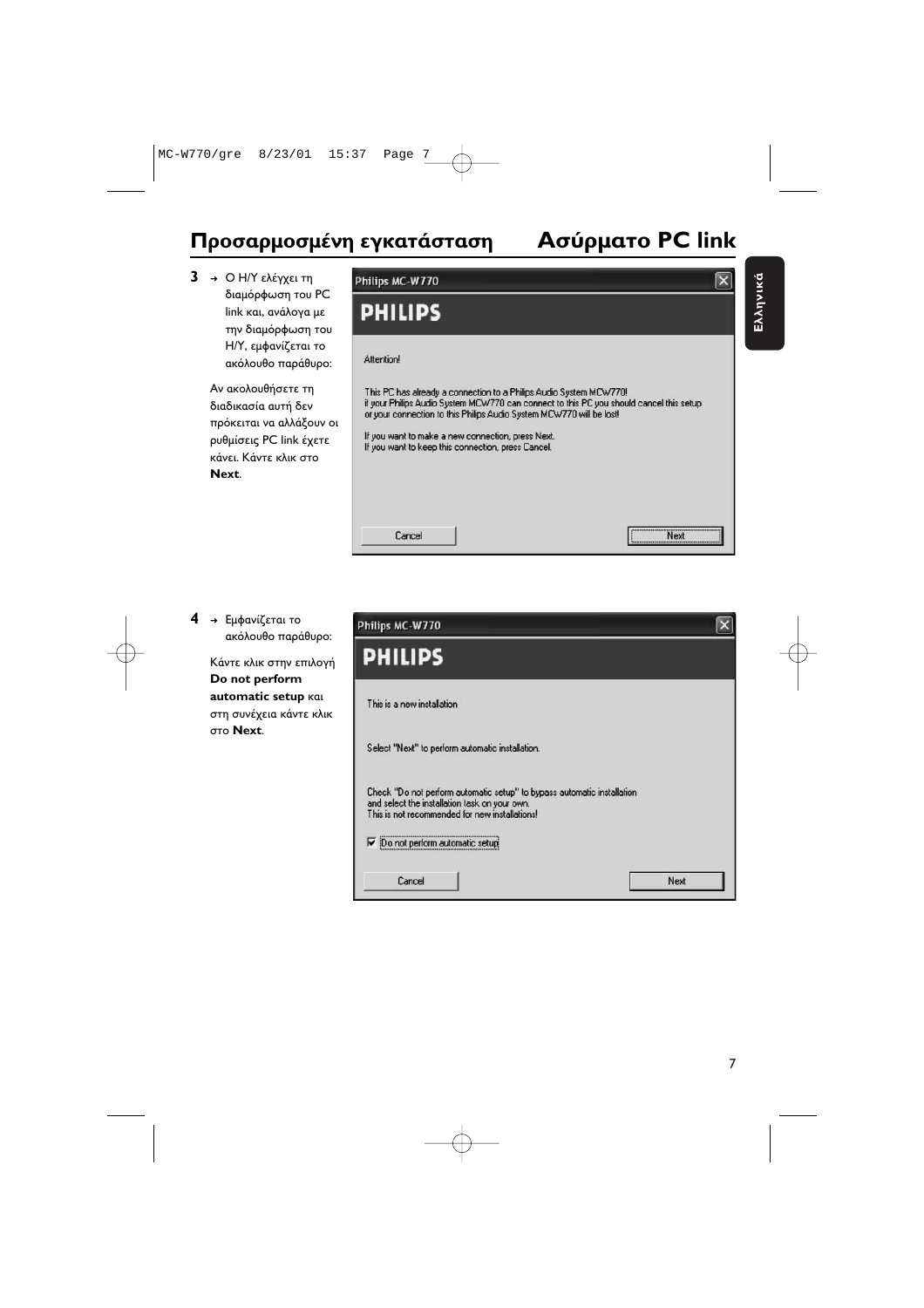# Προσαρμοσμένη εγκατάσταση — Ασύρματο PC link

**3** → Ο Η/Υ ελέγχει τη διαμόρφωση του PC link και, ανάλογα με την διαμόρφωση του Η/Υ, εμφανίζεται το ακόλουθο παράθυρο:

Αν ακολουθήσετε τη διαδικασία αυτή δεν πρόκειται να αλλάξουν οι ρυθμίσεις PC link έχετε κάνει. Κάντε κλικ στο **Next**.

Philips MC-W770

PHILIPS

Attention!

This PC has already a connection to a Philips Audio System MCW770!
If your Philips Audio System MCW770 can connect to this PC you should cancel this setup or your connection to this Philips Audio System MCW770 will be lost!

If you want to make a new connection, press Next.
If you want to keep this connection, press Cancel.

Cancel | Next

**4** → Εμφανίζεται το ακόλουθο παράθυρο:

Κάντε κλικ στην επιλογή **Do not perform automatic setup** και στη συνέχεια κάντε κλικ στο **Next**.

Philips MC-W770

PHILIPS

This is a new installation

Select "Next" to perform automatic installation.

Check "Do not perform automatic setup" to bypass automatic installation and select the installation task on your own.
This is not recommended for new installations!

☑ Do not perform automatic setup

Cancel | Next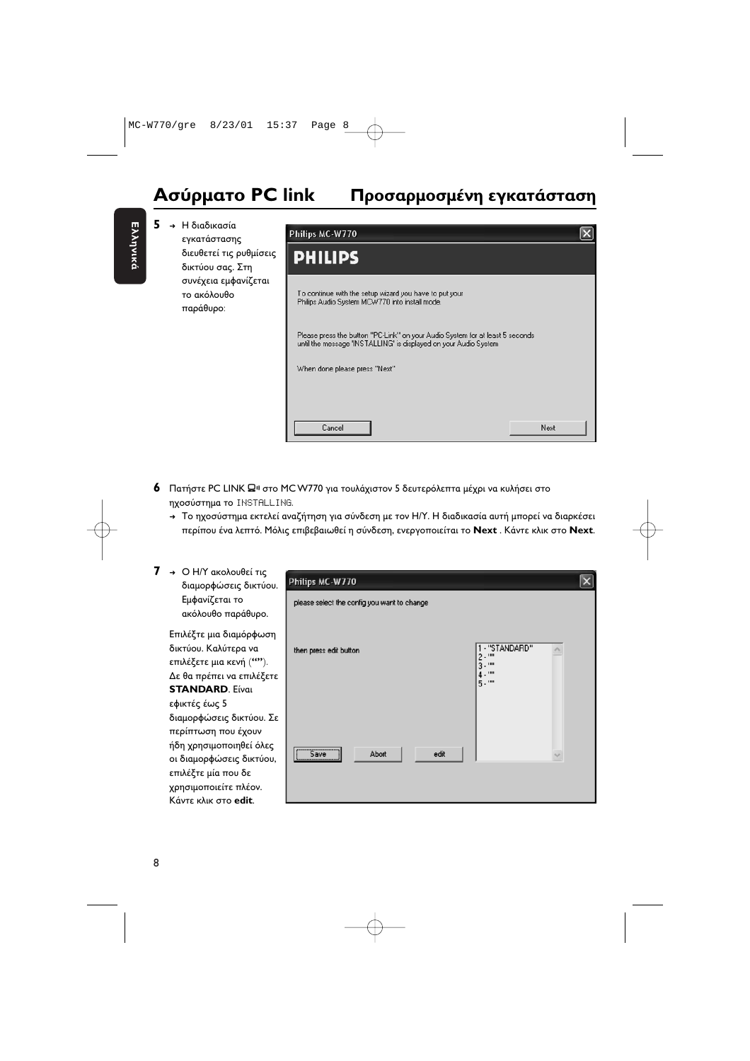# Ασύρματο PC link — Προσαρμοσμένη εγκατάσταση

**5** → Η διαδικασία εγκατάστασης διευθετεί τις ρυθμίσεις δικτύου σας. Στη συνέχεια εμφανίζεται το ακόλουθο παράθυρο:

Philips MC-W770

PHILIPS

To continue with the setup wizard you have to put your Philips Audio System MCW770 into install mode.

Please press the button "PC-Link" on your Audio System for at least 5 seconds until the message 'INSTALLING' is displayed on your Audio System

When done please press "Next"

Cancel | Next

**6** Πατήστε PC LINK στο MC W770 για τουλάχιστον 5 δευτερόλεπτα μέχρι να κυλήσει στο ηχοσύστημα το INSTALLING.
→ Το ηχοσύστημα εκτελεί αναζήτηση για σύνδεση με τον Η/Υ. Η διαδικασία αυτή μπορεί να διαρκέσει περίπου ένα λεπτό. Μόλις επιβεβαιωθεί η σύνδεση, ενεργοποιείται το **Next** . Κάντε κλικ στο **Next**.

**7** → Ο Η/Υ ακολουθεί τις διαμορφώσεις δικτύου. Εμφανίζεται το ακόλουθο παράθυρο.

Επιλέξτε μια διαμόρφωση δικτύου. Καλύτερα να επιλέξετε μια κενή (“”). Δε θα πρέπει να επιλέξετε **STANDARD**. Είναι εφικτές έως 5 διαμορφώσεις δικτύου. Σε περίπτωση που έχουν ήδη χρησιμοποιηθεί όλες οι διαμορφώσεις δικτύου, επιλέξτε μία που δε χρησιμοποιείτε πλέον. Κάντε κλικ στο **edit**.

Philips MC-W770

please select the config you want to change

then press edit button

1 - "STANDARD"
2 - ""
3 - ""
4 - ""
5 - ""

Save | Abort | edit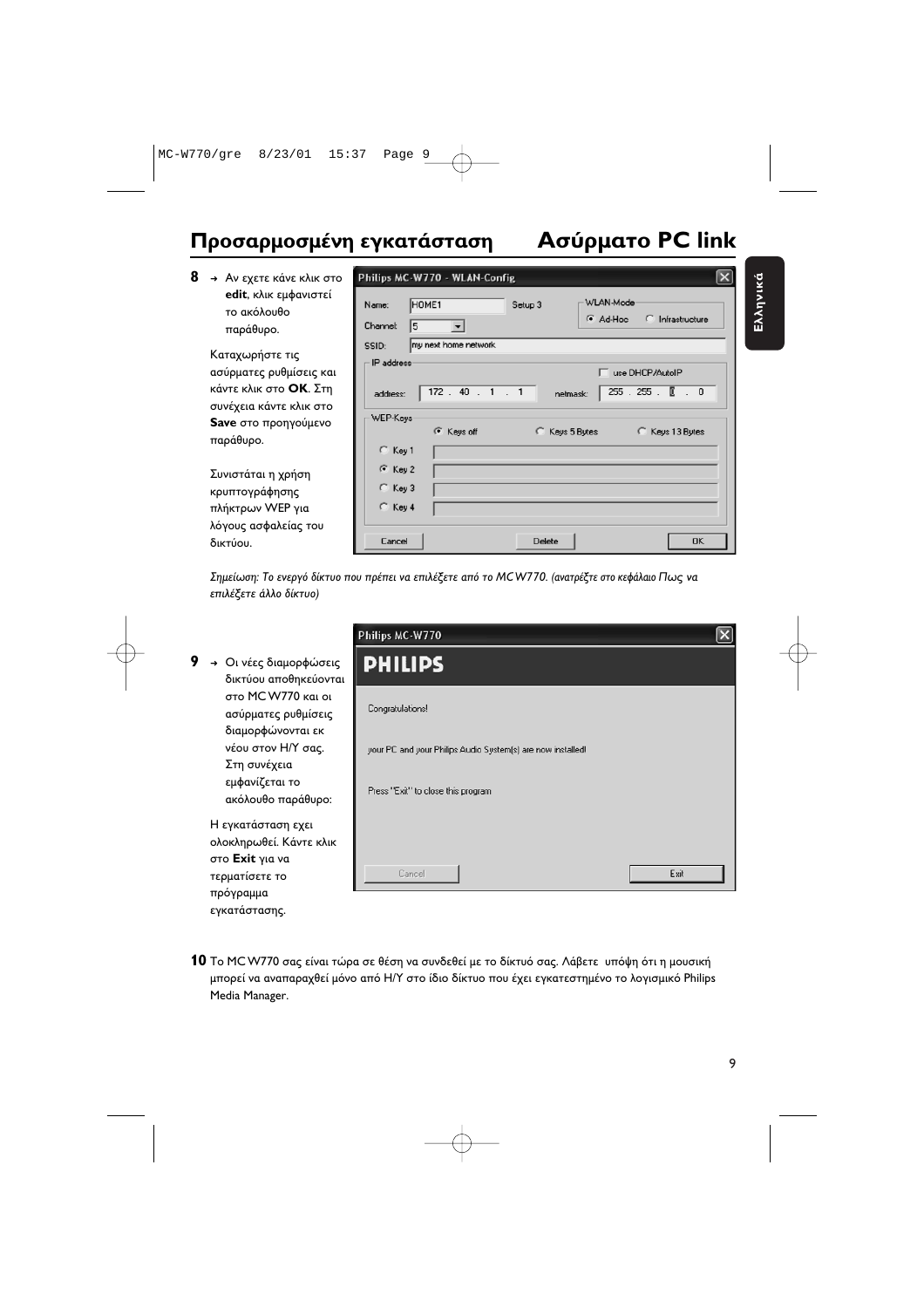# Προσαρμοσμένη εγκατάσταση — Ασύρματο PC link

**8** → Αν εχετε κάνε κλικ στο **edit**, κλικ εμφανιστεί το ακόλουθο παράθυρο.

Καταχωρήστε τις ασύρματες ρυθμίσεις και κάντε κλικ στο **OK**. Στη συνέχεια κάντε κλικ στο **Save** στο προηγούμενο παράθυρο.

Συνιστάται η χρήση κρυπτογράφησης πλήκτρων WEP για λόγους ασφαλείας του δικτύου.

*Σημείωση: Το ενεργό δίκτυο που πρέπει να επιλέξετε από το MCW770. (ανατρέξτε στο κεφάλαιο Πως να επιλέξετε άλλο δίκτυο)*

**9** → Οι νέες διαμορφώσεις δικτύου αποθηκεύονται στο MCW770 και οι ασύρματες ρυθμίσεις διαμορφώνονται εκ νέου στον Η/Υ σας. Στη συνέχεια εμφανίζεται το ακόλουθο παράθυρο:

Η εγκατάσταση εχει ολοκληρωθεί. Κάντε κλικ στο **Exit** για να τερματίσετε το πρόγραμμα εγκατάστασης.

**10** Το MCW770 σας είναι τώρα σε θέση να συνδεθεί με το δίκτυό σας. Λάβετε υπόψη ότι η μουσική μπορεί να αναπαραχθεί μόνο από Η/Υ στο ίδιο δίκτυο που έχει εγκατεστημένο το λογισμικό Philips Media Manager.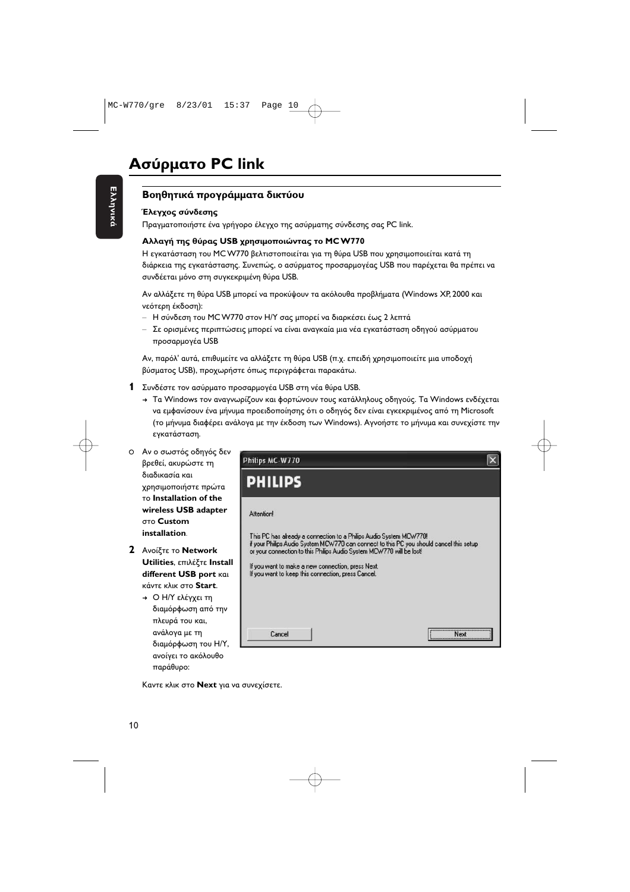# Ασύρματο PC link

## Βοηθητικά προγράμματα δικτύου

**Έλεγχος σύνδεσης**

Πραγματοποιήστε ένα γρήγορο έλεγχο της ασύρματης σύνδεσης σας PC link.

**Αλλαγή της θύρας USB χρησιμοποιώντας το MC W770**

Η εγκατάσταση του MC W770 βελτιστοποιείται για τη θύρα USB που χρησιμοποιείται κατά τη διάρκεια της εγκατάστασης. Συνεπώς, ο ασύρματος προσαρμογέας USB που παρέχεται θα πρέπει να συνδέεται μόνο στη συγκεκριμένη θύρα USB.

Αν αλλάξετε τη θύρα USB μπορεί να προκύψουν τα ακόλουθα προβλήματα (Windows XP, 2000 και νεότερη έκδοση):

- Η σύνδεση του MC W770 στον Η/Υ σας μπορεί να διαρκέσει έως 2 λεπτά
- Σε ορισμένες περιπτώσεις μπορεί να είναι αναγκαία μια νέα εγκατάσταση οδηγού ασύρματου προσαρμογέα USB

Αν, παρόλ' αυτά, επιθυμείτε να αλλάξετε τη θύρα USB (π.χ. επειδή χρησιμοποιείτε μια υποδοχή βύσματος USB), προχωρήστε όπως περιγράφεται παρακάτω.

**1** Συνδέστε τον ασύρματο προσαρμογέα USB στη νέα θύρα USB.
→ Τα Windows τον αναγνωρίζουν και φορτώνουν τους κατάλληλους οδηγούς. Τα Windows ενδέχεται να εμφανίσουν ένα μήνυμα προειδοποίησης ότι ο οδηγός δεν είναι εγκεκριμένος από τη Microsoft (το μήνυμα διαφέρει ανάλογα με την έκδοση των Windows). Αγνοήστε το μήνυμα και συνεχίστε την εγκατάσταση.

o Αν ο σωστός οδηγός δεν βρεθεί, ακυρώστε τη διαδικασία και χρησιμοποιήστε πρώτα το **Installation of the wireless USB adapter** στο **Custom installation**.

**2** Ανοίξτε το **Network Utilities**, επιλέξτε **Install different USB port** και κάντε κλικ στο **Start**.
→ Ο Η/Υ ελέγχει τη διαμόρφωση από την πλευρά του και, ανάλογα με τη διαμόρφωση του Η/Υ, ανοίγει το ακόλουθο παράθυρο:

Philips MC-W770

PHILIPS

Attention!

This PC has already a connection to a Philips Audio System MCW770!
If your Philips Audio System MCW770 can connect to this PC you should cancel this setup or your connection to this Philips Audio System MCW770 will be lost!

If you want to make a new connection, press Next.
If you want to keep this connection, press Cancel.

Cancel | Next

Κάντε κλικ στο **Next** για να συνεχίσετε.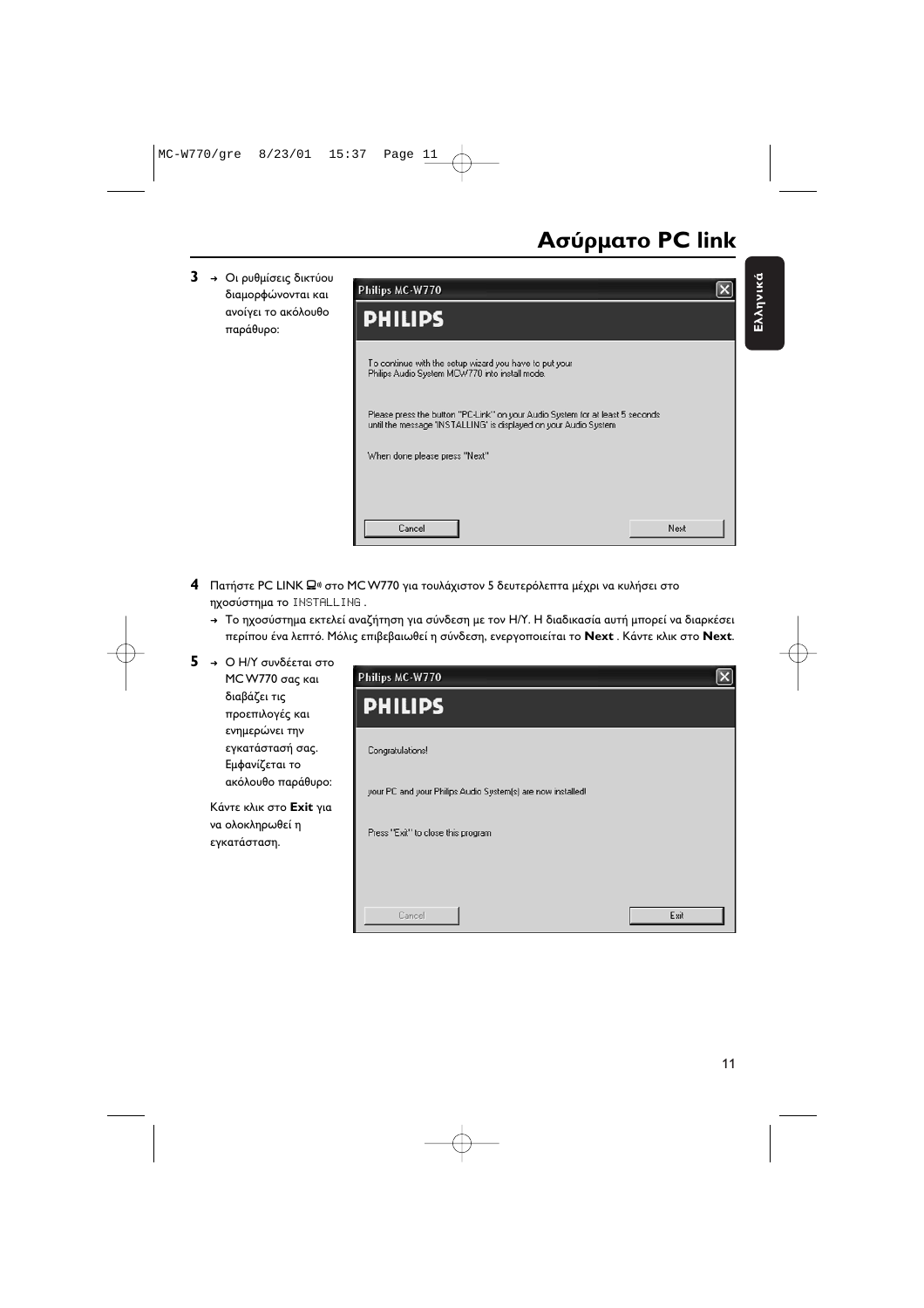# Ασύρματο PC link

**3** → Οι ρυθμίσεις δικτύου διαμορφώνονται και ανοίγει το ακόλουθο παράθυρο:

> **Philips MC-W770**
>
> **PHILIPS**
>
> To continue with the setup wizard you have to put your Philips Audio System MCW770 into install mode.
>
> Please press the button "PC-Link" on your Audio System for at least 5 seconds until the message 'INSTALLING' is displayed on your Audio System
>
> When done please press "Next"
>
> Cancel | Next

**4** Πατήστε PC LINK στο MC W770 για τουλάχιστον 5 δευτερόλεπτα μέχρι να κυλήσει στο ηχοσύστημα το INSTALLING .

→ Το ηχοσύστημα εκτελεί αναζήτηση για σύνδεση με τον Η/Υ. Η διαδικασία αυτή μπορεί να διαρκέσει περίπου ένα λεπτό. Μόλις επιβεβαιωθεί η σύνδεση, ενεργοποιείται το **Next** . Κάντε κλικ στο **Next**.

**5** → Ο Η/Υ συνδέεται στο MC W770 σας και διαβάζει τις προεπιλογές και ενημερώνει την εγκατάστασή σας. Εμφανίζεται το ακόλουθο παράθυρο:

Κάντε κλικ στο **Exit** για να ολοκληρωθεί η εγκατάσταση.

> **Philips MC-W770**
>
> **PHILIPS**
>
> Congratulations!
>
> your PC and your Philips Audio System(s) are now installed!
>
> Press "Exit" to close this program
>
> Cancel | Exit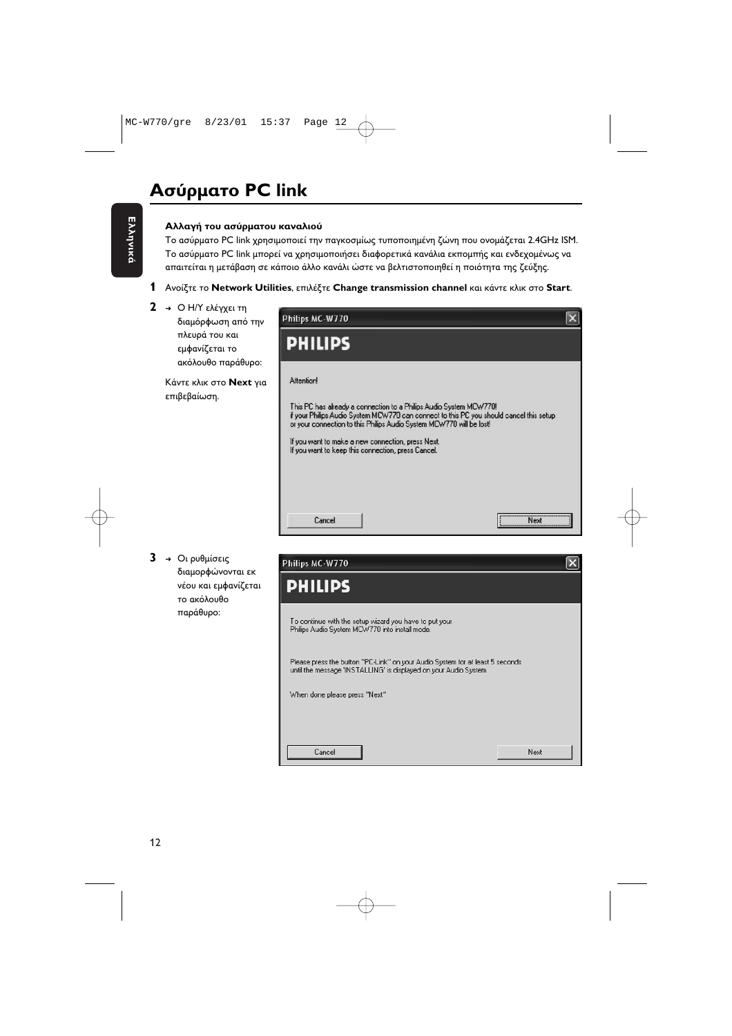# Ασύρματο PC link

**Αλλαγή του ασύρματου καναλιού**

Το ασύρματο PC link χρησιμοποιεί την παγκοσμίως τυποποιημένη ζώνη που ονομάζεται 2.4GHz ISM. Το ασύρματο PC link μπορεί να χρησιμοποιήσει διαφορετικά κανάλια εκπομπής και ενδεχομένως να απαιτείται η μετάβαση σε κάποιο άλλο κανάλι ώστε να βελτιστοποιηθεί η ποιότητα της ζεύξης.

**1** Ανοίξτε το **Network Utilities**, επιλέξτε **Change transmission channel** και κάντε κλικ στο **Start**.

**2** → Ο Η/Υ ελέγχει τη διαμόρφωση από την πλευρά του και εμφανίζεται το ακόλουθο παράθυρο:

Κάντε κλικ στο **Next** για επιβεβαίωση.

Philips MC-W770

PHILIPS

Attention!

This PC has already a connection to a Philips Audio System MCW770!
if your Philips Audio System MCW770 can connect to this PC you should cancel this setup or your connection to this Philips Audio System MCW770 will be lost!

If you want to make a new connection, press Next.
If you want to keep this connection, press Cancel.

Cancel | Next

**3** → Οι ρυθμίσεις διαμορφώνονται εκ νέου και εμφανίζεται το ακόλουθο παράθυρο:

Philips MC-W770

PHILIPS

To continue with the setup wizard you have to put your Philips Audio System MCW770 into install mode.

Please press the button "PC-Link" on your Audio System for at least 5 seconds until the message 'INSTALLING' is displayed on your Audio System

When done please press "Next"

Cancel | Next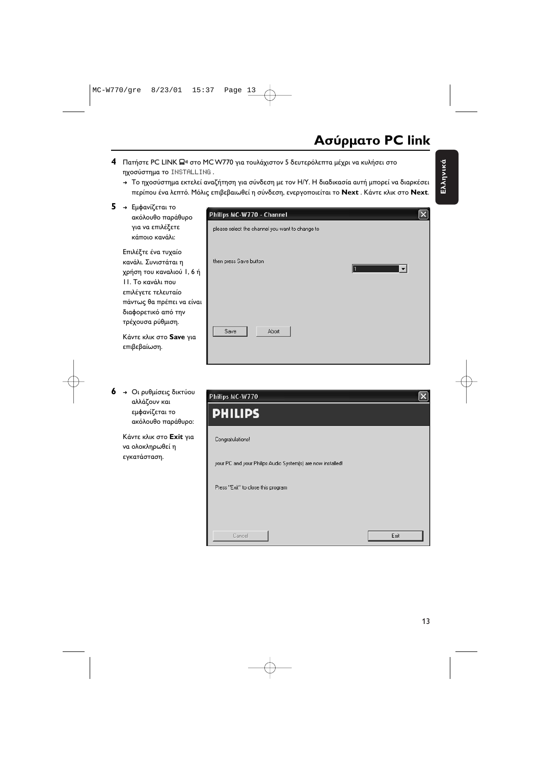# Ασύρματο PC link

**4** Πατήστε PC LINK στο MC W770 για τουλάχιστον 5 δευτερόλεπτα μέχρι να κυλήσει στο ηχοσύστημα το INSTALLING .

→ Το ηχοσύστημα εκτελεί αναζήτηση για σύνδεση με τον Η/Υ. Η διαδικασία αυτή μπορεί να διαρκέσει περίπου ένα λεπτό. Μόλις επιβεβαιωθεί η σύνδεση, ενεργοποιείται το **Next** . Κάντε κλικ στο **Next**.

**5** → Εμφανίζεται το ακόλουθο παράθυρο για να επιλέξετε κάποιο κανάλι:

Επιλέξτε ένα τυχαίο κανάλι. Συνιστάται η χρήση του καναλιού 1, 6 ή 11. Το κανάλι που επιλέγετε τελευταίο πάντως θα πρέπει να είναι διαφορετικό από την τρέχουσα ρύθμιση.

Κάντε κλικ στο **Save** για επιβεβαίωση.

Philips MC-W770 - Channel

please select the channel you want to change to

then press Save button

1

Save Abort

**6** → Οι ρυθμίσεις δικτύου αλλάζουν και εμφανίζεται το ακόλουθο παράθυρο:

Κάντε κλικ στο **Exit** για να ολοκληρωθεί η εγκατάσταση.

Philips MC-W770

PHILIPS

Congratulations!

your PC and your Philips Audio System(s) are now installed!

Press "Exit" to close this program

Cancel Exit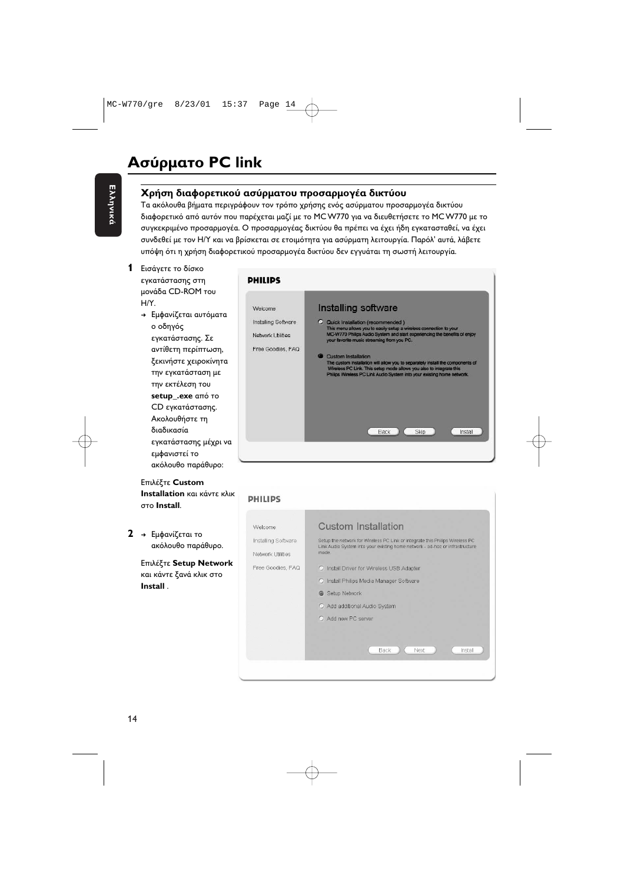# Ασύρματο PC link

## Χρήση διαφορετικού ασύρματου προσαρμογέα δικτύου

Τα ακόλουθα βήματα περιγράφουν τον τρόπο χρήσης ενός ασύρματου προσαρμογέα δικτύου διαφορετικό από αυτόν που παρέχεται μαζί με το MC W770 για να διευθετήσετε το MC W770 με το συγκεκριμένο προσαρμογέα. Ο προσαρμογέας δικτύου θα πρέπει να έχει ήδη εγκατασταθεί, να έχει συνδεθεί με τον Η/Υ και να βρίσκεται σε ετοιμότητα για ασύρματη λειτουργία. Παρόλ' αυτά, λάβετε υπόψη ότι η χρήση διαφορετικού προσαρμογέα δικτύου δεν εγγυάται τη σωστή λειτουργία.

**1** Εισάγετε το δίσκο εγκατάστασης στη μονάδα CD-ROM του Η/Υ.

→ Εμφανίζεται αυτόματα ο οδηγός εγκατάστασης. Σε αντίθετη περίπτωση, ξεκινήστε χειροκίνητα την εγκατάσταση με την εκτέλεση του **setup_.exe** από το CD εγκατάστασης. Ακολουθήστε τη διαδικασία εγκατάστασης μέχρι να εμφανιστεί το ακόλουθο παράθυρο:

Επιλέξτε **Custom Installation** και κάντε κλικ στο **Install**.

**2** → Εμφανίζεται το ακόλουθο παράθυρο.

Επιλέξτε **Setup Network** και κάντε ξανά κλικ στο **Install** .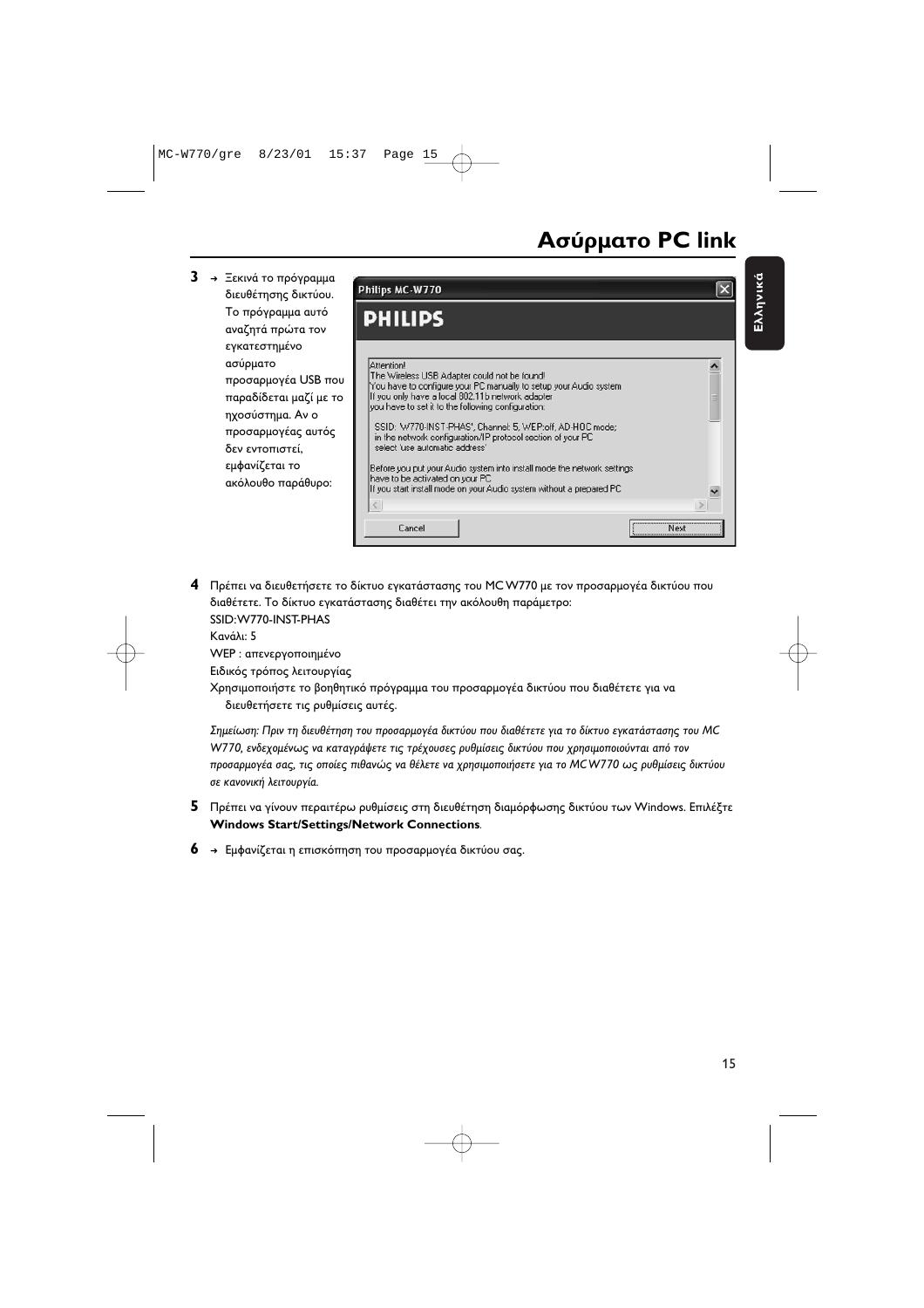# Ασύρματο PC link

**3** → Ξεκινά το πρόγραμμα διευθέτησης δικτύου. Το πρόγραμμα αυτό αναζητά πρώτα τον εγκατεστημένο ασύρματο προσαρμογέα USB που παραδίδεται μαζί με το ηχοσύστημα. Αν ο προσαρμογέας αυτός δεν εντοπιστεί, εμφανίζεται το ακόλουθο παράθυρο:

Philips MC-W770

PHILIPS

Attention!
The Wireless USB Adapter could not be found!
You have to configure your PC manually to setup your Audio system
If you only have a local 802.11b network adapter
you have to set it to the following configuration:

SSID: 'W770-INST-PHAS', Channel: 5, WEP:off, AD-HOC mode;
in the network configuration/IP protocol section of your PC
select 'use automatic address'

Before you put your Audio system into install mode the network settings
have to be activated on your PC
If you start install mode on your Audio system without a prepared PC

Cancel | Next

**4** Πρέπει να διευθετήσετε το δίκτυο εγκατάστασης του MC W770 με τον προσαρμογέα δικτύου που διαθέτετε. Το δίκτυο εγκατάστασης διαθέτει την ακόλουθη παράμετρο:
SSID:W770-INST-PHAS
Κανάλι: 5
WEP : απενεργοποιημένο
Ειδικός τρόπος λειτουργίας
Χρησιμοποιήστε το βοηθητικό πρόγραμμα του προσαρμογέα δικτύου που διαθέτετε για να διευθετήσετε τις ρυθμίσεις αυτές.

*Σημείωση: Πριν τη διευθέτηση του προσαρμογέα δικτύου που διαθέτετε για το δίκτυο εγκατάστασης του MC W770, ενδεχομένως να καταγράψετε τις τρέχουσες ρυθμίσεις δικτύου που χρησιμοποιούνται από τον προσαρμογέα σας, τις οποίες πιθανώς να θέλετε να χρησιμοποιήσετε για το MC W770 ως ρυθμίσεις δικτύου σε κανονική λειτουργία.*

**5** Πρέπει να γίνουν περαιτέρω ρυθμίσεις στη διευθέτηση διαμόρφωσης δικτύου των Windows. Επιλέξτε **Windows Start/Settings/Network Connections**.

**6** → Εμφανίζεται η επισκόπηση του προσαρμογέα δικτύου σας.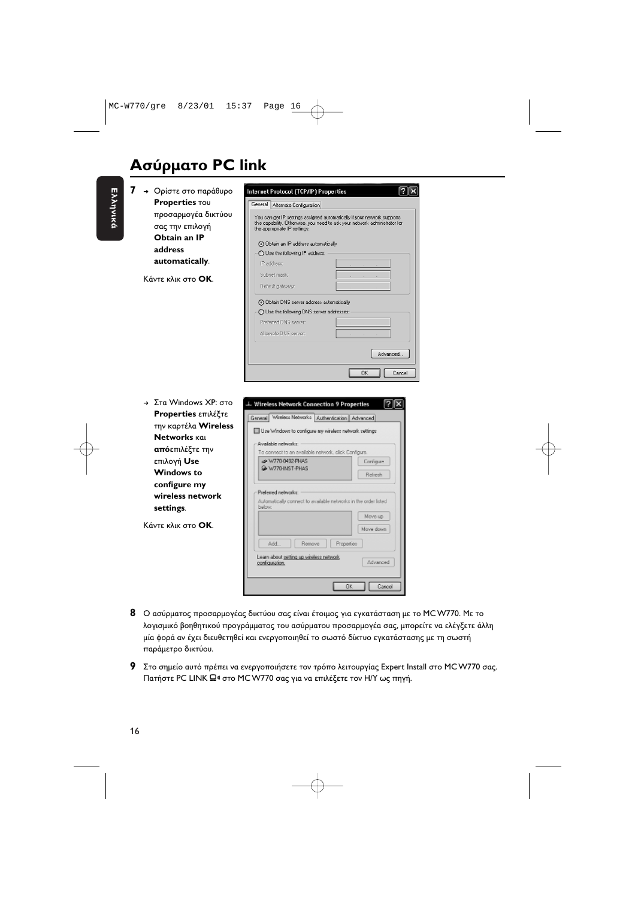# Ασύρματο PC link

**7** → Ορίστε στο παράθυρο **Properties** του προσαρμογέα δικτύου σας την επιλογή **Obtain an IP address automatically**.

Κάντε κλικ στο **OK**.

→ Στα Windows XP: στο **Properties** επιλέξτε την καρτέλα **Wireless Networks** και **από**επιλέξτε την επιλογή **Use Windows to configure my wireless network settings**.

Κάντε κλικ στο **OK**.

**8** Ο ασύρματος προσαρμογέας δικτύου σας είναι έτοιμος για εγκατάσταση με το MC W770. Με το λογισμικό βοηθητικού προγράμματος του ασύρματου προσαρμογέα σας, μπορείτε να ελέγξετε άλλη μία φορά αν έχει διευθετηθεί και ενεργοποιηθεί το σωστό δίκτυο εγκατάστασης με τη σωστή παράμετρο δικτύου.

**9** Στο σημείο αυτό πρέπει να ενεργοποιήσετε τον τρόπο λειτουργίας Expert Install στο MC W770 σας. Πατήστε PC LINK στο MC W770 σας για να επιλέξετε τον Η/Υ ως πηγή.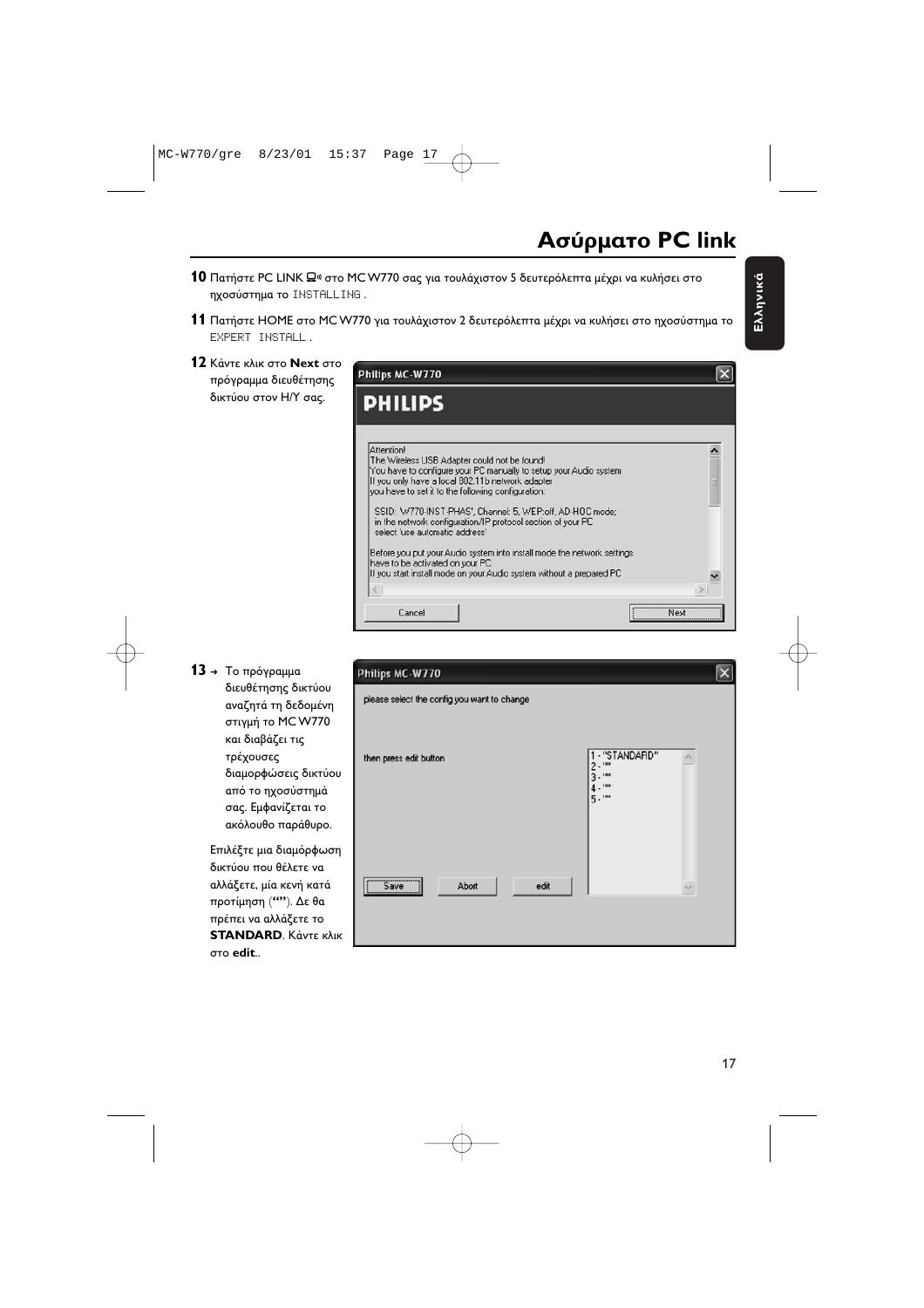# Ασύρματο PC link

**10** Πατήστε PC LINK στο MC W770 σας για τουλάχιστον 5 δευτερόλεπτα μέχρι να κυλήσει στο ηχοσύστημα το INSTALLING .

**11** Πατήστε HOME στο MC W770 για τουλάχιστον 2 δευτερόλεπτα μέχρι να κυλήσει στο ηχοσύστημα το EXPERT INSTALL .

**12** Κάντε κλικ στο **Next** στο πρόγραμμα διευθέτησης δικτύου στον Η/Υ σας.

Philips MC-W770

PHILIPS

Attention!
The Wireless USB Adapter could not be found!
You have to configure your PC manually to setup your Audio system
If you only have a local 802.11b network adapter
you have to set it to the following configuration:

SSID: W770-INST-PHAS', Channel: 5, WEP:off, AD-HOC mode;
in the network configuration/IP protocol section of your PC
select 'use automatic address'

Before you put your Audio system into install mode the network settings
have to be activated on your PC
If you start install mode on your Audio system without a prepared PC

Cancel | Next

**13** → Το πρόγραμμα διευθέτησης δικτύου αναζητά τη δεδομένη στιγμή το MC W770 και διαβάζει τις τρέχουσες διαμορφώσεις δικτύου από το ηχοσύστημά σας. Εμφανίζεται το ακόλουθο παράθυρο.

Επιλέξτε μια διαμόρφωση δικτύου που θέλετε να αλλάξετε, μία κενή κατά προτίμηση (**""**). Δε θα πρέπει να αλλάξετε το **STANDARD**. Κάντε κλικ στο **edit**..

Philips MC-W770

please select the config you want to change

then press edit button

1 - "STANDARD"
2 - ""
3 - ""
4 - ""
5 - ""

Save | Abort | edit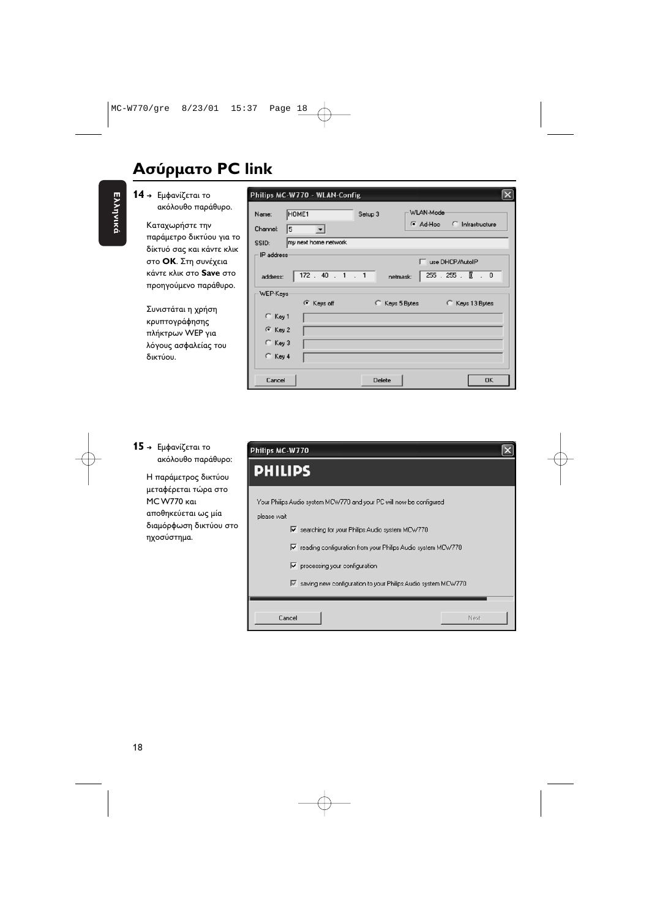# Ασύρματο PC link

**14** → Εμφανίζεται το ακόλουθο παράθυρο.

Καταχωρήστε την παράμετρο δικτύου για το δίκτυό σας και κάντε κλικ στο **OK**. Στη συνέχεια κάντε κλικ στο **Save** στο προηγούμενο παράθυρο.

Συνιστάται η χρήση κρυπτογράφησης πλήκτρων WEP για λόγους ασφαλείας του δικτύου.

Philips MC-W770 - WLAN-Config

Name: HOME1 Setup 3
Channel: 5
SSID: my next home network
WLAN-Mode: Ad-Hoc / Infrastructure
IP address
use DHCP/AutoIP
address: 172 . 40 . 1 . 1 netmask: 255 . 255 . 0 . 0
WEP-Keys
Keys off / Keys 5 Bytes / Keys 13 Bytes
Key 1
Key 2
Key 3
Key 4
Cancel Delete OK

**15** → Εμφανίζεται το ακόλουθο παράθυρο:

Η παράμετρος δικτύου μεταφέρεται τώρα στο MC W770 και αποθηκεύεται ως μία διαμόρφωση δικτύου στο ηχοσύστημα.

Philips MC-W770

PHILIPS

Your Philips Audio system MCW770 and your PC will now be configured

please wait

- searching for your Philips Audio system MCW770
- reading configuration from your Philips Audio system MCW770
- processing your configuration
- saving new configuration to your Philips Audio system MCW770

Cancel Next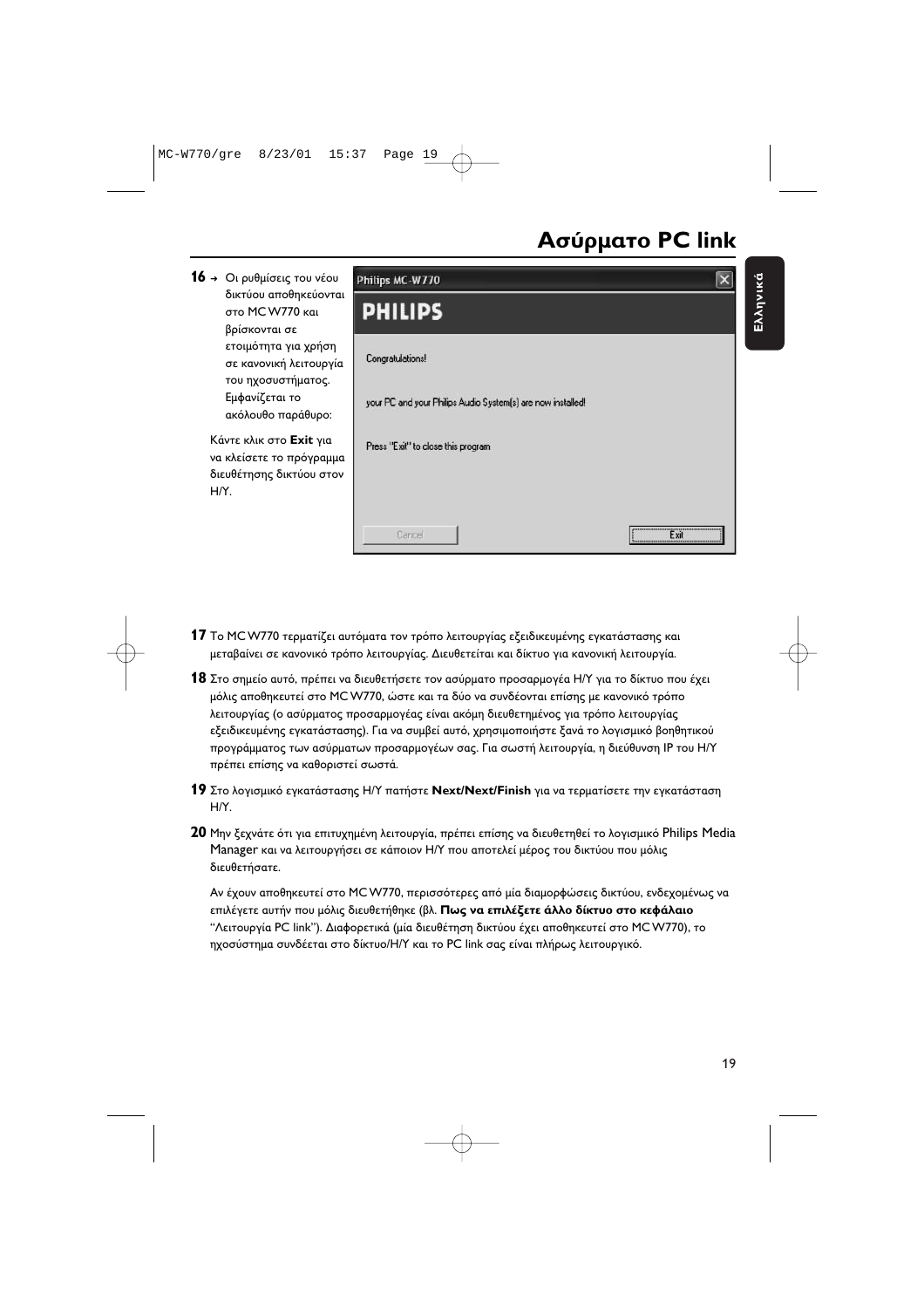# Ασύρματο PC link

**16** → Οι ρυθμίσεις του νέου δικτύου αποθηκεύονται στο MC W770 και βρίσκονται σε ετοιμότητα για χρήση σε κανονική λειτουργία του ηχοσυστήματος. Εμφανίζεται το ακόλουθο παράθυρο:

Κάντε κλικ στο **Exit** για να κλείσετε το πρόγραμμα διευθέτησης δικτύου στον Η/Υ.

Philips MC-W770

PHILIPS

Congratulations!

your PC and your Philips Audio System(s) are now installed!

Press "Exit" to close this program

Cancel | Exit

**17** Το MC W770 τερματίζει αυτόματα τον τρόπο λειτουργίας εξειδικευμένης εγκατάστασης και μεταβαίνει σε κανονικό τρόπο λειτουργίας. Διευθετείται και δίκτυο για κανονική λειτουργία.

**18** Στο σημείο αυτό, πρέπει να διευθετήσετε τον ασύρματο προσαρμογέα Η/Υ για το δίκτυο που έχει μόλις αποθηκευτεί στο MC W770, ώστε και τα δύο να συνδέονται επίσης με κανονικό τρόπο λειτουργίας (ο ασύρματος προσαρμογέας είναι ακόμη διευθετημένος για τρόπο λειτουργίας εξειδικευμένης εγκατάστασης). Για να συμβεί αυτό, χρησιμοποιήστε ξανά το λογισμικό βοηθητικού προγράμματος των ασύρματων προσαρμογέων σας. Για σωστή λειτουργία, η διεύθυνση IP του Η/Υ πρέπει επίσης να καθοριστεί σωστά.

**19** Στο λογισμικό εγκατάστασης Η/Υ πατήστε **Next/Next/Finish** για να τερματίσετε την εγκατάσταση Η/Υ.

**20** Μην ξεχνάτε ότι για επιτυχημένη λειτουργία, πρέπει επίσης να διευθετηθεί το λογισμικό Philips Media Manager και να λειτουργήσει σε κάποιον Η/Υ που αποτελεί μέρος του δικτύου που μόλις διευθετήσατε.

Αν έχουν αποθηκευτεί στο MC W770, περισσότερες από μία διαμορφώσεις δικτύου, ενδεχομένως να επιλέγετε αυτήν που μόλις διευθετήθηκε (βλ. **Πως να επιλέξετε άλλο δίκτυο στο κεφάλαιο** "Λειτουργία PC link"). Διαφορετικά (μία διευθέτηση δικτύου έχει αποθηκευτεί στο MC W770), το ηχοσύστημα συνδέεται στο δίκτυο/Η/Υ και το PC link σας είναι πλήρως λειτουργικό.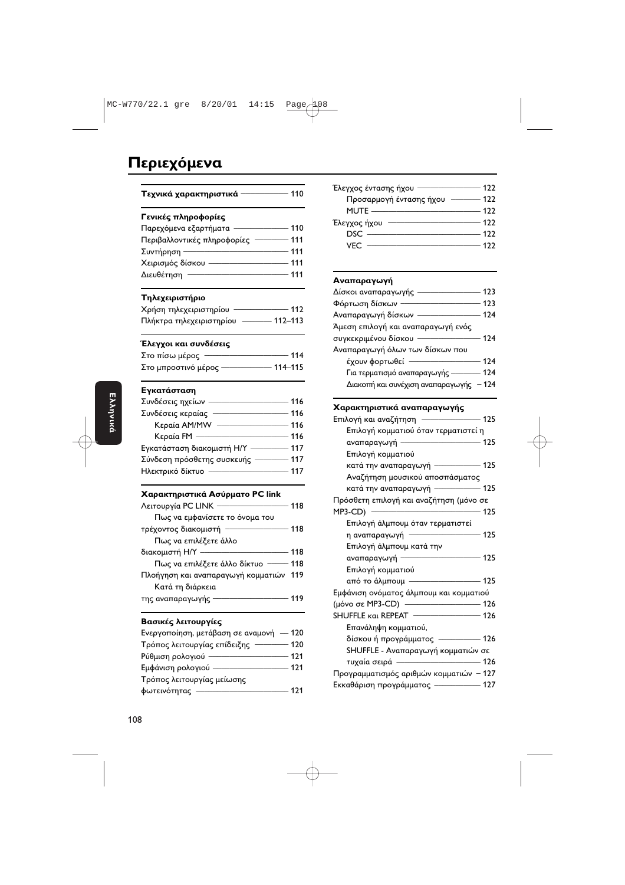# Περιεχόμενα

**Τεχνικά χαρακτηριστικά** — 110

**Γενικές πληροφορίες**
- Παρεχόμενα εξαρτήματα — 110
- Περιβαλλοντικές πληροφορίες — 111
- Συντήρηση — 111
- Χειρισμός δίσκου — 111
- Διευθέτηση — 111

**Τηλεχειριστήριο**
- Χρήση τηλεχειριστηρίου — 112
- Πλήκτρα τηλεχειριστηρίου — 112–113

**Έλεγχοι και συνδέσεις**
- Στο πίσω μέρος — 114
- Στο μπροστινό μέρος — 114–115

**Εγκατάσταση**
- Συνδέσεις ηχείων — 116
- Συνδέσεις κεραίας — 116
  - Κεραία AM/MW — 116
  - Κεραία FM — 116
- Εγκατάσταση διακομιστή Η/Υ — 117
- Σύνδεση πρόσθετης συσκευής — 117
- Ηλεκτρικό δίκτυο — 117

**Χαρακτηριστικά Ασύρματο PC link**
- Λειτουργία PC LINK — 118
  - Πως να εμφανίσετε το όνομα του τρέχοντος διακομιστή — 118
  - Πως να επιλέξετε άλλο διακομιστή Η/Υ — 118
  - Πως να επιλέξετε άλλο δίκτυο — 118
- Πλοήγηση και αναπαραγωγή κομματιών 119
  - Κατά τη διάρκεια της αναπαραγωγής — 119

**Βασικές λειτουργίες**
- Ενεργοποίηση, μετάβαση σε αναμονή — 120
- Τρόπος λειτουργίας επίδειξης — 120
- Ρύθμιση ρολογιού — 121
- Εμφάνιση ρολογιού — 121
- Τρόπος λειτουργίας μείωσης φωτεινότητας — 121

- Έλεγχος έντασης ήχου — 122
  - Προσαρμογή έντασης ήχου — 122
  - MUTE — 122
- Έλεγχος ήχου — 122
  - DSC — 122
  - VEC — 122

**Αναπαραγωγή**
- Δίσκοι αναπαραγωγής — 123
- Φόρτωση δίσκων — 123
- Αναπαραγωγή δίσκων — 124
- Άμεση επιλογή και αναπαραγωγή ενός συγκεκριμένου δίσκου — 124
- Αναπαραγωγή όλων των δίσκων που έχουν φορτωθεί — 124
  - Για τερματισμό αναπαραγωγής — 124
  - Διακοπή και συνέχιση αναπαραγωγής — 124

**Χαρακτηριστικά αναπαραγωγής**
- Επιλογή και αναζήτηση — 125
  - Επιλογή κομματιού όταν τερματιστεί η αναπαραγωγή — 125
  - Επιλογή κομματιού κατά την αναπαραγωγή — 125
  - Αναζήτηση μουσικού αποσπάσματος κατά την αναπαραγωγή — 125
- Πρόσθετη επιλογή και αναζήτηση (μόνο σε MP3-CD) — 125
  - Επιλογή άλμπουμ όταν τερματιστεί η αναπαραγωγή — 125
  - Επιλογή άλμπουμ κατά την αναπαραγωγή — 125
  - Επιλογή κομματιού από το άλμπουμ — 125
- Εμφάνιση ονόματος άλμπουμ και κομματιού (μόνο σε MP3-CD) — 126
- SHUFFLE και REPEAT — 126
  - Επανάληψη κομματιού, δίσκου ή προγράμματος — 126
  - SHUFFLE - Αναπαραγωγή κομματιών σε τυχαία σειρά — 126
- Προγραμματισμός αριθμών κομματιών — 127
- Εκκαθάριση προγράμματος — 127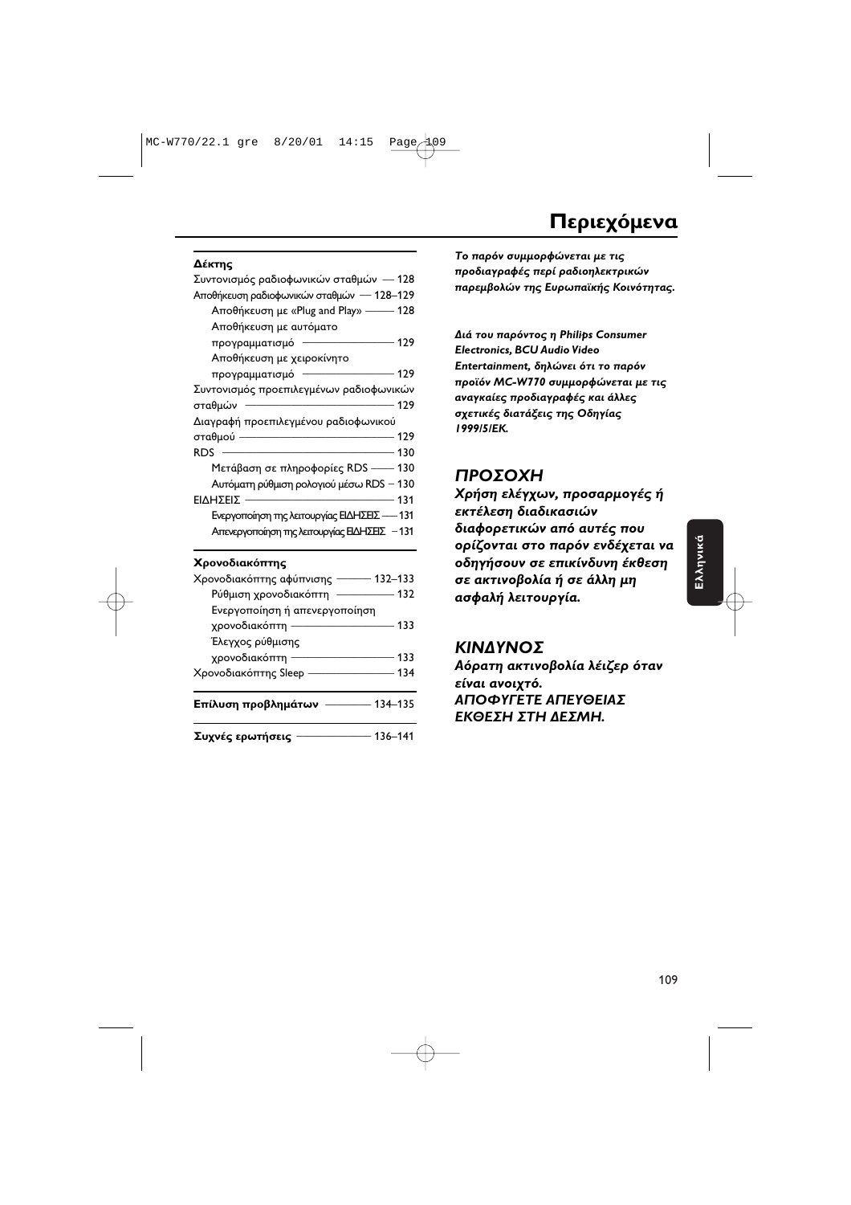# Περιεχόμενα

**Δέκτης**

Συντονισμός ραδιοφωνικών σταθμών — 128
Αποθήκευση ραδιοφωνικών σταθμών — 128–129
- Αποθήκευση με «Plug and Play» — 128
- Αποθήκευση με αυτόματο προγραμματισμό — 129
- Αποθήκευση με χειροκίνητο προγραμματισμό — 129

Συντονισμός προεπιλεγμένων ραδιοφωνικών σταθμών — 129
Διαγραφή προεπιλεγμένου ραδιοφωνικού σταθμού — 129
RDS — 130
- Μετάβαση σε πληροφορίες RDS — 130
- Αυτόματη ρύθμιση ρολογιού μέσω RDS – 130

ΕΙΔΗΣΕΙΣ — 131
- Ενεργοποίηση της λειτουργίας ΕΙΔΗΣΕΙΣ — 131
- Απενεργοποίηση της λειτουργίας ΕΙΔΗΣΕΙΣ – 131

**Χρονοδιακόπτης**

Χρονοδιακόπτης αφύπνισης — 132–133
- Ρύθμιση χρονοδιακόπτη — 132
- Ενεργοποίηση ή απενεργοποίηση χρονοδιακόπτη — 133
- Έλεγχος ρύθμισης χρονοδιακόπτη — 133

Χρονοδιακόπτης Sleep — 134

**Επίλυση προβλημάτων** — 134–135

**Συχνές ερωτήσεις** — 136–141

***Το παρόν συμμορφώνεται με τις προδιαγραφές περί ραδιοηλεκτρικών παρεμβολών της Ευρωπαϊκής Κοινότητας.***

***Διά του παρόντος η Philips Consumer Electronics, BCU Audio Video Entertainment, δηλώνει ότι το παρόν προϊόν MC-W770 συμμορφώνεται με τις αναγκαίες προδιαγραφές και άλλες σχετικές διατάξεις της Οδηγίας 1999/5/ΕΚ.***

## *ΠΡΟΣΟΧΗ*

***Χρήση ελέγχων, προσαρμογές ή εκτέλεση διαδικασιών διαφορετικών από αυτές που ορίζονται στο παρόν ενδέχεται να οδηγήσουν σε επικίνδυνη έκθεση σε ακτινοβολία ή σε άλλη μη ασφαλή λειτουργία.***

## *ΚΙΝΔΥΝΟΣ*

***Αόρατη ακτινοβολία λέιζερ όταν είναι ανοιχτό. ΑΠΟΦΥΓΕΤΕ ΑΠΕΥΘΕΙΑΣ ΕΚΘΕΣΗ ΣΤΗ ΔΕΣΜΗ.***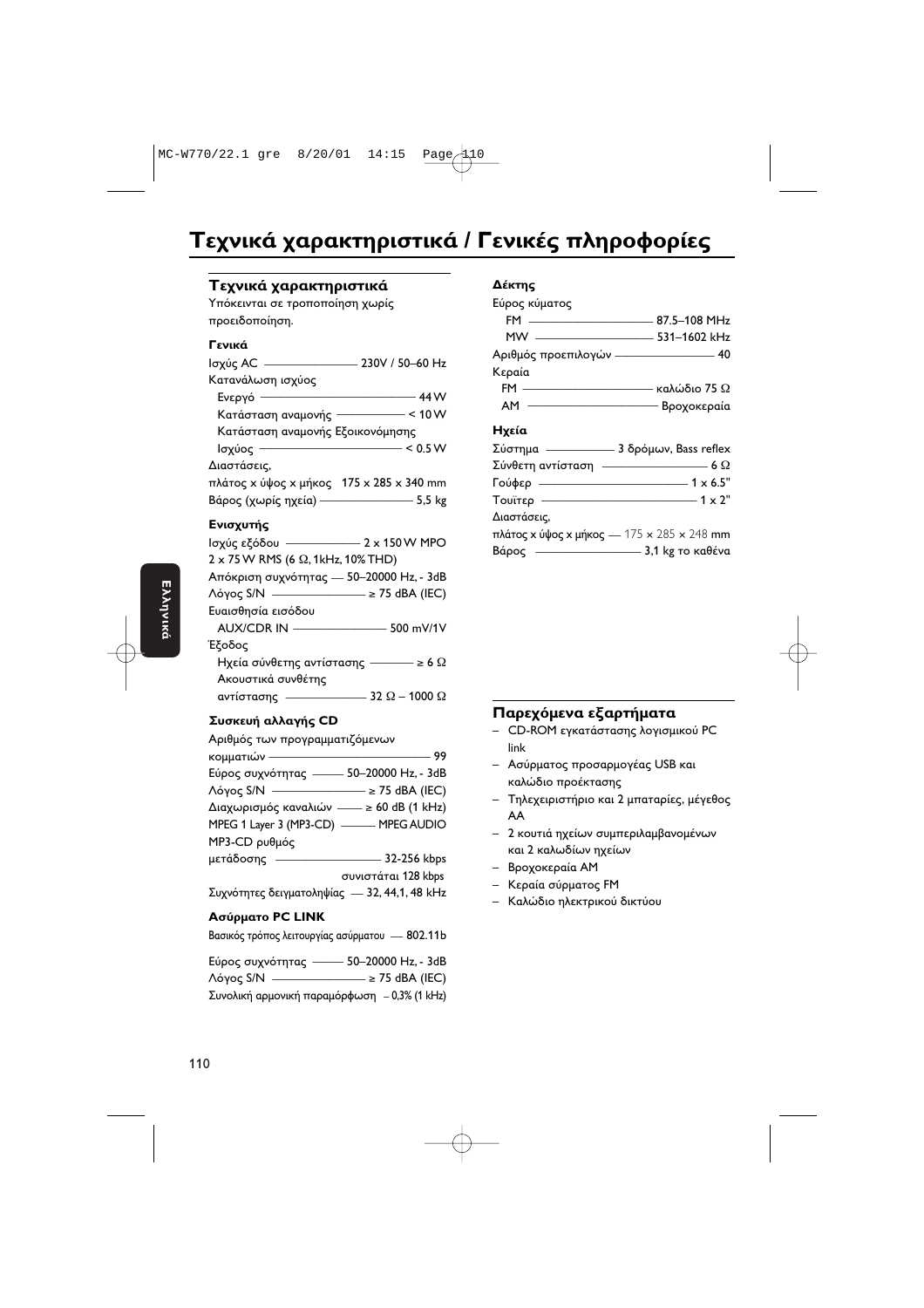# Τεχνικά χαρακτηριστικά / Γενικές πληροφορίες

## Τεχνικά χαρακτηριστικά

Υπόκεινται σε τροποποίηση χωρίς προειδοποίηση.

### Γενικά

Ισχύς AC — 230V / 50–60 Hz

Κατανάλωση ισχύος

- Ενεργό — 44 W
- Κατάσταση αναμονής — < 10 W
- Κατάσταση αναμονής Εξοικονόμησης Ισχύος — < 0.5 W

Διαστάσεις,
πλάτος x ύψος x μήκος 175 x 285 x 340 mm

Βάρος (χωρίς ηχεία) — 5,5 kg

### Ενισχυτής

Ισχύς εξόδου — 2 x 150 W MPO
2 x 75 W RMS (6 Ω, 1kHz, 10% THD)

Απόκριση συχνότητας — 50–20000 Hz, - 3dB

Λόγος S/N — ≥ 75 dBA (IEC)

Ευαισθησία εισόδου

- AUX/CDR IN — 500 mV/1V

Έξοδος

- Ηχεία σύνθετης αντίστασης — ≥ 6 Ω
- Ακουστικά συνθέτης αντίστασης — 32 Ω – 1000 Ω

### Συσκευή αλλαγής CD

Αριθμός των προγραμματιζόμενων κομματιών — 99

Εύρος συχνότητας — 50–20000 Hz, - 3dB

Λόγος S/N — ≥ 75 dBA (IEC)

Διαχωρισμός καναλιών — ≥ 60 dB (1 kHz)

MPEG 1 Layer 3 (MP3-CD) — MPEG AUDIO

MP3-CD ρυθμός μετάδοσης — 32-256 kbps
συνιστάται 128 kbps

Συχνότητες δειγματοληψίας — 32, 44,1, 48 kHz

### Ασύρματο PC LINK

Βασικός τρόπος λειτουργίας ασύρματου — 802.11b

Εύρος συχνότητας — 50–20000 Hz, - 3dB

Λόγος S/N — ≥ 75 dBA (IEC)

Συνολική αρμονική παραμόρφωση – 0,3% (1 kHz)

### Δέκτης

Εύρος κύματος

- FM — 87.5–108 MHz
- MW — 531–1602 kHz

Αριθμός προεπιλογών — 40

Κεραία

- FM — καλώδιο 75 Ω
- AM — Βροχοκεραία

### Ηχεία

Σύστημα — 3 δρόμων, Bass reflex

Σύνθετη αντίσταση — 6 Ω

Γούφερ — 1 x 6.5"

Τουίτερ — 1 x 2"

Διαστάσεις,
πλάτος x ύψος x μήκος — 175 × 285 × 248 mm

Βάρος — 3,1 kg το καθένα

## Παρεχόμενα εξαρτήματα

- CD-ROM εγκατάστασης λογισμικού PC link
- Ασύρματος προσαρμογέας USB και καλώδιο προέκτασης
- Τηλεχειριστήριο και 2 μπαταρίες, μέγεθος AA
- 2 κουτιά ηχείων συμπεριλαμβανομένων και 2 καλωδίων ηχείων
- Βροχοκεραία AM
- Κεραία σύρματος FM
- Καλώδιο ηλεκτρικού δικτύου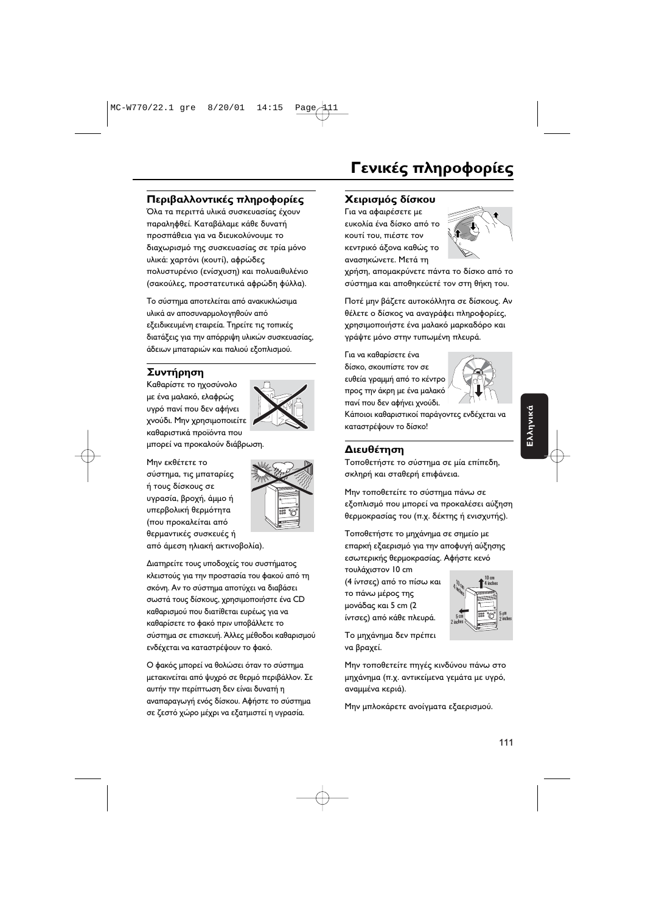# Γενικές πληροφορίες

## Περιβαλλοντικές πληροφορίες

Όλα τα περιττά υλικά συσκευασίας έχουν παραληφθεί. Καταβάλαμε κάθε δυνατή προσπάθεια για να διευκολύνουμε το διαχωρισμό της συσκευασίας σε τρία μόνο υλικά: χαρτόνι (κουτί), αφρώδες πολυστυρένιο (ενίσχυση) και πολυαιθυλένιο (σακούλες, προστατευτικά αφρώδη φύλλα).

Το σύστημα αποτελείται από ανακυκλώσιμα υλικά αν αποσυναρμολογηθούν από εξειδικευμένη εταιρεία. Τηρείτε τις τοπικές διατάξεις για την απόρριψη υλικών συσκευασίας, άδειων μπαταριών και παλιού εξοπλισμού.

## Συντήρηση

Καθαρίστε το ηχοσύνολο με ένα μαλακό, ελαφρώς υγρό πανί που δεν αφήνει χνούδι. Μην χρησιμοποιείτε καθαριστικά προϊόντα που μπορεί να προκαλούν διάβρωση.

Μην εκθέτετε το σύστημα, τις μπαταρίες ή τους δίσκους σε υγρασία, βροχή, άμμο ή υπερβολική θερμότητα (που προκαλείται από θερμαντικές συσκευές ή από άμεση ηλιακή ακτινοβολία).

Διατηρείτε τους υποδοχείς του συστήματος κλειστούς για την προστασία του φακού από τη σκόνη. Αν το σύστημα αποτύχει να διαβάσει σωστά τους δίσκους, χρησιμοποιήστε ένα CD καθαρισμού που διατίθεται ευρέως για να καθαρίσετε το φακό πριν υποβάλλετε το σύστημα σε επισκευή. Άλλες μέθοδοι καθαρισμού ενδέχεται να καταστρέψουν το φακό.

Ο φακός μπορεί να θολώσει όταν το σύστημα μετακινείται από ψυχρό σε θερμό περιβάλλον. Σε αυτήν την περίπτωση δεν είναι δυνατή η αναπαραγωγή ενός δίσκου. Αφήστε το σύστημα σε ζεστό χώρο μέχρι να εξατμιστεί η υγρασία.

## Χειρισμός δίσκου

Για να αφαιρέσετε με ευκολία ένα δίσκο από το κουτί του, πιέστε τον κεντρικό άξονα καθώς το ανασηκώνετε. Μετά τη χρήση, απομακρύνετε πάντα το δίσκο από το σύστημα και αποθηκεύετέ τον στη θήκη του.

Ποτέ μην βάζετε αυτοκόλλητα σε δίσκους. Αν θέλετε ο δίσκος να αναγράφει πληροφορίες, χρησιμοποιήστε ένα μαλακό μαρκαδόρο και γράψτε μόνο στην τυπωμένη πλευρά.

Για να καθαρίσετε ένα δίσκο, σκουπίστε τον σε ευθεία γραμμή από το κέντρο προς την άκρη με ένα μαλακό πανί που δεν αφήνει χνούδι. Κάποιοι καθαριστικοί παράγοντες ενδέχεται να καταστρέψουν το δίσκο!

## Διευθέτηση

Τοποθετήστε το σύστημα σε μία επίπεδη, σκληρή και σταθερή επιφάνεια.

Μην τοποθετείτε το σύστημα πάνω σε εξοπλισμό που μπορεί να προκαλέσει αύξηση θερμοκρασίας του (π.χ. δέκτης ή ενισχυτής).

Τοποθετήστε το μηχάνημα σε σημείο με επαρκή εξαερισμό για την αποφυγή αύξησης εσωτερικής θερμοκρασίας. Αφήστε κενό τουλάχιστον 10 cm (4 ίντσες) από το πίσω και το πάνω μέρος της μονάδας και 5 cm (2 ίντσες) από κάθε πλευρά.

Το μηχάνημα δεν πρέπει να βραχεί.

Μην τοποθετείτε πηγές κινδύνου πάνω στο μηχάνημα (π.χ. αντικείμενα γεμάτα με υγρό, αναμμένα κεριά).

Μην μπλοκάρετε ανοίγματα εξαερισμού.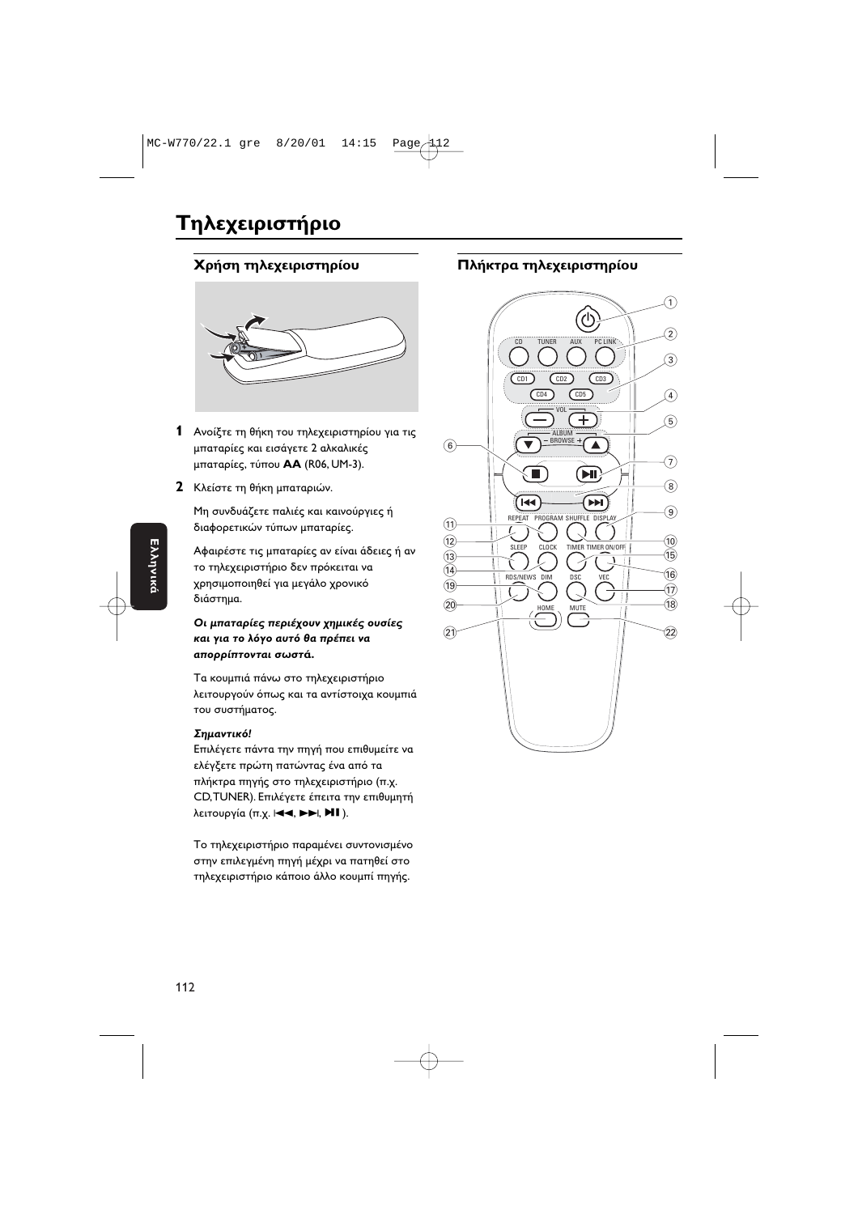# Τηλεχειριστήριο

## Χρήση τηλεχειριστηρίου

**1** Ανοίξτε τη θήκη του τηλεχειριστηρίου για τις μπαταρίες και εισάγετε 2 αλκαλικές μπαταρίες, τύπου **AA** (R06, UM-3).

**2** Κλείστε τη θήκη μπαταριών.

Μη συνδυάζετε παλιές και καινούργιες ή διαφορετικών τύπων μπαταρίες.

Αφαιρέστε τις μπαταρίες αν είναι άδειες ή αν το τηλεχειριστήριο δεν πρόκειται να χρησιμοποιηθεί για μεγάλο χρονικό διάστημα.

***Οι μπαταρίες περιέχουν χημικές ουσίες και για το λόγο αυτό θα πρέπει να απορρίπτονται σωστά.***

Τα κουμπιά πάνω στο τηλεχειριστήριο λειτουργούν όπως και τα αντίστοιχα κουμπιά του συστήματος.

***Σημαντικό!***
Επιλέγετε πάντα την πηγή που επιθυμείτε να ελέγξετε πρώτη πατώντας ένα από τα πλήκτρα πηγής στο τηλεχειριστήριο (π.χ. CD, TUNER). Επιλέγετε έπειτα την επιθυμητή λειτουργία (π.χ. ⏮, ⏭, ⏯).

Το τηλεχειριστήριο παραμένει συντονισμένο στην επιλεγμένη πηγή μέχρι να πατηθεί στο τηλεχειριστήριο κάποιο άλλο κουμπί πηγής.

## Πλήκτρα τηλεχειριστηρίου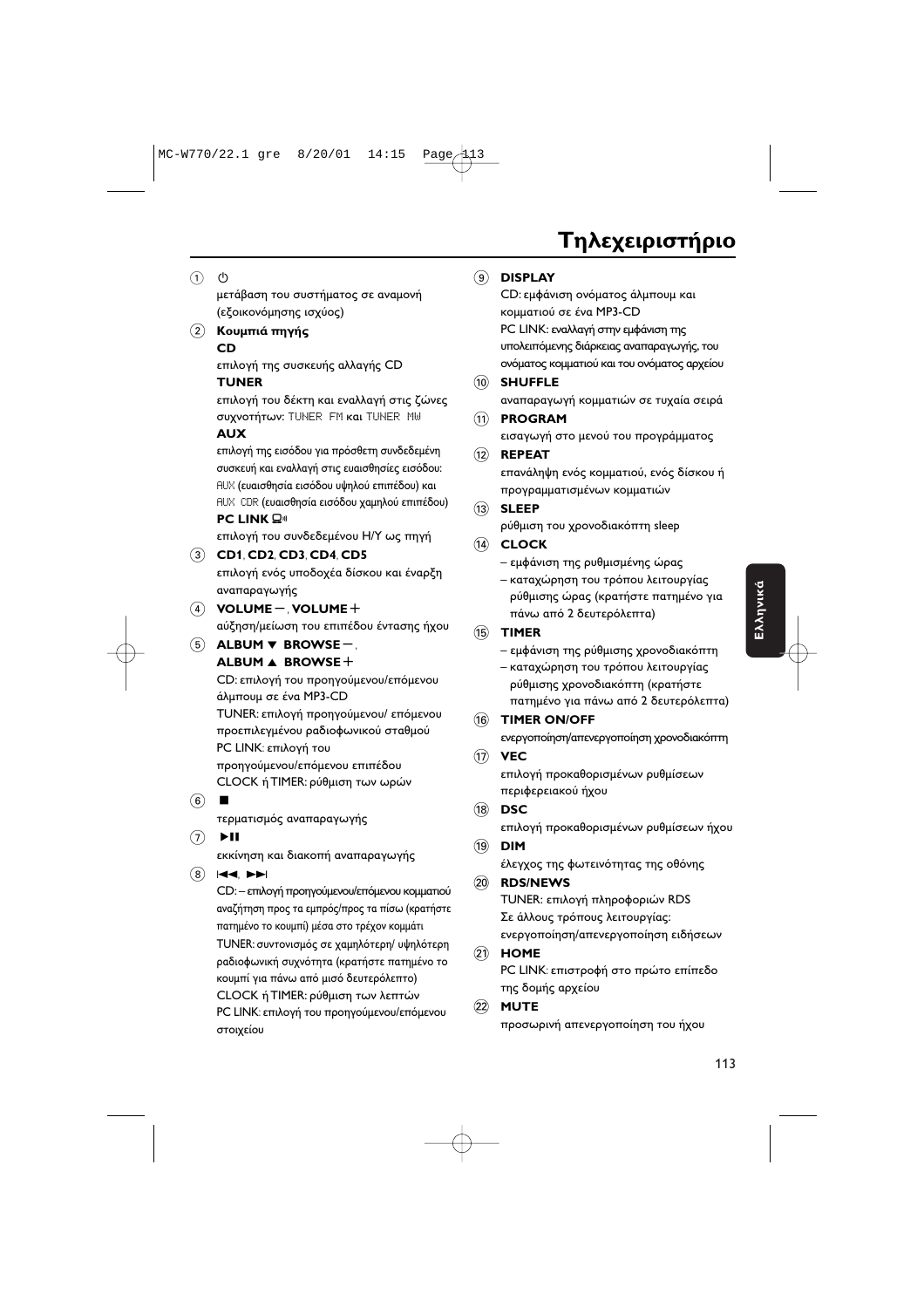# Τηλεχειριστήριο

1. ⏻
   μετάβαση του συστήματος σε αναμονή (εξοικονόμησης ισχύος)

2. **Κουμπιά πηγής**
   **CD**
   επιλογή της συσκευής αλλαγής CD
   **TUNER**
   επιλογή του δέκτη και εναλλαγή στις ζώνες συχνοτήτων: TUNER FM και TUNER MW
   **AUX**
   επιλογή της εισόδου για πρόσθετη συνδεδεμένη συσκευή και εναλλαγή στις ευαισθησίες εισόδου: AUX (ευαισθησία εισόδου υψηλού επιπέδου) και AUX CDR (ευαισθησία εισόδου χαμηλού επιπέδου)
   **PC LINK**
   επιλογή του συνδεδεμένου Η/Υ ως πηγή

3. **CD1**, **CD2**, **CD3**, **CD4**, **CD5**
   επιλογή ενός υποδοχέα δίσκου και έναρξη αναπαραγωγής

4. **VOLUME –**, **VOLUME +**
   αύξηση/μείωση του επιπέδου έντασης ήχου

5. **ALBUM ▼ BROWSE –**, **ALBUM ▲ BROWSE +**
   CD: επιλογή του προηγούμενου/επόμενου άλμπουμ σε ένα MP3-CD
   TUNER: επιλογή προηγούμενου/ επόμενου προεπιλεγμένου ραδιοφωνικού σταθμού
   PC LINK: επιλογή του προηγούμενου/επόμενου επιπέδου
   CLOCK ή TIMER: ρύθμιση των ωρών

6. ■
   τερματισμός αναπαραγωγής

7. ▶II
   εκκίνηση και διακοπή αναπαραγωγής

8. I◀◀, ▶▶I
   CD: – επιλογή προηγούμενου/επόμενου κομματιού αναζήτηση προς τα εμπρός/προς τα πίσω (κρατήστε πατημένο το κουμπί) μέσα στο τρέχον κομμάτι
   TUNER: συντονισμός σε χαμηλότερη/ υψηλότερη ραδιοφωνική συχνότητα (κρατήστε πατημένο το κουμπί για πάνω από μισό δευτερόλεπτο)
   CLOCK ή TIMER: ρύθμιση των λεπτών
   PC LINK: επιλογή του προηγούμενου/επόμενου στοιχείου

9. **DISPLAY**
   CD: εμφάνιση ονόματος άλμπουμ και κομματιού σε ένα MP3-CD
   PC LINK: εναλλαγή στην εμφάνιση της υπολειπόμενης διάρκειας αναπαραγωγής, του ονόματος κομματιού και του ονόματος αρχείου

10. **SHUFFLE**
    αναπαραγωγή κομματιών σε τυχαία σειρά

11. **PROGRAM**
    εισαγωγή στο μενού του προγράμματος

12. **REPEAT**
    επανάληψη ενός κομματιού, ενός δίσκου ή προγραμματισμένων κομματιών

13. **SLEEP**
    ρύθμιση του χρονοδιακόπτη sleep

14. **CLOCK**
    – εμφάνιση της ρυθμισμένης ώρας
    – καταχώρηση του τρόπου λειτουργίας ρύθμισης ώρας (κρατήστε πατημένο για πάνω από 2 δευτερόλεπτα)

15. **TIMER**
    – εμφάνιση της ρύθμισης χρονοδιακόπτη
    – καταχώρηση του τρόπου λειτουργίας ρύθμισης χρονοδιακόπτη (κρατήστε πατημένο για πάνω από 2 δευτερόλεπτα)

16. **TIMER ON/OFF**
    ενεργοποίηση/απενεργοποίηση χρονοδιακόπτη

17. **VEC**
    επιλογή προκαθορισμένων ρυθμίσεων περιφερειακού ήχου

18. **DSC**
    επιλογή προκαθορισμένων ρυθμίσεων ήχου

19. **DIM**
    έλεγχος της φωτεινότητας της οθόνης

20. **RDS/NEWS**
    TUNER: επιλογή πληροφοριών RDS
    Σε άλλους τρόπους λειτουργίας: ενεργοποίηση/απενεργοποίηση ειδήσεων

21. **HOME**
    PC LINK: επιστροφή στο πρώτο επίπεδο της δομής αρχείου

22. **MUTE**
    προσωρινή απενεργοποίηση του ήχου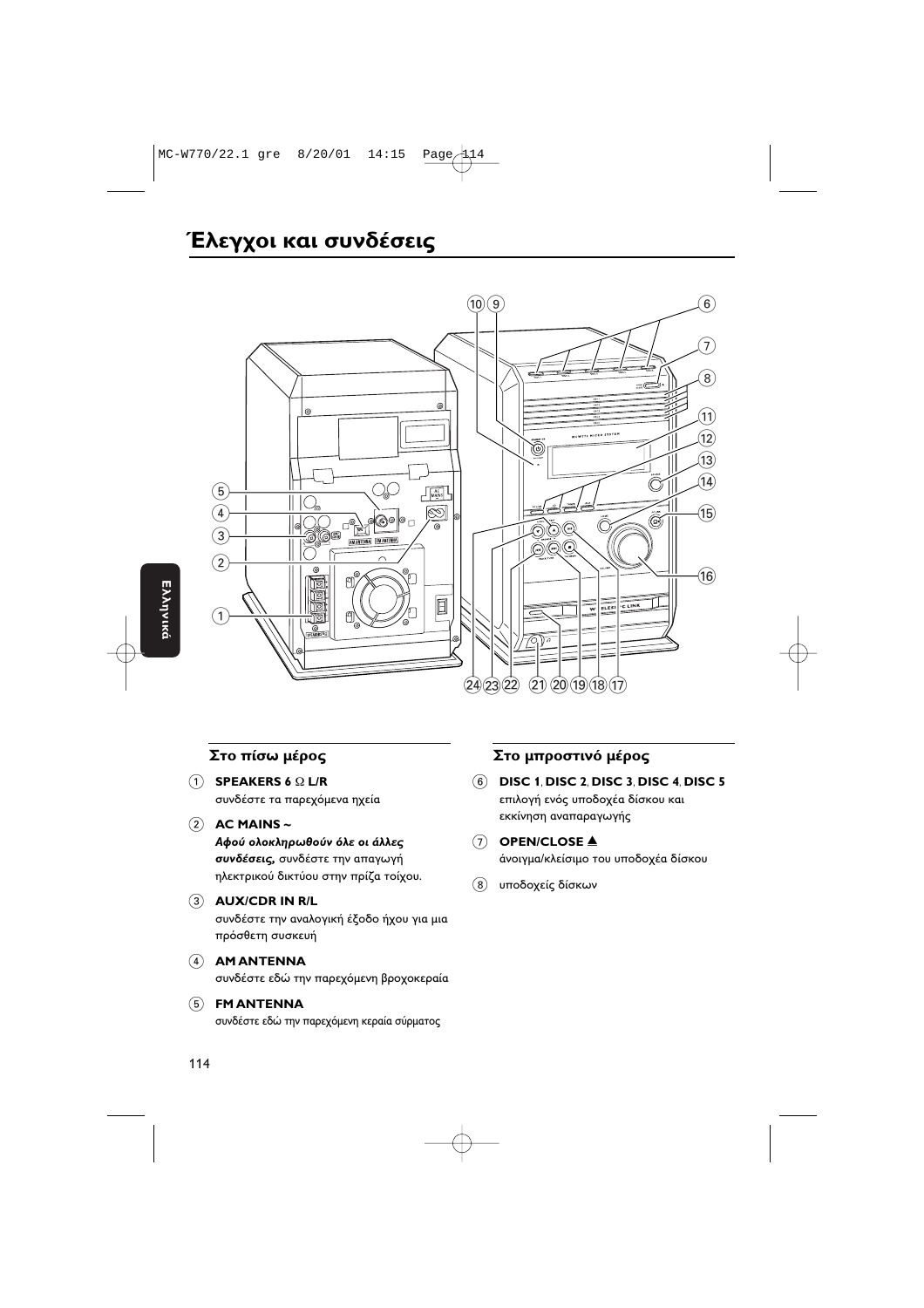# Έλεγχοι και συνδέσεις

## Στο πίσω μέρος

1. **SPEAKERS 6 Ω L/R**
   συνδέστε τα παρεχόμενα ηχεία

2. **AC MAINS ~**
   ***Αφού ολοκληρωθούν όλε οι άλλες συνδέσεις,*** συνδέστε την απαγωγή ηλεκτρικού δικτύου στην πρίζα τοίχου.

3. **AUX/CDR IN R/L**
   συνδέστε την αναλογική έξοδο ήχου για μια πρόσθετη συσκευή

4. **AM ANTENNA**
   συνδέστε εδώ την παρεχόμενη βροχοκεραία

5. **FM ANTENNA**
   συνδέστε εδώ την παρεχόμενη κεραία σύρματος

## Στο μπροστινό μέρος

6. **DISC 1**, **DISC 2**, **DISC 3**, **DISC 4**, **DISC 5**
   επιλογή ενός υποδοχέα δίσκου και εκκίνηση αναπαραγωγής

7. **OPEN/CLOSE ▲**
   άνοιγμα/κλείσιμο του υποδοχέα δίσκου

8. υποδοχείς δίσκων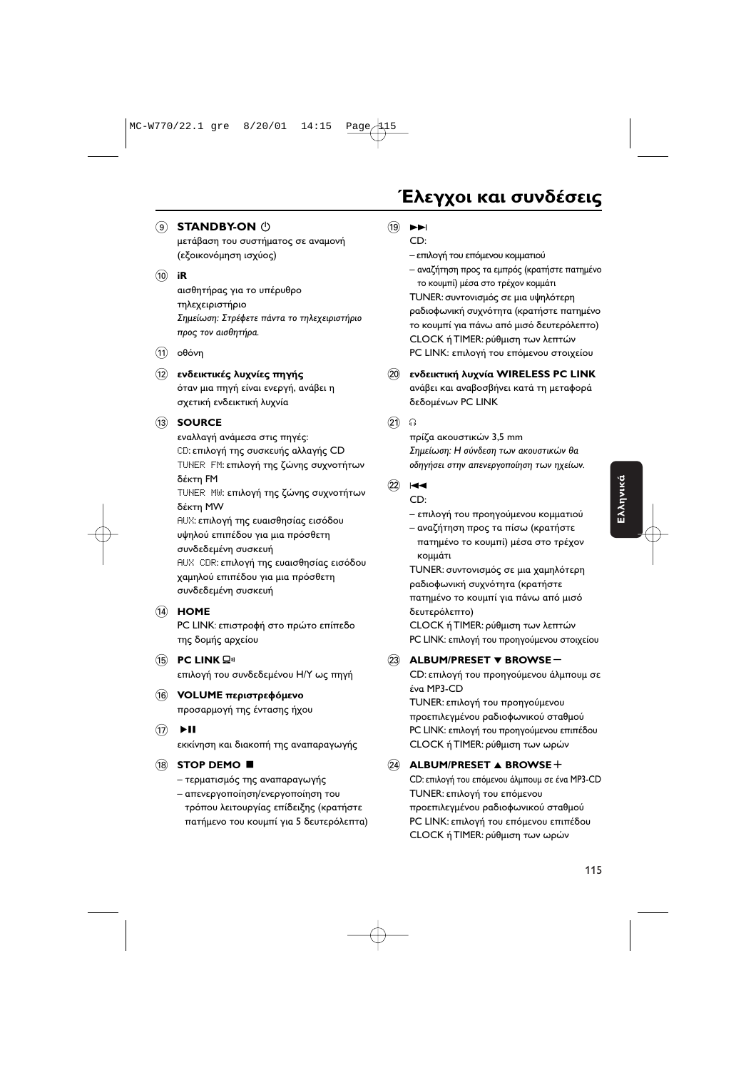# Έλεγχοι και συνδέσεις

⑨ **STANDBY-ON** ⏻
μετάβαση του συστήματος σε αναμονή (εξοικονόμηση ισχύος)

⑩ **iR**
αισθητήρας για το υπέρυθρο τηλεχειριστήριο
*Σημείωση: Στρέφετε πάντα το τηλεχειριστήριο προς τον αισθητήρα.*

⑪ οθόνη

⑫ **ενδεικτικές λυχνίες πηγής**
όταν μια πηγή είναι ενεργή, ανάβει η σχετική ενδεικτική λυχνία

⑬ **SOURCE**
εναλλαγή ανάμεσα στις πηγές:
CD: επιλογή της συσκευής αλλαγής CD
TUNER FM: επιλογή της ζώνης συχνοτήτων δέκτη FM
TUNER MW: επιλογή της ζώνης συχνοτήτων δέκτη MW
AUX: επιλογή της ευαισθησίας εισόδου υψηλού επιπέδου για μια πρόσθετη συνδεδεμένη συσκευή
AUX CDR: επιλογή της ευαισθησίας εισόδου χαμηλού επιπέδου για μια πρόσθετη συνδεδεμένη συσκευή

⑭ **HOME**
PC LINK: επιστροφή στο πρώτο επίπεδο της δομής αρχείου

⑮ **PC LINK**
επιλογή του συνδεδεμένου Η/Υ ως πηγή

⑯ **VOLUME περιστρεφόμενο**
προσαρμογή της έντασης ήχου

⑰ **▶II**
εκκίνηση και διακοπή της αναπαραγωγής

⑱ **STOP DEMO ■**
– τερματισμός της αναπαραγωγής
– απενεργοποίηση/ενεργοποίηση του τρόπου λειτουργίας επίδειξης (κρατήστε πατήμενο του κουμπί για 5 δευτερόλεπτα)

⑲ **▶▶I**
CD:
– επιλογή του επόμενου κομματιού
– αναζήτηση προς τα εμπρός (κρατήστε πατημένο το κουμπί) μέσα στο τρέχον κομμάτι
TUNER: συντονισμός σε μια υψηλότερη ραδιοφωνική συχνότητα (κρατήστε πατημένο το κουμπί για πάνω από μισό δευτερόλεπτο)
CLOCK ή TIMER: ρύθμιση των λεπτών
PC LINK: επιλογή του επόμενου στοιχείου

⑳ **ενδεικτική λυχνία WIRELESS PC LINK**
ανάβει και αναβοσβήνει κατά τη μεταφορά δεδομένων PC LINK

㉑ 🎧
πρίζα ακουστικών 3,5 mm
*Σημείωση: Η σύνδεση των ακουστικών θα οδηγήσει στην απενεργοποίηση των ηχείων.*

㉒ **I◀◀**
CD:
– επιλογή του προηγούμενου κομματιού
– αναζήτηση προς τα πίσω (κρατήστε πατημένο το κουμπί) μέσα στο τρέχον κομμάτι
TUNER: συντονισμός σε μια χαμηλότερη ραδιοφωνική συχνότητα (κρατήστε πατημένο το κουμπί για πάνω από μισό δευτερόλεπτο)
CLOCK ή TIMER: ρύθμιση των λεπτών
PC LINK: επιλογή του προηγούμενου στοιχείου

㉓ **ALBUM/PRESET ▼ BROWSE –**
CD: επιλογή του προηγούμενου άλμπουμ σε ένα MP3-CD
TUNER: επιλογή του προηγούμενου προεπιλεγμένου ραδιοφωνικού σταθμού
PC LINK: επιλογή του προηγούμενου επιπέδου
CLOCK ή TIMER: ρύθμιση των ωρών

㉔ **ALBUM/PRESET ▲ BROWSE +**
CD: επιλογή του επόμενου άλμπουμ σε ένα MP3-CD
TUNER: επιλογή του επόμενου προεπιλεγμένου ραδιοφωνικού σταθμού
PC LINK: επιλογή του επόμενου επιπέδου
CLOCK ή TIMER: ρύθμιση των ωρών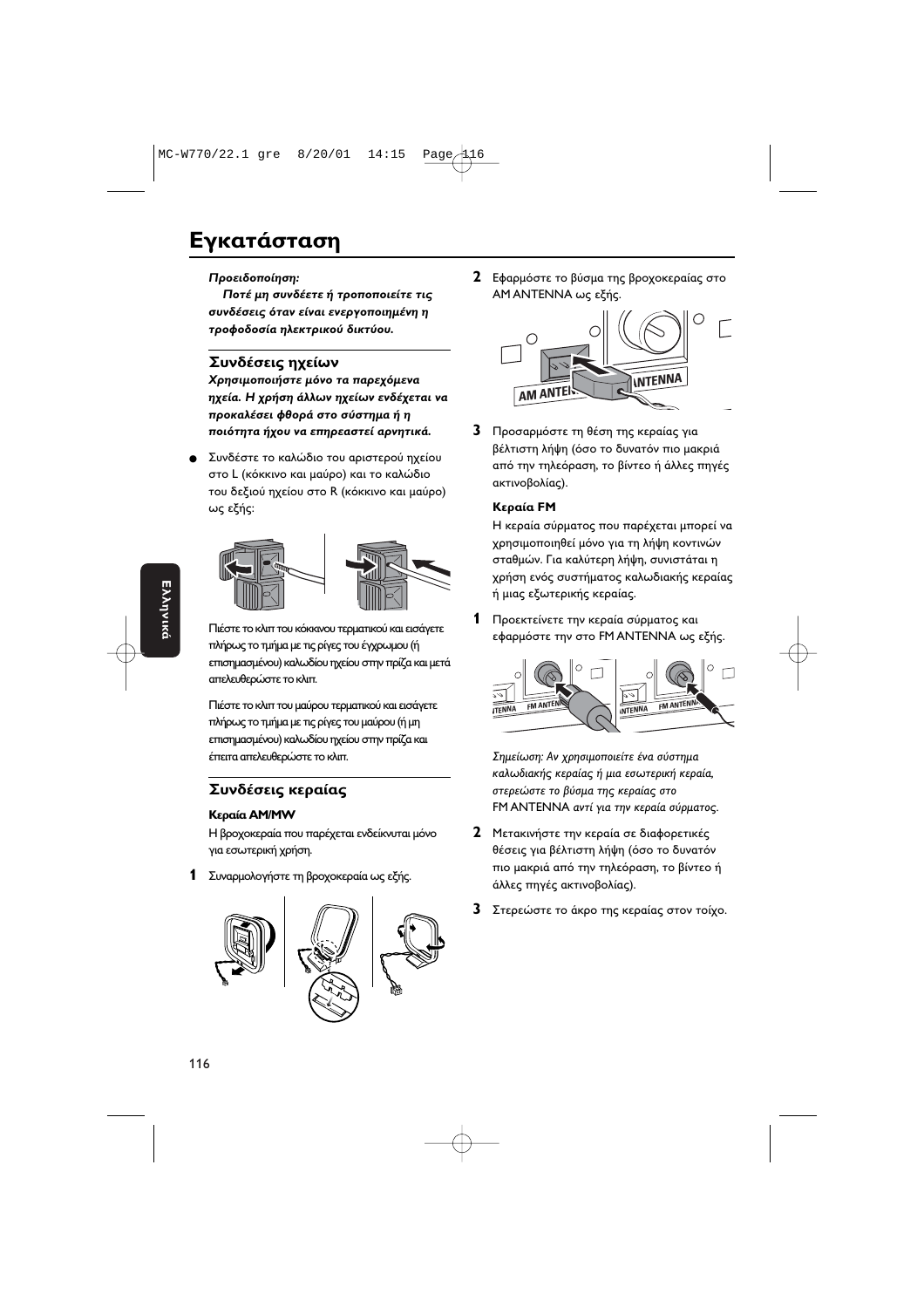# Εγκατάσταση

***Προειδοποίηση:***
***Ποτέ μη συνδέετε ή τροποποιείτε τις συνδέσεις όταν είναι ενεργοποιημένη η τροφοδοσία ηλεκτρικού δικτύου.***

## Συνδέσεις ηχείων

***Χρησιμοποιήστε μόνο τα παρεχόμενα ηχεία. Η χρήση άλλων ηχείων ενδέχεται να προκαλέσει φθορά στο σύστημα ή η ποιότητα ήχου να επηρεαστεί αρνητικά.***

- Συνδέστε το καλώδιο του αριστερού ηχείου στο L (κόκκινο και μαύρο) και το καλώδιο του δεξιού ηχείου στο R (κόκκινο και μαύρο) ως εξής:

Πιέστε το κλιπ του κόκκινου τερματικού και εισάγετε πλήρως το τμήμα με τις ρίγες του έγχρωμου (ή επισημασμένου) καλωδίου ηχείου στην πρίζα και μετά απελευθερώστε το κλιπ.

Πιέστε το κλιπ του μαύρου τερματικού και εισάγετε πλήρως το τμήμα με τις ρίγες του μαύρου (ή μη επισημασμένου) καλωδίου ηχείου στην πρίζα και έπειτα απελευθερώστε το κλιπ.

## Συνδέσεις κεραίας

**Κεραία AM/MW**

Η βροχοκεραία που παρέχεται ενδείκνυται μόνο για εσωτερική χρήση.

**1** Συναρμολογήστε τη βροχοκεραία ως εξής.

**2** Εφαρμόστε το βύσμα της βροχοκεραίας στο AM ANTENNA ως εξής.

**3** Προσαρμόστε τη θέση της κεραίας για βέλτιστη λήψη (όσο το δυνατόν πιο μακριά από την τηλεόραση, το βίντεο ή άλλες πηγές ακτινοβολίας).

**Κεραία FM**

Η κεραία σύρματος που παρέχεται μπορεί να χρησιμοποιηθεί μόνο για τη λήψη κοντινών σταθμών. Για καλύτερη λήψη, συνιστάται η χρήση ενός συστήματος καλωδιακής κεραίας ή μιας εξωτερικής κεραίας.

**1** Προεκτείνετε την κεραία σύρματος και εφαρμόστε την στο FM ANTENNA ως εξής.

*Σημείωση: Αν χρησιμοποιείτε ένα σύστημα καλωδιακής κεραίας ή μια εσωτερική κεραία, στερεώστε το βύσμα της κεραίας στο* FM ANTENNA *αντί για την κεραία σύρματος.*

**2** Μετακινήστε την κεραία σε διαφορετικές θέσεις για βέλτιστη λήψη (όσο το δυνατόν πιο μακριά από την τηλεόραση, το βίντεο ή άλλες πηγές ακτινοβολίας).

**3** Στερεώστε το άκρο της κεραίας στον τοίχο.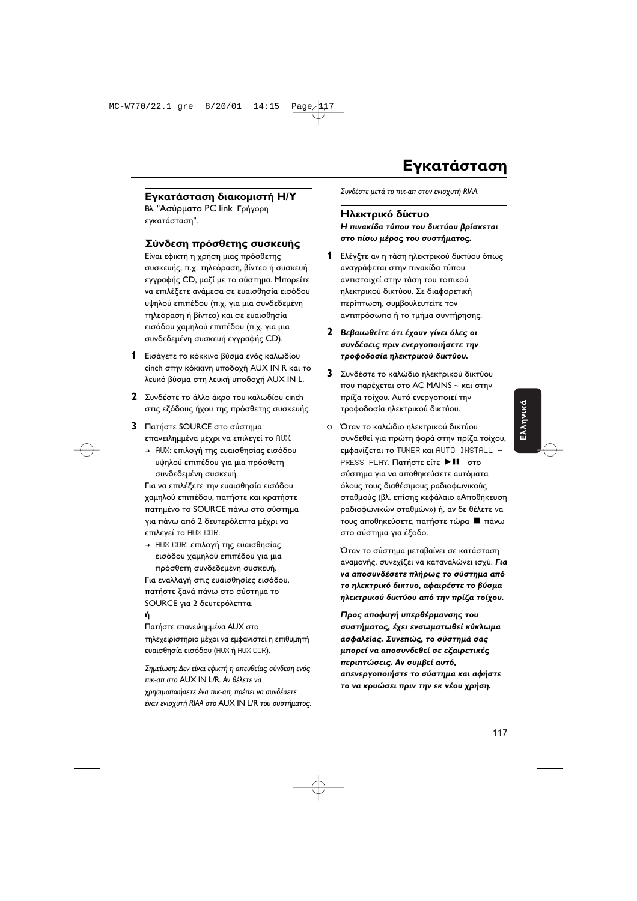# Εγκατάσταση

## Εγκατάσταση διακομιστή Η/Υ

Βλ. "Ασύρματο PC link Γρήγορη εγκατάσταση".

## Σύνδεση πρόσθετης συσκευής

Είναι εφικτή η χρήση μιας πρόσθετης συσκευής, π.χ. τηλεόραση, βίντεο ή συσκευή εγγραφής CD, μαζί με το σύστημα. Μπορείτε να επιλέξετε ανάμεσα σε ευαισθησία εισόδου υψηλού επιπέδου (π.χ. για μια συνδεδεμένη τηλεόραση ή βίντεο) και σε ευαισθησία εισόδου χαμηλού επιπέδου (π.χ. για μια συνδεδεμένη συσκευή εγγραφής CD).

**1** Εισάγετε το κόκκινο βύσμα ενός καλωδίου cinch στην κόκκινη υποδοχή AUX IN R και το λευκό βύσμα στη λευκή υποδοχή AUX IN L.

**2** Συνδέστε το άλλο άκρο του καλωδίου cinch στις εξόδους ήχου της πρόσθετης συσκευής.

**3** Πατήστε SOURCE στο σύστημα επανειλημμένα μέχρι να επιλεγεί το AUX.
→ AUX: επιλογή της ευαισθησίας εισόδου υψηλού επιπέδου για μια πρόσθετη συνδεδεμένη συσκευή.

Για να επιλέξετε την ευαισθησία εισόδου χαμηλού επιπέδου, πατήστε και κρατήστε πατημένο το SOURCE πάνω στο σύστημα για πάνω από 2 δευτερόλεπτα μέχρι να επιλεγεί το AUX CDR.
→ AUX CDR: επιλογή της ευαισθησίας εισόδου χαμηλού επιπέδου για μια πρόσθετη συνδεδεμένη συσκευή.

Για εναλλαγή στις ευαισθησίες εισόδου, πατήστε ξανά πάνω στο σύστημα το SOURCE για 2 δευτερόλεπτα.

**ή**

Πατήστε επανειλημμένα AUX στο τηλεχειριστήριο μέχρι να εμφανιστεί η επιθυμητή ευαισθησία εισόδου (AUX ή AUX CDR).

*Σημείωση: Δεν είναι εφικτή η απευθείας σύνδεση ενός πικ-απ στο* AUX IN L/R. *Αν θέλετε να χρησιμοποιήσετε ένα πικ-απ, πρέπει να συνδέσετε έναν ενισχυτή RIAA στο* AUX IN L/R *του συστήματος. Συνδέστε μετά το πικ-απ στον ενισχυτή RIAA.*

## Ηλεκτρικό δίκτυο

***Η πινακίδα τύπου του δικτύου βρίσκεται στο πίσω μέρος του συστήματος.***

**1** Ελέγξτε αν η τάση ηλεκτρικού δικτύου όπως αναγράφεται στην πινακίδα τύπου αντιστοιχεί στην τάση του τοπικού ηλεκτρικού δικτύου. Σε διαφορετική περίπτωση, συμβουλευτείτε τον αντιπρόσωπο ή το τμήμα συντήρησης.

**2** ***Βεβαιωθείτε ότι έχουν γίνει όλες οι συνδέσεις πριν ενεργοποιήσετε την τροφοδοσία ηλεκτρικού δικτύου.***

**3** Συνδέστε το καλώδιο ηλεκτρικού δικτύου που παρέχεται στο AC MAINS ~ και στην πρίζα τοίχου. Αυτό ενεργοποιεί την τροφοδοσία ηλεκτρικού δικτύου.

○ Όταν το καλώδιο ηλεκτρικού δικτύου συνδεθεί για πρώτη φορά στην πρίζα τοίχου, εμφανίζεται το TUNER και AUTO INSTALL – PRESS PLAY. Πατήστε είτε ▶II στο σύστημα για να αποθηκεύσετε αυτόματα όλους τους διαθέσιμους ραδιοφωνικούς σταθμούς (βλ. επίσης κεφάλαιο «Αποθήκευση ραδιοφωνικών σταθμών») ή, αν δε θέλετε να τους αποθηκεύσετε, πατήστε τώρα ■ πάνω στο σύστημα για έξοδο.

Όταν το σύστημα μεταβαίνει σε κατάσταση αναμονής, συνεχίζει να καταναλώνει ισχύ. ***Για να αποσυνδέσετε πλήρως το σύστημα από το ηλεκτρικό δίκτυο, αφαιρέστε το βύσμα ηλεκτρικού δικτύου από την πρίζα τοίχου.***

***Προς αποφυγή υπερθέρμανσης του συστήματος, έχει ενσωματωθεί κύκλωμα ασφαλείας. Συνεπώς, το σύστημά σας μπορεί να αποσυνδεθεί σε εξαιρετικές περιπτώσεις. Αν συμβεί αυτό, απενεργοποιήστε το σύστημα και αφήστε το να κρυώσει πριν την εκ νέου χρήση.***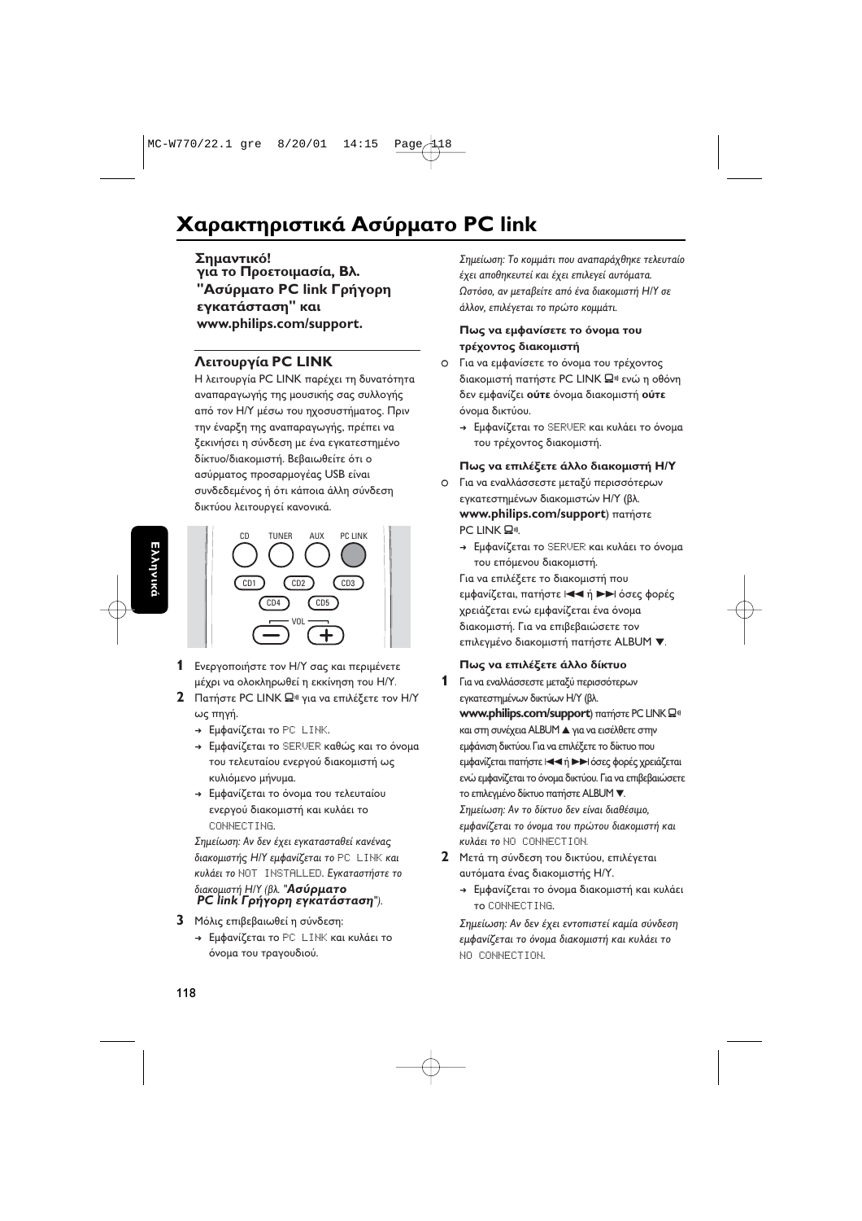# Χαρακτηριστικά Ασύρματο PC link

**Σημαντικό!**
**για το Προετοιμασία, Βλ. "Ασύρματο PC link Γρήγορη εγκατάσταση" και www.philips.com/support.**

## Λειτουργία PC LINK

Η λειτουργία PC LINK παρέχει τη δυνατότητα αναπαραγωγής της μουσικής σας συλλογής από τον Η/Υ μέσω του ηχοσυστήματος. Πριν την έναρξη της αναπαραγωγής, πρέπει να ξεκινήσει η σύνδεση με ένα εγκατεστημένο δίκτυο/διακομιστή. Βεβαιωθείτε ότι ο ασύρματος προσαρμογέας USB είναι συνδεδεμένος ή ότι κάποια άλλη σύνδεση δικτύου λειτουργεί κανονικά.

CD TUNER AUX PC LINK
CD1 CD2 CD3
CD4 CD5
VOL

**1** Ενεργοποιήστε τον Η/Υ σας και περιμένετε μέχρι να ολοκληρωθεί η εκκίνηση του Η/Υ.

**2** Πατήστε PC LINK για να επιλέξετε τον Η/Υ ως πηγή.
→ Εμφανίζεται το PC LINK.
→ Εμφανίζεται το SERVER καθώς και το όνομα του τελευταίου ενεργού διακομιστή ως κυλιόμενο μήνυμα.
→ Εμφανίζεται το όνομα του τελευταίου ενεργού διακομιστή και κυλάει το CONNECTING.

*Σημείωση: Αν δεν έχει εγκατασταθεί κανένας διακομιστής Η/Υ εμφανίζεται το PC LINK και κυλάει το NOT INSTALLED. Εγκαταστήστε το διακομιστή Η/Υ (βλ. "**Ασύρματο PC link Γρήγορη εγκατάσταση**").*

**3** Μόλις επιβεβαιωθεί η σύνδεση:
→ Εμφανίζεται το PC LINK και κυλάει το όνομα του τραγουδιού.

*Σημείωση: Το κομμάτι που αναπαράχθηκε τελευταίο έχει αποθηκευτεί και έχει επιλεγεί αυτόματα. Ωστόσο, αν μεταβείτε από ένα διακομιστή Η/Υ σε άλλον, επιλέγεται το πρώτο κομμάτι.*

#### Πως να εμφανίσετε το όνομα του τρέχοντος διακομιστή

- Για να εμφανίσετε το όνομα του τρέχοντος διακομιστή πατήστε PC LINK ενώ η οθόνη δεν εμφανίζει **ούτε** όνομα διακομιστή **ούτε** όνομα δικτύου.
  → Εμφανίζεται το SERVER και κυλάει το όνομα του τρέχοντος διακομιστή.

#### Πως να επιλέξετε άλλο διακομιστή Η/Υ

- Για να εναλλάσσεστε μεταξύ περισσότερων εγκατεστημένων διακομιστών Η/Υ (βλ. **www.philips.com/support**) πατήστε PC LINK.
  → Εμφανίζεται το SERVER και κυλάει το όνομα του επόμενου διακομιστή.
  Για να επιλέξετε το διακομιστή που εμφανίζεται, πατήστε |◄◄ ή ►►| όσες φορές χρειάζεται ενώ εμφανίζεται ένα όνομα διακομιστή. Για να επιβεβαιώσετε τον επιλεγμένο διακομιστή πατήστε ALBUM ▼.

#### Πως να επιλέξετε άλλο δίκτυο

**1** Για να εναλλάσσεστε μεταξύ περισσότερων εγκατεστημένων δικτύων Η/Υ (βλ. **www.philips.com/support**) πατήστε PC LINK και στη συνέχεια ALBUM ▲ για να εισέλθετε στην εμφάνιση δικτύου. Για να επιλέξετε το δίκτυο που εμφανίζεται πατήστε |◄◄ ή ►►| όσες φορές χρειάζεται ενώ εμφανίζεται το όνομα δικτύου. Για να επιβεβαιώσετε το επιλεγμένο δίκτυο πατήστε ALBUM ▼.
*Σημείωση: Αν το δίκτυο δεν είναι διαθέσιμο, εμφανίζεται το όνομα του πρώτου διακομιστή και κυλάει το NO CONNECTION.*

**2** Μετά τη σύνδεση του δικτύου, επιλέγεται αυτόματα ένας διακομιστής Η/Υ.
→ Εμφανίζεται το όνομα διακομιστή και κυλάει το CONNECTING.

*Σημείωση: Αν δεν έχει εντοπιστεί καμία σύνδεση εμφανίζεται το όνομα διακομιστή και κυλάει το NO CONNECTION.*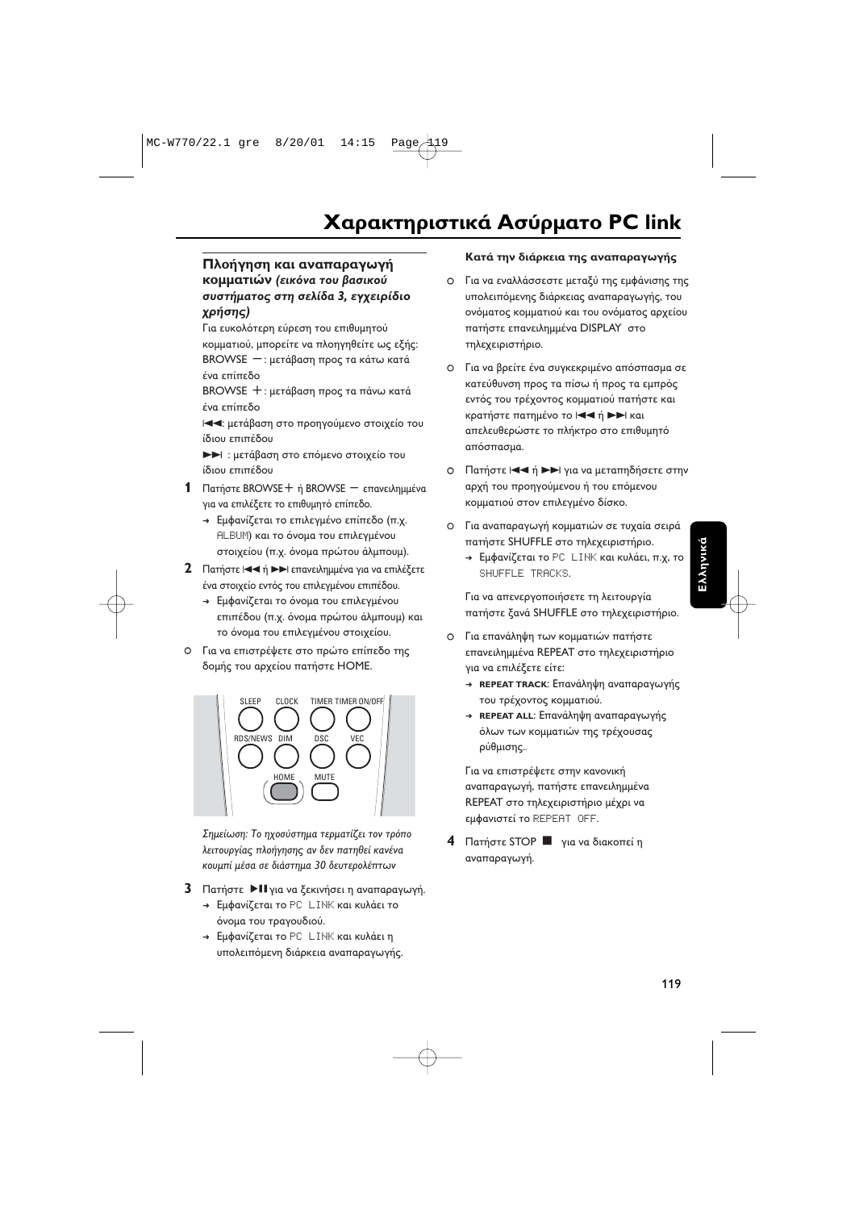# Χαρακτηριστικά Ασύρματο PC link

### Πλοήγηση και αναπαραγωγή κομματιών *(εικόνα του βασικού συστήματος στη σελίδα 3, εγχειρίδιο χρήσης)*

Για ευκολότερη εύρεση του επιθυμητού κομματιού, μπορείτε να πλοηγηθείτε ως εξής:

BROWSE –: μετάβαση προς τα κάτω κατά ένα επίπεδο

BROWSE +: μετάβαση προς τα πάνω κατά ένα επίπεδο

|◀◀: μετάβαση στο προηγούμενο στοιχείο του ίδιου επιπέδου

▶▶| : μετάβαση στο επόμενο στοιχείο του ίδιου επιπέδου

**1** Πατήστε BROWSE+ ή BROWSE – επανειλημμένα για να επιλέξετε το επιθυμητό επίπεδο.
   → Εμφανίζεται το επιλεγμένο επίπεδο (π.χ. ALBUM) και το όνομα του επιλεγμένου στοιχείου (π.χ. όνομα πρώτου άλμπουμ).

**2** Πατήστε |◀◀ ή ▶▶| επανειλημμένα για να επιλέξετε ένα στοιχείο εντός του επιλεγμένου επιπέδου.
   → Εμφανίζεται το όνομα του επιλεγμένου επιπέδου (π.χ. όνομα πρώτου άλμπουμ) και το όνομα του επιλεγμένου στοιχείου.

○ Για να επιστρέψετε στο πρώτο επίπεδο της δομής του αρχείου πατήστε HOME.

SLEEP CLOCK TIMER TIMER ON/OFF
RDS/NEWS DIM DSC VEC
HOME MUTE

*Σημείωση: Το ηχοσύστημα τερματίζει τον τρόπο λειτουργίας πλοήγησης αν δεν πατηθεί κανένα κουμπί μέσα σε διάστημα 30 δευτερολέπτων*

**3** Πατήστε ▶II για να ξεκινήσει η αναπαραγωγή.
   → Εμφανίζεται το PC LINK και κυλάει το όνομα του τραγουδιού.
   → Εμφανίζεται το PC LINK και κυλάει η υπολειπόμενη διάρκεια αναπαραγωγής.

#### Κατά την διάρκεια της αναπαραγωγής

○ Για να εναλλάσσεστε μεταξύ της εμφάνισης της υπολειπόμενης διάρκειας αναπαραγωγής, του ονόματος κομματιού και του ονόματος αρχείου πατήστε επανειλημμένα DISPLAY στο τηλεχειριστήριο.

○ Για να βρείτε ένα συγκεκριμένο απόσπασμα σε κατεύθυνση προς τα πίσω ή προς τα εμπρός εντός του τρέχοντος κομματιού πατήστε και κρατήστε πατημένο το |◀◀ ή ▶▶| και απελευθερώστε το πλήκτρο στο επιθυμητό απόσπασμα.

○ Πατήστε |◀◀ ή ▶▶| για να μεταπηδήσετε στην αρχή του προηγούμενου ή του επόμενου κομματιού στον επιλεγμένο δίσκο.

○ Για αναπαραγωγή κομματιών σε τυχαία σειρά πατήστε SHUFFLE στο τηλεχειριστήριο.
   → Εμφανίζεται το PC LINK και κυλάει, π.χ, το SHUFFLE TRACKS.

   Για να απενεργοποιήσετε τη λειτουργία πατήστε ξανά SHUFFLE στο τηλεχειριστήριο.

○ Για επανάληψη των κομματιών πατήστε επανειλημμένα REPEAT στο τηλεχειριστήριο για να επιλέξετε είτε:
   → **REPEAT TRACK**: Επανάληψη αναπαραγωγής του τρέχοντος κομματιού.
   → **REPEAT ALL**: Επανάληψη αναπαραγωγής όλων των κομματιών της τρέχουσας ρύθμισης..

   Για να επιστρέψετε στην κανονική αναπαραγωγή, πατήστε επανειλημμένα REPEAT στο τηλεχειριστήριο μέχρι να εμφανιστεί το REPEAT OFF.

**4** Πατήστε STOP ■ για να διακοπεί η αναπαραγωγή.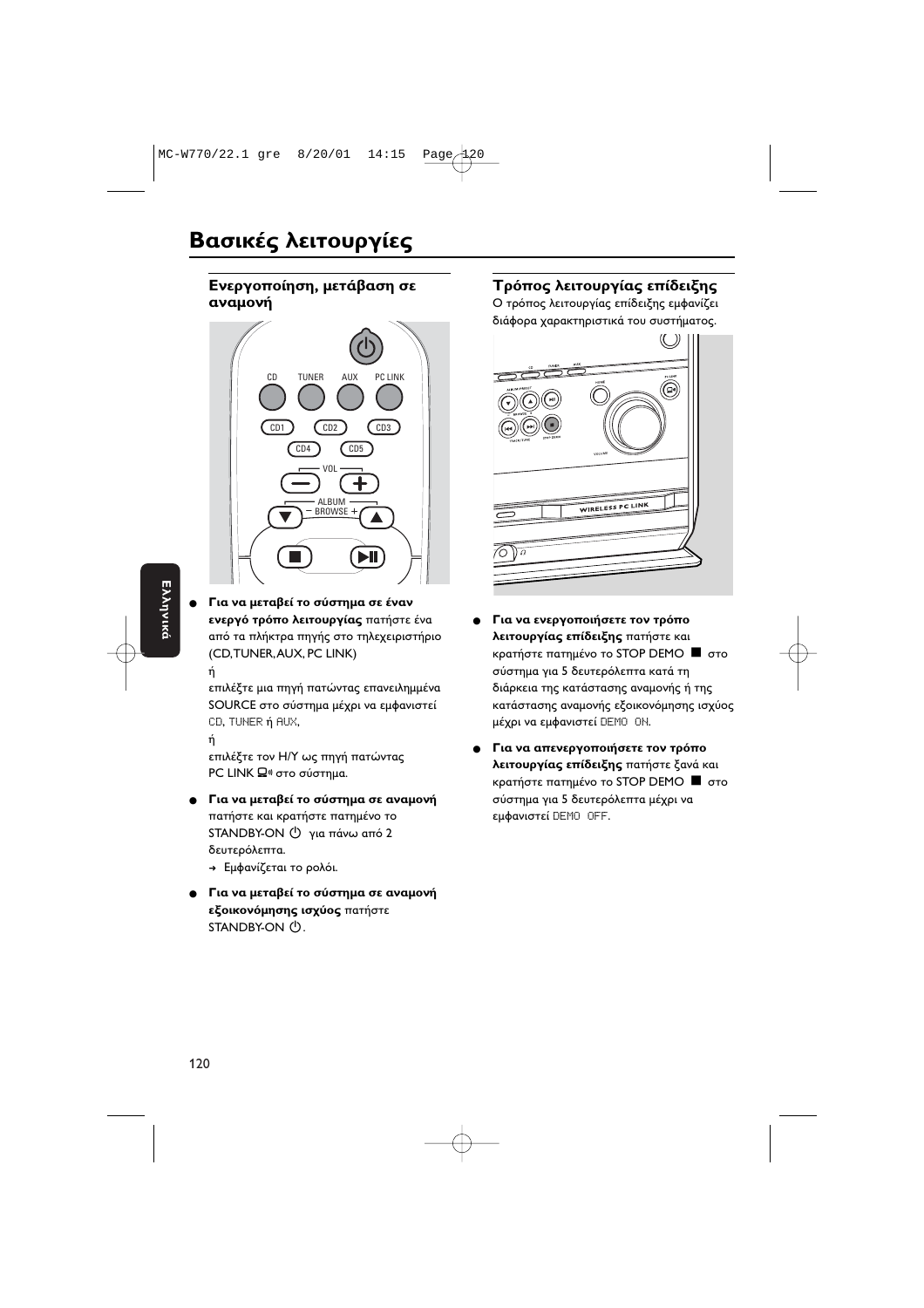# Βασικές λειτουργίες

## Ενεργοποίηση, μετάβαση σε αναμονή

- **Για να μεταβεί το σύστημα σε έναν ενεργό τρόπο λειτουργίας** πατήστε ένα από τα πλήκτρα πηγής στο τηλεχειριστήριο (CD, TUNER, AUX, PC LINK)
  ή
  επιλέξτε μια πηγή πατώντας επανειλημμένα SOURCE στο σύστημα μέχρι να εμφανιστεί CD, TUNER ή AUX,
  ή
  επιλέξτε τον Η/Υ ως πηγή πατώντας PC LINK στο σύστημα.
- **Για να μεταβεί το σύστημα σε αναμονή** πατήστε και κρατήστε πατημένο το STANDBY-ON για πάνω από 2 δευτερόλεπτα.
  → Εμφανίζεται το ρολόι.
- **Για να μεταβεί το σύστημα σε αναμονή εξοικονόμησης ισχύος** πατήστε STANDBY-ON.

## Τρόπος λειτουργίας επίδειξης

Ο τρόπος λειτουργίας επίδειξης εμφανίζει διάφορα χαρακτηριστικά του συστήματος.

- **Για να ενεργοποιήσετε τον τρόπο λειτουργίας επίδειξης** πατήστε και κρατήστε πατημένο το STOP DEMO ■ στο σύστημα για 5 δευτερόλεπτα κατά τη διάρκεια της κατάστασης αναμονής ή της κατάστασης αναμονής εξοικονόμησης ισχύος μέχρι να εμφανιστεί DEMO ON.
- **Για να απενεργοποιήσετε τον τρόπο λειτουργίας επίδειξης** πατήστε ξανά και κρατήστε πατημένο το STOP DEMO ■ στο σύστημα για 5 δευτερόλεπτα μέχρι να εμφανιστεί DEMO OFF.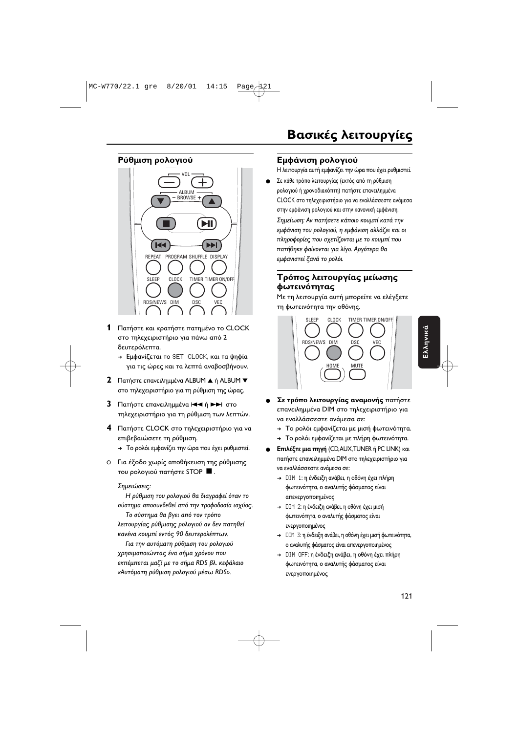# Βασικές λειτουργίες

## Ρύθμιση ρολογιού

**1** Πατήστε και κρατήστε πατημένο το CLOCK στο τηλεχειριστήριο για πάνω από 2 δευτερόλεπτα.
→ Εμφανίζεται το SET CLOCK, και τα ψηφία για τις ώρες και τα λεπτά αναβοσβήνουν.

**2** Πατήστε επανειλημμένα ALBUM ▲ ή ALBUM ▼ στο τηλεχειριστήριο για τη ρύθμιση της ώρας.

**3** Πατήστε επανειλημμένα ⏮ ή ⏭ στο τηλεχειριστήριο για τη ρύθμιση των λεπτών.

**4** Πατήστε CLOCK στο τηλεχειριστήριο για να επιβεβαιώσετε τη ρύθμιση.
→ Το ρολόι εμφανίζει την ώρα που έχει ρυθμιστεί.

○ Για έξοδο χωρίς αποθήκευση της ρύθμισης του ρολογιού πατήστε STOP ■.

*Σημειώσεις:*
*Η ρύθμιση του ρολογιού θα διαγραφεί όταν το σύστημα αποσυνδεθεί από την τροφοδοσία ισχύος.*
*Το σύστημα θα βγει από τον τρόπο λειτουργίας ρύθμισης ρολογιού αν δεν πατηθεί κανένα κουμπί εντός 90 δευτερολέπτων.*
*Για την αυτόματη ρύθμιση του ρολογιού χρησιμοποιώντας ένα σήμα χρόνου που εκπέμπεται μαζί με το σήμα RDS βλ. κεφάλαιο «Αυτόματη ρύθμιση ρολογιού μέσω RDS».*

## Εμφάνιση ρολογιού

Η λειτουργία αυτή εμφανίζει την ώρα που έχει ρυθμιστεί.

● Σε κάθε τρόπο λειτουργίας (εκτός από τη ρύθμιση ρολογιού ή χρονοδιακόπτη) πατήστε επανειλημμένα CLOCK στο τηλεχειριστήριο για να εναλλάσσεστε ανάμεσα στην εμφάνιση ρολογιού και στην κανονική εμφάνιση.

*Σημείωση: Αν πατήσετε κάποιο κουμπί κατά την εμφάνιση του ρολογιού, η εμφάνιση αλλάζει και οι πληροφορίες που σχετίζονται με το κουμπί που πατήθηκε φαίνονται για λίγο. Αργότερα θα εμφανιστεί ξανά το ρολόι.*

## Τρόπος λειτουργίας μείωσης φωτεινότητας

Με τη λειτουργία αυτή μπορείτε να ελέγξετε τη φωτεινότητα την οθόνης.

● **Σε τρόπο λειτουργίας αναμονής** πατήστε επανειλημμένα DIM στο τηλεχειριστήριο για να εναλλάσσεστε ανάμεσα σε:
→ Το ρολόι εμφανίζεται με μισή φωτεινότητα.
→ Το ρολόι εμφανίζεται με πλήρη φωτεινότητα.

● **Επιλέξτε μια πηγή** (CD, AUX, TUNER ή PC LINK) και πατήστε επανειλημμένα DIM στο τηλεχειριστήριο για να εναλλάσσεστε ανάμεσα σε:
→ DIM 1: η ένδειξη ανάβει, η οθόνη έχει πλήρη φωτεινότητα, ο αναλυτής φάσματος είναι απενεργοποιημένος
→ DIM 2: η ένδειξη ανάβει, η οθόνη έχει μισή φωτεινότητα, ο αναλυτής φάσματος είναι ενεργοποιημένος
→ DIM 3: η ένδειξη ανάβει, η οθόνη έχει μισή φωτεινότητα, ο αναλυτής φάσματος είναι απενεργοποιημένος
→ DIM OFF: η ένδειξη ανάβει, η οθόνη έχει πλήρη φωτεινότητα, ο αναλυτής φάσματος είναι ενεργοποιημένος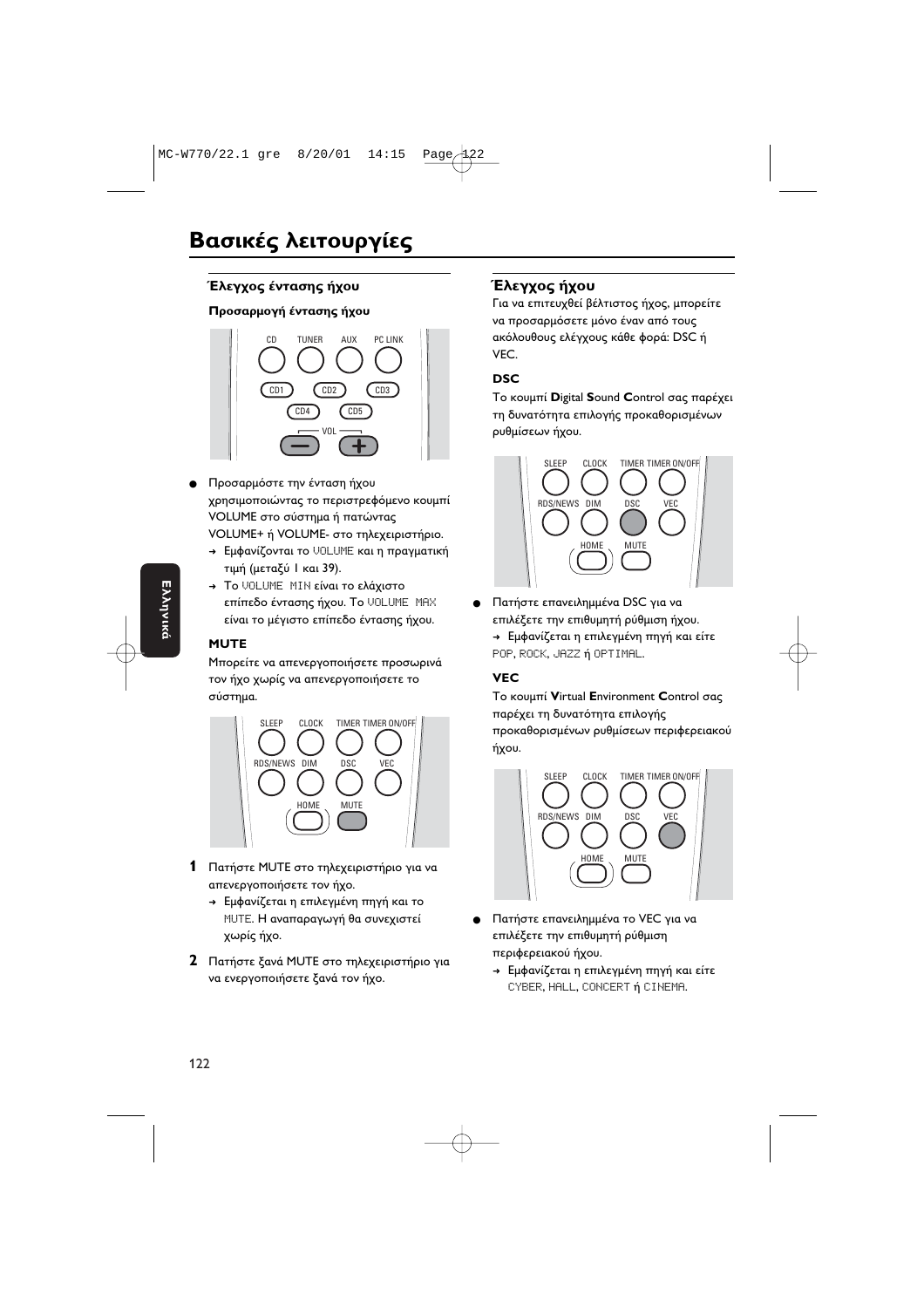# Βασικές λειτουργίες

### Έλεγχος έντασης ήχου

**Προσαρμογή έντασης ήχου**

- Προσαρμόστε την ένταση ήχου χρησιμοποιώντας το περιστρεφόμενο κουμπί VOLUME στο σύστημα ή πατώντας VOLUME+ ή VOLUME- στο τηλεχειριστήριο.
  - → Εμφανίζονται το VOLUME και η πραγματική τιμή (μεταξύ 1 και 39).
  - → Το VOLUME MIN είναι το ελάχιστο επίπεδο έντασης ήχου. Το VOLUME MAX είναι το μέγιστο επίπεδο έντασης ήχου.

**MUTE**

Μπορείτε να απενεργοποιήσετε προσωρινά τον ήχο χωρίς να απενεργοποιήσετε το σύστημα.

1. Πατήστε MUTE στο τηλεχειριστήριο για να απενεργοποιήσετε τον ήχο.
   - → Εμφανίζεται η επιλεγμένη πηγή και το MUTE. Η αναπαραγωγή θα συνεχιστεί χωρίς ήχο.
2. Πατήστε ξανά MUTE στο τηλεχειριστήριο για να ενεργοποιήσετε ξανά τον ήχο.

### Έλεγχος ήχου

Για να επιτευχθεί βέλτιστος ήχος, μπορείτε να προσαρμόσετε μόνο έναν από τους ακόλουθους ελέγχους κάθε φορά: DSC ή VEC.

**DSC**

Το κουμπί **D**igital **S**ound **C**ontrol σας παρέχει τη δυνατότητα επιλογής προκαθορισμένων ρυθμίσεων ήχου.

- Πατήστε επανειλημμένα DSC για να επιλέξετε την επιθυμητή ρύθμιση ήχου.
  - → Εμφανίζεται η επιλεγμένη πηγή και είτε POP, ROCK, JAZZ ή OPTIMAL.

**VEC**

Το κουμπί **V**irtual **E**nvironment **C**ontrol σας παρέχει τη δυνατότητα επιλογής προκαθορισμένων ρυθμίσεων περιφερειακού ήχου.

- Πατήστε επανειλημμένα το VEC για να επιλέξετε την επιθυμητή ρύθμιση περιφερειακού ήχου.
  - → Εμφανίζεται η επιλεγμένη πηγή και είτε CYBER, HALL, CONCERT ή CINEMA.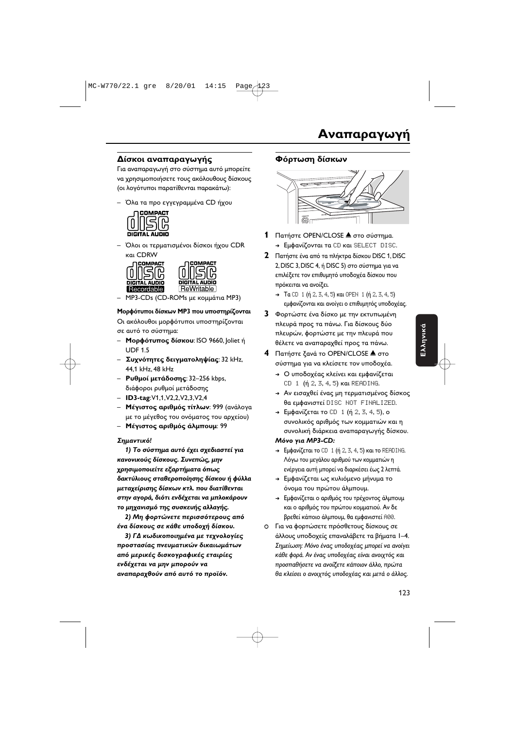# Αναπαραγωγή

## Δίσκοι αναπαραγωγής

Για αναπαραγωγή στο σύστημα αυτό μπορείτε να χρησιμοποιήσετε τους ακόλουθους δίσκους (οι λογότυποι παρατίθενται παρακάτω):

– Όλα τα προ εγγεγραμμένα CD ήχου

– Όλοι οι τερματισμένοι δίσκοι ήχου CDR και CDRW

– MP3-CDs (CD-ROMs με κομμάτια MP3)

**Μορφότυποι δίσκων MP3 που υποστηρίζονται**

Οι ακόλουθοι μορφότυποι υποστηρίζονται σε αυτό το σύστημα:

– **Μορφότυπος δίσκου**: ISO 9660, Joliet ή UDF 1.5
– **Συχνότητες δειγματοληψίας**: 32 kHz, 44,1 kHz, 48 kHz
– **Ρυθμοί μετάδοσης**: 32–256 kbps, διάφοροι ρυθμοί μετάδοσης
– **ID3-tag**:V1,1,V2,2,V2,3,V2,4
– **Μέγιστος αριθμός τίτλων**: 999 (ανάλογα με το μέγεθος του ονόματος του αρχείου)
– **Μέγιστος αριθμός άλμπουμ**: 99

***Σημαντικό!***

***1) Το σύστημα αυτό έχει σχεδιαστεί για κανονικούς δίσκους. Συνεπώς, μην χρησιμοποιείτε εξαρτήματα όπως δακτύλιους σταθεροποίησης δίσκου ή φύλλα μεταχείρισης δίσκων κτλ. που διατίθενται στην αγορά, διότι ενδέχεται να μπλοκάρουν το μηχανισμό της συσκευής αλλαγής.***

***2) Μη φορτώνετε περισσότερους από ένα δίσκους σε κάθε υποδοχή δίσκου.***

***3) ΓΔ κωδικοποιημένα με τεχνολογίες προστασίας πνευματικών δικαιωμάτων από μερικές δισκογραφικές εταιρίες ενδέχεται να μην μπορούν να αναπαραχθούν από αυτό το προϊόν.***

## Φόρτωση δίσκων

**1** Πατήστε OPEN/CLOSE ▲ στο σύστημα.
→ Εμφανίζονται τα CD και SELECT DISC.

**2** Πατήστε ένα από τα πλήκτρα δίσκου DISC 1, DISC 2, DISC 3, DISC 4, ή DISC 5) στο σύστημα για να επιλέξετε τον επιθυμητό υποδοχέα δίσκου που πρόκειται να ανοίξει.
→ Τα CD 1 (ή 2, 3, 4, 5) και OPEN 1 (ή 2, 3, 4, 5) εμφανίζονται και ανοίγει ο επιθυμητός υποδοχέας.

**3** Φορτώστε ένα δίσκο με την εκτυπωμένη πλευρά προς τα πάνω. Για δίσκους δύο πλευρών, φορτώστε με την πλευρά που θέλετε να αναπαραχθεί προς τα πάνω.

**4** Πατήστε ξανά το OPEN/CLOSE ▲ στο σύστημα για να κλείσετε τον υποδοχέα.
→ Ο υποδοχέας κλείνει και εμφανίζεται CD 1 (ή 2, 3, 4, 5) και READING.
→ Αν εισαχθεί ένας μη τερματισμένος δίσκος θα εμφανιστεί DISC NOT FINALIZED.
→ Εμφανίζεται το CD 1 (ή 2, 3, 4, 5), ο συνολικός αριθμός των κομματιών και η συνολική διάρκεια αναπαραγωγής δίσκου.

*Μόνο για MP3-CD:*
→ Εμφανίζεται το CD 1 (ή 2, 3, 4, 5) και το READING. Λόγω του μεγάλου αριθμού των κομματιών η ενέργεια αυτή μπορεί να διαρκέσει έως 2 λεπτά.
→ Εμφανίζεται ως κυλιόμενο μήνυμα το όνομα του πρώτου άλμπουμ.
→ Εμφανίζεται ο αριθμός του τρέχοντος άλμπουμ και ο αριθμός του πρώτου κομματιού. Αν δε βρεθεί κάποιο άλμπουμ, θα εμφανιστεί A00.

○ Για να φορτώσετε πρόσθετους δίσκους σε άλλους υποδοχείς επαναλάβετε τα βήματα 1–4.
*Σημείωση: Μόνο ένας υποδοχέας μπορεί να ανοίγει κάθε φορά. Αν ένας υποδοχέας είναι ανοιχτός και προσπαθήσετε να ανοίξετε κάποιον άλλο, πρώτα θα κλείσει ο ανοιχτός υποδοχέας και μετά ο άλλος.*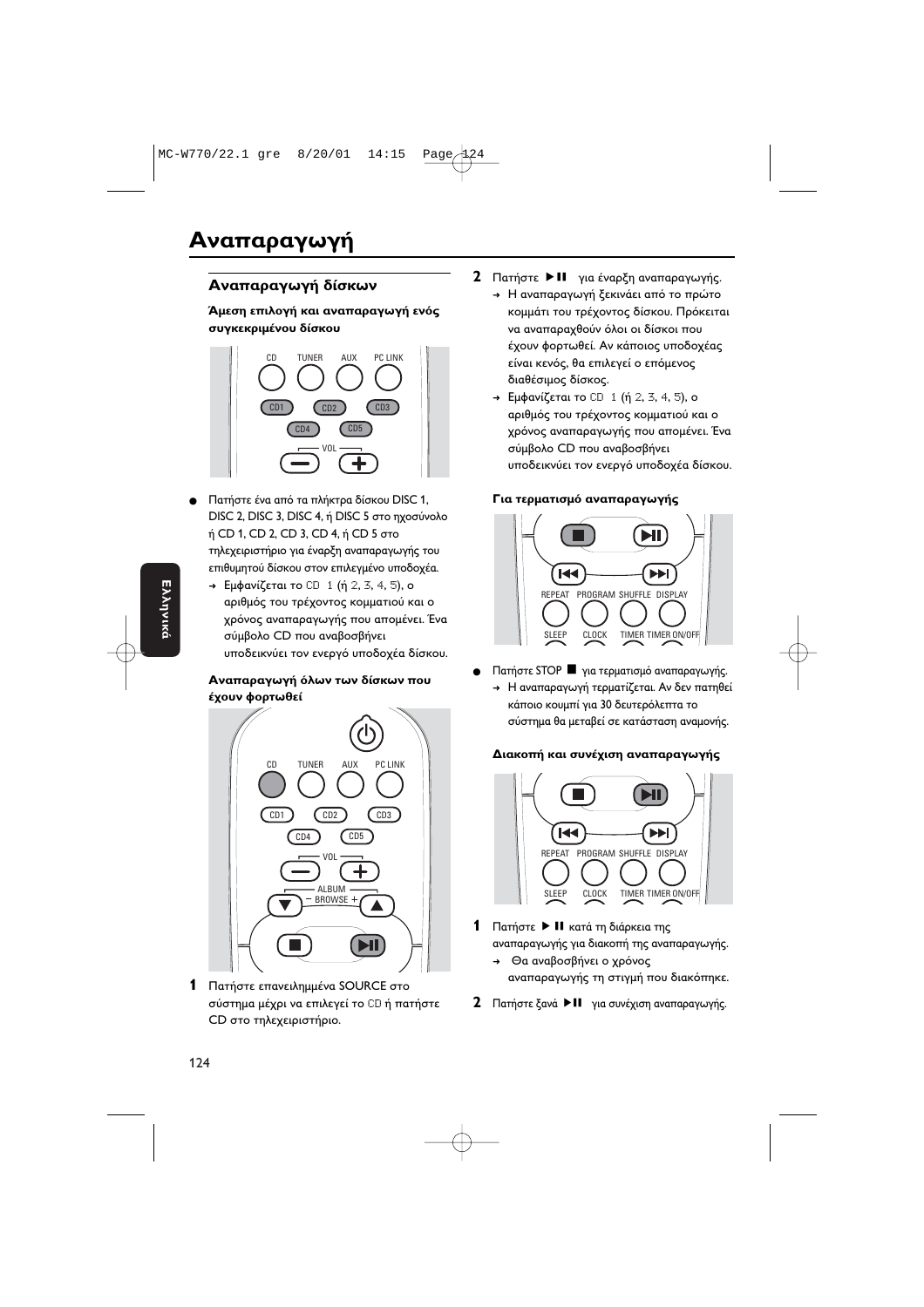# Αναπαραγωγή

## Αναπαραγωγή δίσκων

### Άμεση επιλογή και αναπαραγωγή ενός συγκεκριμένου δίσκου

- Πατήστε ένα από τα πλήκτρα δίσκου DISC 1, DISC 2, DISC 3, DISC 4, ή DISC 5 στο ηχοσύνολο ή CD 1, CD 2, CD 3, CD 4, ή CD 5 στο τηλεχειριστήριο για έναρξη αναπαραγωγής του επιθυμητού δίσκου στον επιλεγμένο υποδοχέα.
  → Εμφανίζεται το CD 1 (ή 2, 3, 4, 5), ο αριθμός του τρέχοντος κομματιού και ο χρόνος αναπαραγωγής που απομένει. Ένα σύμβολο CD που αναβοσβήνει υποδεικνύει τον ενεργό υποδοχέα δίσκου.

### Αναπαραγωγή όλων των δίσκων που έχουν φορτωθεί

**1** Πατήστε επανειλημμένα SOURCE στο σύστημα μέχρι να επιλεγεί το CD ή πατήστε CD στο τηλεχειριστήριο.

**2** Πατήστε ▶II για έναρξη αναπαραγωγής.
  → Η αναπαραγωγή ξεκινάει από το πρώτο κομμάτι του τρέχοντος δίσκου. Πρόκειται να αναπαραχθούν όλοι οι δίσκοι που έχουν φορτωθεί. Αν κάποιος υποδοχέας είναι κενός, θα επιλεγεί ο επόμενος διαθέσιμος δίσκος.
  → Εμφανίζεται το CD 1 (ή 2, 3, 4, 5), ο αριθμός του τρέχοντος κομματιού και ο χρόνος αναπαραγωγής που απομένει. Ένα σύμβολο CD που αναβοσβήνει υποδεικνύει τον ενεργό υποδοχέα δίσκου.

### Για τερματισμό αναπαραγωγής

- Πατήστε STOP ■ για τερματισμό αναπαραγωγής.
  → Η αναπαραγωγή τερματίζεται. Αν δεν πατηθεί κάποιο κουμπί για 30 δευτερόλεπτα το σύστημα θα μεταβεί σε κατάσταση αναμονής.

### Διακοπή και συνέχιση αναπαραγωγής

**1** Πατήστε ▶II κατά τη διάρκεια της αναπαραγωγής για διακοπή της αναπαραγωγής.
  → Θα αναβοσβήνει ο χρόνος αναπαραγωγής τη στιγμή που διακόπηκε.

**2** Πατήστε ξανά ▶II για συνέχιση αναπαραγωγής.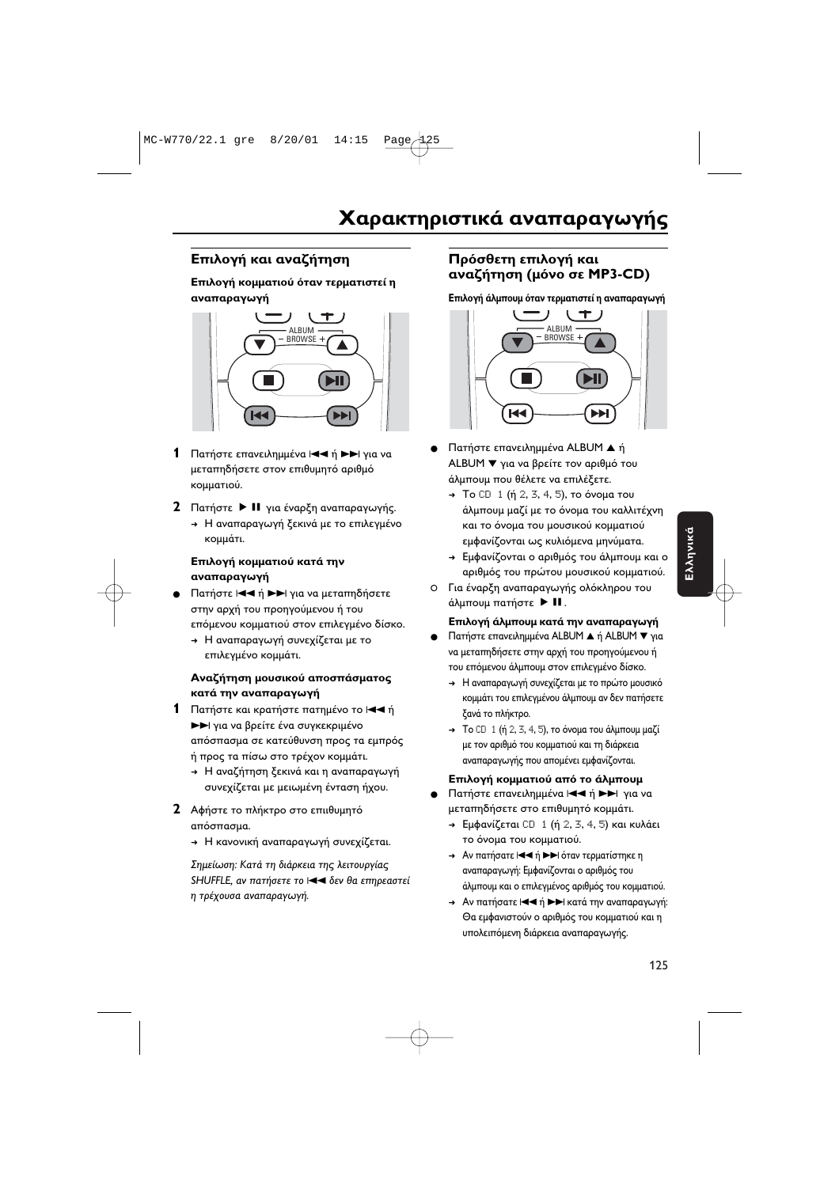# Χαρακτηριστικά αναπαραγωγής

## Επιλογή και αναζήτηση

**Επιλογή κομματιού όταν τερματιστεί η αναπαραγωγή**

1 Πατήστε επανειλημμένα ⏮ ή ⏭ για να μεταπηδήσετε στον επιθυμητό αριθμό κομματιού.

2 Πατήστε ▶ II για έναρξη αναπαραγωγής.
→ Η αναπαραγωγή ξεκινά με το επιλεγμένο κομμάτι.

**Επιλογή κομματιού κατά την αναπαραγωγή**

- Πατήστε ⏮ ή ⏭ για να μεταπηδήσετε στην αρχή του προηγούμενου ή του επόμενου κομματιού στον επιλεγμένο δίσκο.
  → Η αναπαραγωγή συνεχίζεται με το επιλεγμένο κομμάτι.

**Αναζήτηση μουσικού αποσπάσματος κατά την αναπαραγωγή**

1 Πατήστε και κρατήστε πατημένο το ⏮ ή ⏭ για να βρείτε ένα συγκεκριμένο απόσπασμα σε κατεύθυνση προς τα εμπρός ή προς τα πίσω στο τρέχον κομμάτι.
→ Η αναζήτηση ξεκινά και η αναπαραγωγή συνεχίζεται με μειωμένη ένταση ήχου.

2 Αφήστε το πλήκτρο στο επιθυμητό απόσπασμα.
→ Η κανονική αναπαραγωγή συνεχίζεται.

*Σημείωση: Κατά τη διάρκεια της λειτουργίας SHUFFLE, αν πατήσετε το ⏮ δεν θα επηρεαστεί η τρέχουσα αναπαραγωγή.*

## Πρόσθετη επιλογή και αναζήτηση (μόνο σε MP3-CD)

**Επιλογή άλμπουμ όταν τερματιστεί η αναπαραγωγή**

- Πατήστε επανειλημμένα ALBUM ▲ ή ALBUM ▼ για να βρείτε τον αριθμό του άλμπουμ που θέλετε να επιλέξετε.
  → Το CD 1 (ή 2, 3, 4, 5), το όνομα του άλμπουμ μαζί με το όνομα του καλλιτέχνη και το όνομα του μουσικού κομματιού εμφανίζονται ως κυλιόμενα μηνύματα.
  → Εμφανίζονται ο αριθμός του άλμπουμ και ο αριθμός του πρώτου μουσικού κομματιού.
- Για έναρξη αναπαραγωγής ολόκληρου του άλμπουμ πατήστε ▶ II.

**Επιλογή άλμπουμ κατά την αναπαραγωγή**

- Πατήστε επανειλημμένα ALBUM ▲ ή ALBUM ▼ για να μεταπηδήσετε στην αρχή του προηγούμενου ή του επόμενου άλμπουμ στον επιλεγμένο δίσκο.
  → Η αναπαραγωγή συνεχίζεται με το πρώτο μουσικό κομμάτι του επιλεγμένου άλμπουμ αν δεν πατήσετε ξανά το πλήκτρο.
  → Το CD 1 (ή 2, 3, 4, 5), το όνομα του άλμπουμ μαζί με τον αριθμό του κομματιού και τη διάρκεια αναπαραγωγής που απομένει εμφανίζονται.

**Επιλογή κομματιού από το άλμπουμ**

- Πατήστε επανειλημμένα ⏮ ή ⏭ για να μεταπηδήσετε στο επιθυμητό κομμάτι.
  → Εμφανίζεται CD 1 (ή 2, 3, 4, 5) και κυλάει το όνομα του κομματιού.
  → Αν πατήσατε ⏮ ή ⏭ όταν τερματίστηκε η αναπαραγωγή: Εμφανίζονται ο αριθμός του άλμπουμ και ο επιλεγμένος αριθμός του κομματιού.
  → Αν πατήσατε ⏮ ή ⏭ κατά την αναπαραγωγή: Θα εμφανιστούν ο αριθμός του κομματιού και η υπολειπόμενη διάρκεια αναπαραγωγής.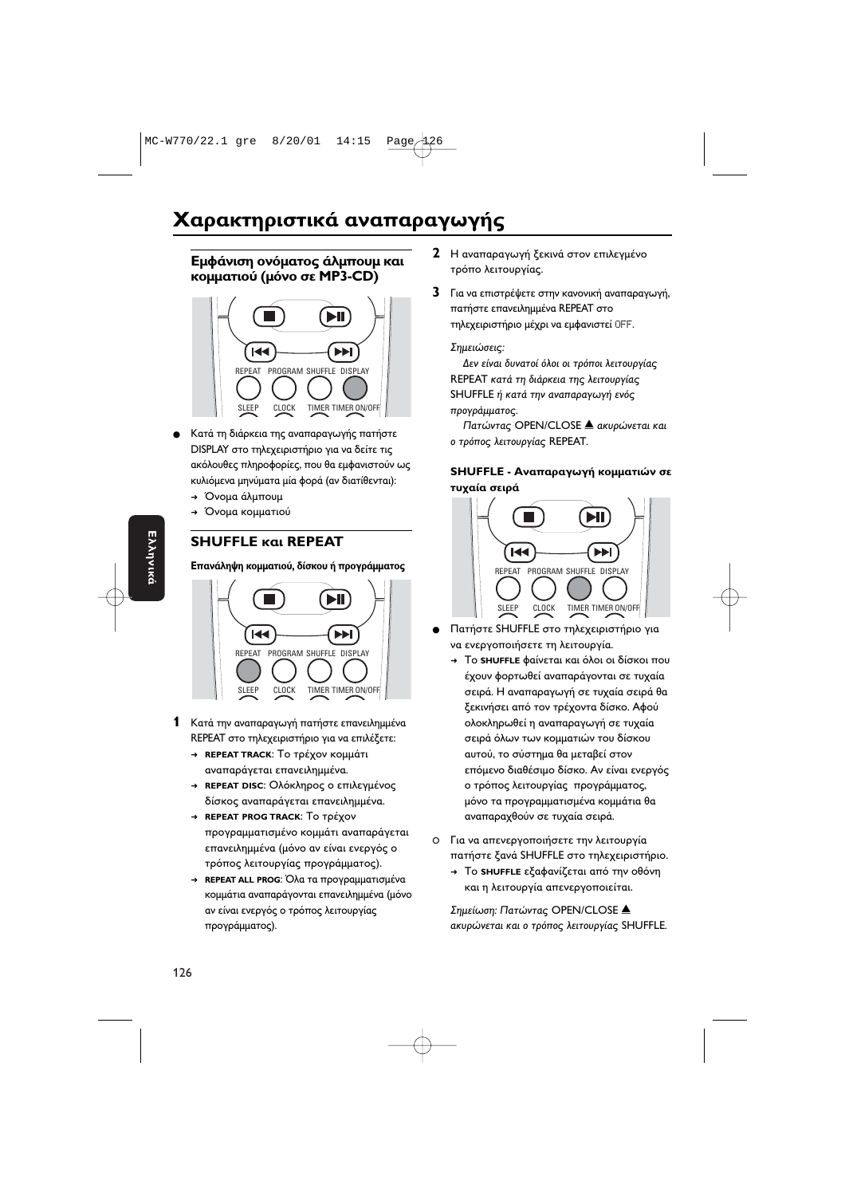# Χαρακτηριστικά αναπαραγωγής

### Εμφάνιση ονόματος άλμπουμ και κομματιού (μόνο σε MP3-CD)

- Κατά τη διάρκεια της αναπαραγωγής πατήστε DISPLAY στο τηλεχειριστήριο για να δείτε τις ακόλουθες πληροφορίες, που θα εμφανιστούν ως κυλιόμενα μηνύματα μία φορά (αν διατίθενται):
  - → Όνομα άλμπουμ
  - → Όνομα κομματιού

## SHUFFLE και REPEAT

#### Επανάληψη κομματιού, δίσκου ή προγράμματος

**1** Κατά την αναπαραγωγή πατήστε επανειλημμένα REPEAT στο τηλεχειριστήριο για να επιλέξετε:
- → **REPEAT TRACK**: Το τρέχον κομμάτι αναπαράγεται επανειλημμένα.
- → **REPEAT DISC**: Ολόκληρος ο επιλεγμένος δίσκος αναπαράγεται επανειλημμένα.
- → **REPEAT PROG TRACK**: Το τρέχον προγραμματισμένο κομμάτι αναπαράγεται επανειλημμένα (μόνο αν είναι ενεργός ο τρόπος λειτουργίας προγράμματος).
- → **REPEAT ALL PROG**: Όλα τα προγραμματισμένα κομμάτια αναπαράγονται επανειλημμένα (μόνο αν είναι ενεργός ο τρόπος λειτουργίας προγράμματος).

**2** Η αναπαραγωγή ξεκινά στον επιλεγμένο τρόπο λειτουργίας.

**3** Για να επιστρέψετε στην κανονική αναπαραγωγή, πατήστε επανειλημμένα REPEAT στο τηλεχειριστήριο μέχρι να εμφανιστεί OFF.

*Σημειώσεις:*

*Δεν είναι δυνατοί όλοι οι τρόποι λειτουργίας* REPEAT *κατά τη διάρκεια της λειτουργίας* SHUFFLE *ή κατά την αναπαραγωγή ενός προγράμματος.*

*Πατώντας* OPEN/CLOSE ▲ *ακυρώνεται και ο τρόπος λειτουργίας* REPEAT.

#### SHUFFLE - Αναπαραγωγή κομματιών σε τυχαία σειρά

- Πατήστε SHUFFLE στο τηλεχειριστήριο για να ενεργοποιήσετε τη λειτουργία.
  - → Το **SHUFFLE** φαίνεται και όλοι οι δίσκοι που έχουν φορτωθεί αναπαράγονται σε τυχαία σειρά. Η αναπαραγωγή σε τυχαία σειρά θα ξεκινήσει από τον τρέχοντα δίσκο. Αφού ολοκληρωθεί η αναπαραγωγή σε τυχαία σειρά όλων των κομματιών του δίσκου αυτού, το σύστημα θα μεταβεί στον επόμενο διαθέσιμο δίσκο. Αν είναι ενεργός ο τρόπος λειτουργίας προγράμματος, μόνο τα προγραμματισμένα κομμάτια θα αναπαραχθούν σε τυχαία σειρά.

- Για να απενεργοποιήσετε την λειτουργία πατήστε ξανά SHUFFLE στο τηλεχειριστήριο.
  - → Το **SHUFFLE** εξαφανίζεται από την οθόνη και η λειτουργία απενεργοποιείται.

*Σημείωση: Πατώντας* OPEN/CLOSE ▲ *ακυρώνεται και ο τρόπος λειτουργίας* SHUFFLE.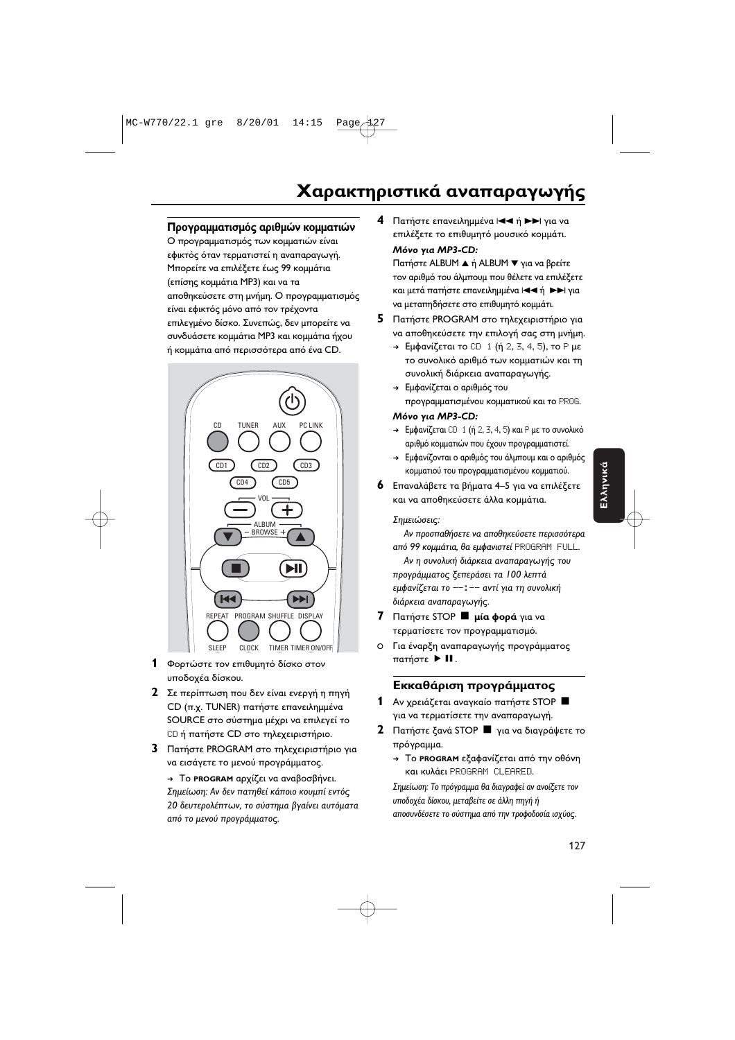# Χαρακτηριστικά αναπαραγωγής

### Προγραμματισμός αριθμών κομματιών

Ο προγραμματισμός των κομματιών είναι εφικτός όταν τερματιστεί η αναπαραγωγή. Μπορείτε να επιλέξετε έως 99 κομμάτια (επίσης κομμάτια MP3) και να τα αποθηκεύσετε στη μνήμη. Ο προγραμματισμός είναι εφικτός μόνο από τον τρέχοντα επιλεγμένο δίσκο. Συνεπώς, δεν μπορείτε να συνδυάσετε κομμάτια MP3 και κομμάτια ήχου ή κομμάτια από περισσότερα από ένα CD.

**1** Φορτώστε τον επιθυμητό δίσκο στον υποδοχέα δίσκου.

**2** Σε περίπτωση που δεν είναι ενεργή η πηγή CD (π.χ. TUNER) πατήστε επανειλημμένα SOURCE στο σύστημα μέχρι να επιλεγεί το CD ή πατήστε CD στο τηλεχειριστήριο.

**3** Πατήστε PROGRAM στο τηλεχειριστήριο για να εισάγετε το μενού προγράμματος.

→ Το **PROGRAM** αρχίζει να αναβοσβήνει.
*Σημείωση: Αν δεν πατηθεί κάποιο κουμπί εντός 20 δευτερολέπτων, το σύστημα βγαίνει αυτόματα από το μενού προγράμματος.*

**4** Πατήστε επανειλημμένα ⏮ ή ⏭ για να επιλέξετε το επιθυμητό μουσικό κομμάτι.

***Μόνο για MP3-CD:***
Πατήστε ALBUM ▲ ή ALBUM ▼ για να βρείτε τον αριθμό του άλμπουμ που θέλετε να επιλέξετε και μετά πατήστε επανειλημμένα ⏮ ή ⏭ για να μεταπηδήσετε στο επιθυμητό κομμάτι.

**5** Πατήστε PROGRAM στο τηλεχειριστήριο για να αποθηκεύσετε την επιλογή σας στη μνήμη.

→ Εμφανίζεται το CD 1 (ή 2, 3, 4, 5), το P με το συνολικό αριθμό των κομματιών και τη συνολική διάρκεια αναπαραγωγής.
→ Εμφανίζεται ο αριθμός του προγραμματισμένου κομματικού και το PROG.

***Μόνο για MP3-CD:***
→ Εμφανίζεται CD 1 (ή 2, 3, 4, 5) και P με το συνολικό αριθμό κομματιών που έχουν προγραμματιστεί.
→ Εμφανίζονται ο αριθμός του άλμπουμ και ο αριθμός κομματιού του προγραμματισμένου κομματιού.

**6** Επαναλάβετε τα βήματα 4–5 για να επιλέξετε και να αποθηκεύσετε άλλα κομμάτια.

*Σημειώσεις:*
*Αν προσπαθήσετε να αποθηκεύσετε περισσότερα από 99 κομμάτια, θα εμφανιστεί* PROGRAM FULL.
*Αν η συνολική διάρκεια αναπαραγωγής του προγράμματος ξεπεράσει τα 100 λεπτά εμφανίζεται το --:-- αντί για τη συνολική διάρκεια αναπαραγωγής.*

**7** Πατήστε STOP ■ **μία φορά** για να τερματίσετε τον προγραμματισμό.

○ Για έναρξη αναπαραγωγής προγράμματος πατήστε ▶ II.

### Εκκαθάριση προγράμματος

**1** Αν χρειάζεται αναγκαίο πατήστε STOP ■ για να τερματίσετε την αναπαραγωγή.

**2** Πατήστε ξανά STOP ■ για να διαγράψετε το πρόγραμμα.

→ Το **PROGRAM** εξαφανίζεται από την οθόνη και κυλάει PROGRAM CLEARED.

*Σημείωση: Το πρόγραμμα θα διαγραφεί αν ανοίξετε τον υποδοχέα δίσκου, μεταβείτε σε άλλη πηγή ή αποσυνδέσετε το σύστημα από την τροφοδοσία ισχύος.*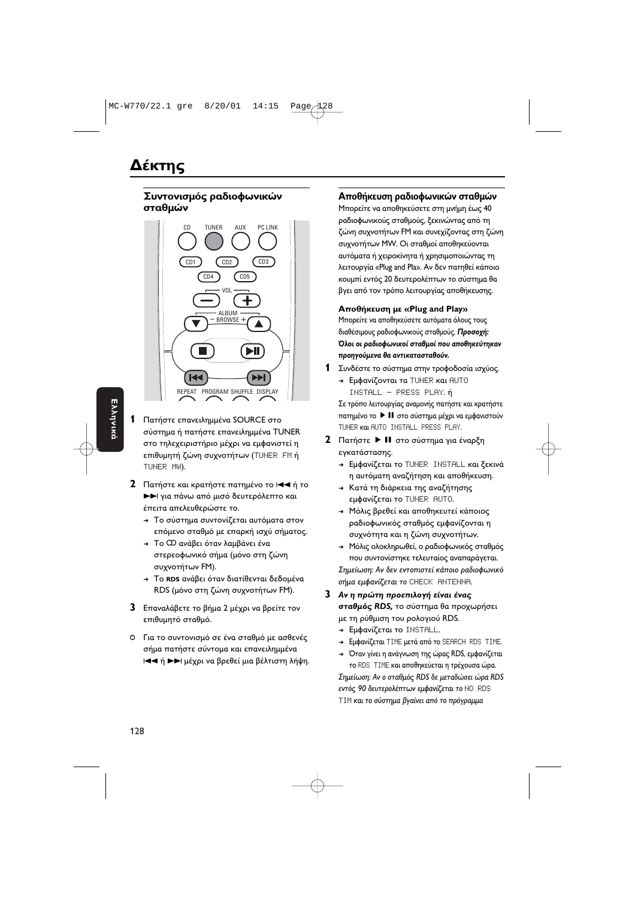# Δέκτης

## Συντονισμός ραδιοφωνικών σταθμών

**1** Πατήστε επανειλημμένα SOURCE στο σύστημα ή πατήστε επανειλημμένα TUNER στο τηλεχειριστήριο μέχρι να εμφανιστεί η επιθυμητή ζώνη συχνοτήτων (TUNER FM ή TUNER MW).

**2** Πατήστε και κρατήστε πατημένο το |◀◀ ή το ▶▶| για πάνω από μισό δευτερόλεπτο και έπειτα απελευθερώστε το.
- → Το σύστημα συντονίζεται αυτόματα στον επόμενο σταθμό με επαρκή ισχύ σήματος.
- → Το ∞ ανάβει όταν λαμβάνει ένα στερεοφωνικό σήμα (μόνο στη ζώνη συχνοτήτων FM).
- → Το **RDS** ανάβει όταν διατίθενται δεδομένα RDS (μόνο στη ζώνη συχνοτήτων FM).

**3** Επαναλάβετε το βήμα 2 μέχρι να βρείτε τον επιθυμητό σταθμό.

○ Για το συντονισμό σε ένα σταθμό με ασθενές σήμα πατήστε σύντομα και επανειλημμένα |◀◀ ή ▶▶| μέχρι να βρεθεί μια βέλτιστη λήψη.

## Αποθήκευση ραδιοφωνικών σταθμών

Μπορείτε να αποθηκεύσετε στη μνήμη έως 40 ραδιοφωνικούς σταθμούς, ξεκινώντας από τη ζώνη συχνοτήτων FM και συνεχίζοντας στη ζώνη συχνοτήτων MW. Οι σταθμοί αποθηκεύονται αυτόματα ή χειροκίνητα ή χρησιμοποιώντας τη λειτουργία «Plug and Pla». Αν δεν πατηθεί κάποιο κουμπί εντός 20 δευτερολέπτων το σύστημα θα βγει από τον τρόπο λειτουργίας αποθήκευσης.

### Αποθήκευση με «Plug and Play»

Μπορείτε να αποθηκεύσετε αυτόματα όλους τους διαθέσιμους ραδιοφωνικούς σταθμούς. ***Προσοχή: Όλοι οι ραδιοφωνικοί σταθμοί που αποθηκεύτηκαν προηγούμενα θα αντικατασταθούν.***

**1** Συνδέστε το σύστημα στην τροφοδοσία ισχύος.
- → Εμφανίζονται τα TUNER και AUTO INSTALL – PRESS PLAY. ή

Σε τρόπο λειτουργίας αναμονής πατήστε και κρατήστε πατημένο το ▶ ❚❚ στο σύστημα μέχρι να εμφανιστούν TUNER και AUTO INSTALL PRESS PLAY.

**2** Πατήστε ▶ ❚❚ στο σύστημα για έναρξη εγκατάστασης.
- → Εμφανίζεται το TUNER INSTALL και ξεκινά η αυτόματη αναζήτηση και αποθήκευση.
- → Κατά τη διάρκεια της αναζήτησης εμφανίζεται το TUNER AUTO.
- → Μόλις βρεθεί και αποθηκευτεί κάποιος ραδιοφωνικός σταθμός εμφανίζονται η συχνότητα και η ζώνη συχνοτήτων.
- → Μόλις ολοκληρωθεί, ο ραδιοφωνικός σταθμός που συντονίστηκε τελευταίος αναπαράγεται.

*Σημείωση: Αν δεν εντοπιστεί κάποιο ραδιοφωνικό σήμα εμφανίζεται το* CHECK ANTENNA.

**3** ***Αν η πρώτη προεπιλογή είναι ένας σταθμός RDS,*** το σύστημα θα προχωρήσει με τη ρύθμιση του ρολογιού RDS.
- → Εμφανίζεται το INSTALL.
- → Εμφανίζεται TIME μετά από το SEARCH RDS TIME.
- → Όταν γίνει η ανάγνωση της ώρας RDS, εμφανίζεται το RDS TIME και αποθηκεύεται η τρέχουσα ώρα.

*Σημείωση: Αν ο σταθμός RDS δε μεταδώσει ώρα RDS εντός 90 δευτερολέπτων εμφανίζεται το* NO RDS TIM *και το σύστημα βγαίνει από το πρόγραμμα*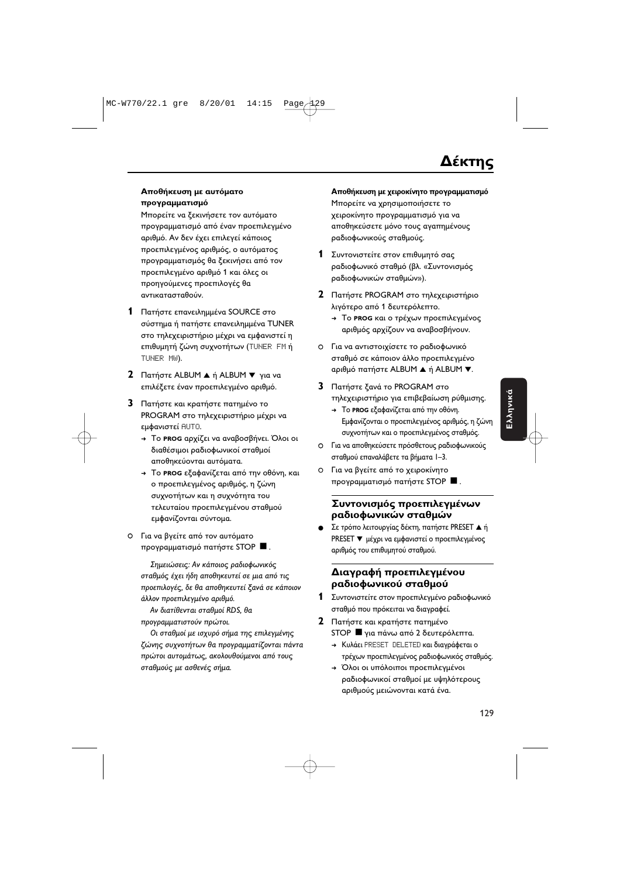# Δέκτης

**Αποθήκευση με αυτόματο προγραμματισμό**

Μπορείτε να ξεκινήσετε τον αυτόματο προγραμματισμό από έναν προεπιλεγμένο αριθμό. Αν δεν έχει επιλεγεί κάποιος προεπιλεγμένος αριθμός, ο αυτόματος προγραμματισμός θα ξεκινήσει από τον προεπιλεγμένο αριθμό 1 και όλες οι προηγούμενες προεπιλογές θα αντικατασταθούν.

**1** Πατήστε επανειλημμένα SOURCE στο σύστημα ή πατήστε επανειλημμένα TUNER στο τηλεχειριστήριο μέχρι να εμφανιστεί η επιθυμητή ζώνη συχνοτήτων (TUNER FM ή TUNER MW).

**2** Πατήστε ALBUM ▲ ή ALBUM ▼ για να επιλέξετε έναν προεπιλεγμένο αριθμό.

**3** Πατήστε και κρατήστε πατημένο το PROGRAM στο τηλεχειριστήριο μέχρι να εμφανιστεί AUTO.
- → Το **PROG** αρχίζει να αναβοσβήνει. Όλοι οι διαθέσιμοι ραδιοφωνικοί σταθμοί αποθηκεύονται αυτόματα.
- → Το **PROG** εξαφανίζεται από την οθόνη, και ο προεπιλεγμένος αριθμός, η ζώνη συχνοτήτων και η συχνότητα του τελευταίου προεπιλεγμένου σταθμού εμφανίζονται σύντομα.

○ Για να βγείτε από τον αυτόματο προγραμματισμό πατήστε STOP ■.

*Σημειώσεις: Αν κάποιος ραδιοφωνικός σταθμός έχει ήδη αποθηκευτεί σε μια από τις προεπιλογές, δε θα αποθηκευτεί ξανά σε κάποιον άλλον προεπιλεγμένο αριθμό.*

*Αν διατίθενται σταθμοί RDS, θα προγραμματιστούν πρώτοι.*

*Οι σταθμοί με ισχυρό σήμα της επιλεγμένης ζώνης συχνοτήτων θα προγραμματίζονται πάντα πρώτοι αυτομάτως, ακολουθούμενοι από τους σταθμούς με ασθενές σήμα.*

**Αποθήκευση με χειροκίνητο προγραμματισμό**

Μπορείτε να χρησιμοποιήσετε το χειροκίνητο προγραμματισμό για να αποθηκεύσετε μόνο τους αγαπημένους ραδιοφωνικούς σταθμούς.

**1** Συντονιστείτε στον επιθυμητό σας ραδιοφωνικό σταθμό (βλ. «Συντονισμός ραδιοφωνικών σταθμών»).

**2** Πατήστε PROGRAM στο τηλεχειριστήριο λιγότερο από 1 δευτερόλεπτο.
- → Το **PROG** και ο τρέχων προεπιλεγμένος αριθμός αρχίζουν να αναβοσβήνουν.

○ Για να αντιστοιχίσετε το ραδιοφωνικό σταθμό σε κάποιον άλλο προεπιλεγμένο αριθμό πατήστε ALBUM ▲ ή ALBUM ▼.

**3** Πατήστε ξανά το PROGRAM στο τηλεχειριστήριο για επιβεβαίωση ρύθμισης.
- → Το **PROG** εξαφανίζεται από την οθόνη. Εμφανίζονται ο προεπιλεγμένος αριθμός, η ζώνη συχνοτήτων και ο προεπιλεγμένος σταθμός.

○ Για να αποθηκεύσετε πρόσθετους ραδιοφωνικούς σταθμού επαναλάβετε τα βήματα 1–3.

○ Για να βγείτε από το χειροκίνητο προγραμματισμό πατήστε STOP ■.

## Συντονισμός προεπιλεγμένων ραδιοφωνικών σταθμών

● Σε τρόπο λειτουργίας δέκτη, πατήστε PRESET ▲ ή PRESET ▼ μέχρι να εμφανιστεί ο προεπιλεγμένος αριθμός του επιθυμητού σταθμού.

## Διαγραφή προεπιλεγμένου ραδιοφωνικού σταθμού

**1** Συντονιστείτε στον προεπιλεγμένο ραδιοφωνικό σταθμό που πρόκειται να διαγραφεί.

**2** Πατήστε και κρατήστε πατημένο STOP ■ για πάνω από 2 δευτερόλεπτα.
- → Κυλάει PRESET DELETED και διαγράφεται ο τρέχων προεπιλεγμένος ραδιοφωνικός σταθμός.
- → Όλοι οι υπόλοιποι προεπιλεγμένοι ραδιοφωνικοί σταθμοί με υψηλότερους αριθμούς μειώνονται κατά ένα.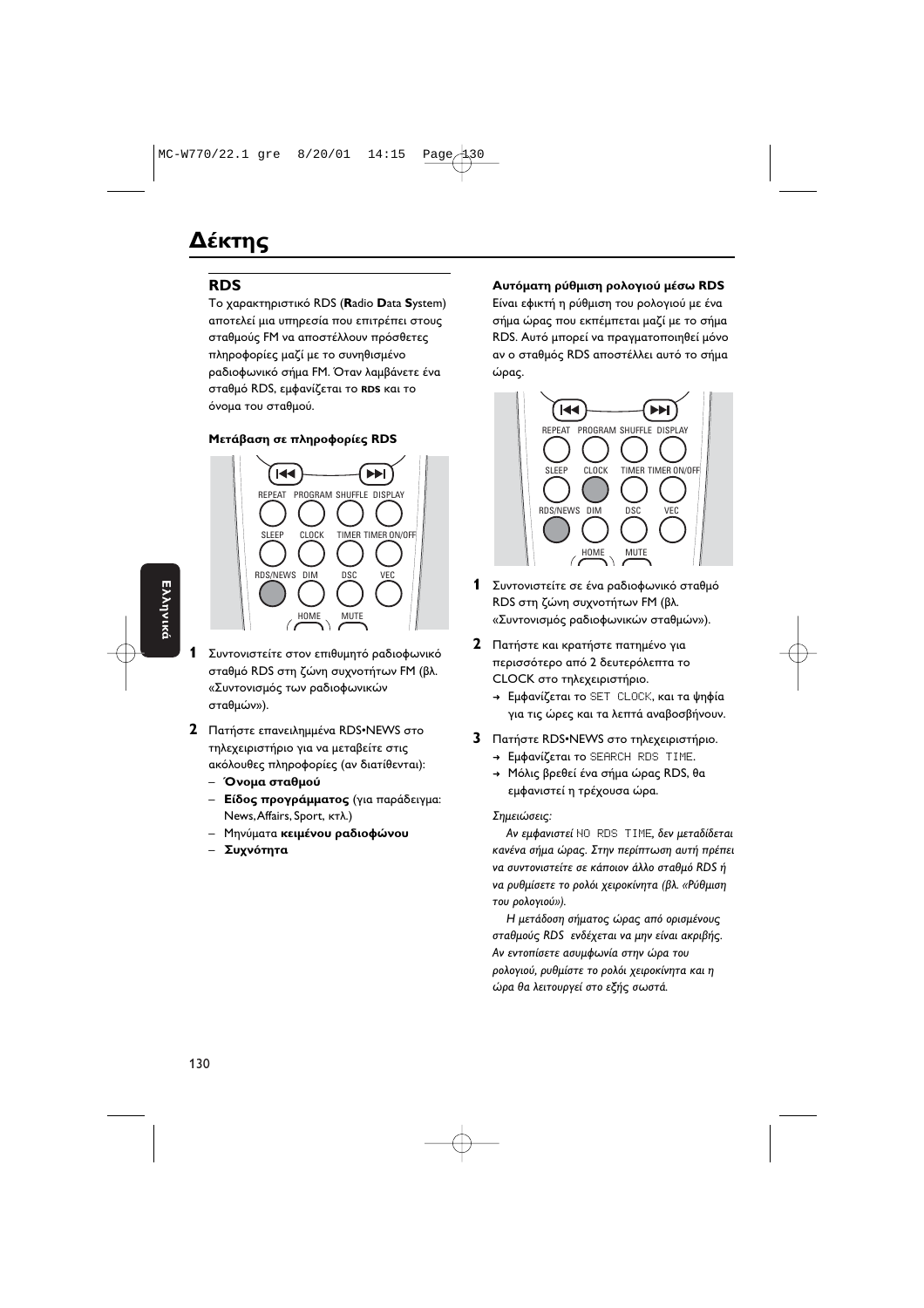# Δέκτης

## RDS

Το χαρακτηριστικό RDS (**R**adio **D**ata **S**ystem) αποτελεί μια υπηρεσία που επιτρέπει στους σταθμούς FM να αποστέλλουν πρόσθετες πληροφορίες μαζί με το συνηθισμένο ραδιοφωνικό σήμα FM. Όταν λαμβάνετε ένα σταθμό RDS, εμφανίζεται το **RDS** και το όνομα του σταθμού.

### Μετάβαση σε πληροφορίες RDS

**1** Συντονιστείτε στον επιθυμητό ραδιοφωνικό σταθμό RDS στη ζώνη συχνοτήτων FM (βλ. «Συντονισμός των ραδιοφωνικών σταθμών»).

**2** Πατήστε επανειλημμένα RDS•NEWS στο τηλεχειριστήριο για να μεταβείτε στις ακόλουθες πληροφορίες (αν διατίθενται):
- **Όνομα σταθμού**
- **Είδος προγράμματος** (για παράδειγμα: News, Affairs, Sport, κτλ.)
- Μηνύματα **κειμένου ραδιοφώνου**
- **Συχνότητα**

### Αυτόματη ρύθμιση ρολογιού μέσω RDS

Είναι εφικτή η ρύθμιση του ρολογιού με ένα σήμα ώρας που εκπέμπεται μαζί με το σήμα RDS. Αυτό μπορεί να πραγματοποιηθεί μόνο αν ο σταθμός RDS αποστέλλει αυτό το σήμα ώρας.

**1** Συντονιστείτε σε ένα ραδιοφωνικό σταθμό RDS στη ζώνη συχνοτήτων FM (βλ. «Συντονισμός ραδιοφωνικών σταθμών»).

**2** Πατήστε και κρατήστε πατημένο για περισσότερο από 2 δευτερόλεπτα το CLOCK στο τηλεχειριστήριο.
→ Εμφανίζεται το SET CLOCK, και τα ψηφία για τις ώρες και τα λεπτά αναβοσβήνουν.

**3** Πατήστε RDS•NEWS στο τηλεχειριστήριο.
→ Εμφανίζεται το SEARCH RDS TIME.
→ Μόλις βρεθεί ένα σήμα ώρας RDS, θα εμφανιστεί η τρέχουσα ώρα.

*Σημειώσεις:*

*Αν εμφανιστεί* NO RDS TIME, *δεν μεταδίδεται κανένα σήμα ώρας. Στην περίπτωση αυτή πρέπει να συντονιστείτε σε κάποιον άλλο σταθμό RDS ή να ρυθμίσετε το ρολόι χειροκίνητα (βλ. «Ρύθμιση του ρολογιού»).*

*Η μετάδοση σήματος ώρας από ορισμένους σταθμούς RDS ενδέχεται να μην είναι ακριβής. Αν εντοπίσετε ασυμφωνία στην ώρα του ρολογιού, ρυθμίστε το ρολόι χειροκίνητα και η ώρα θα λειτουργεί στο εξής σωστά.*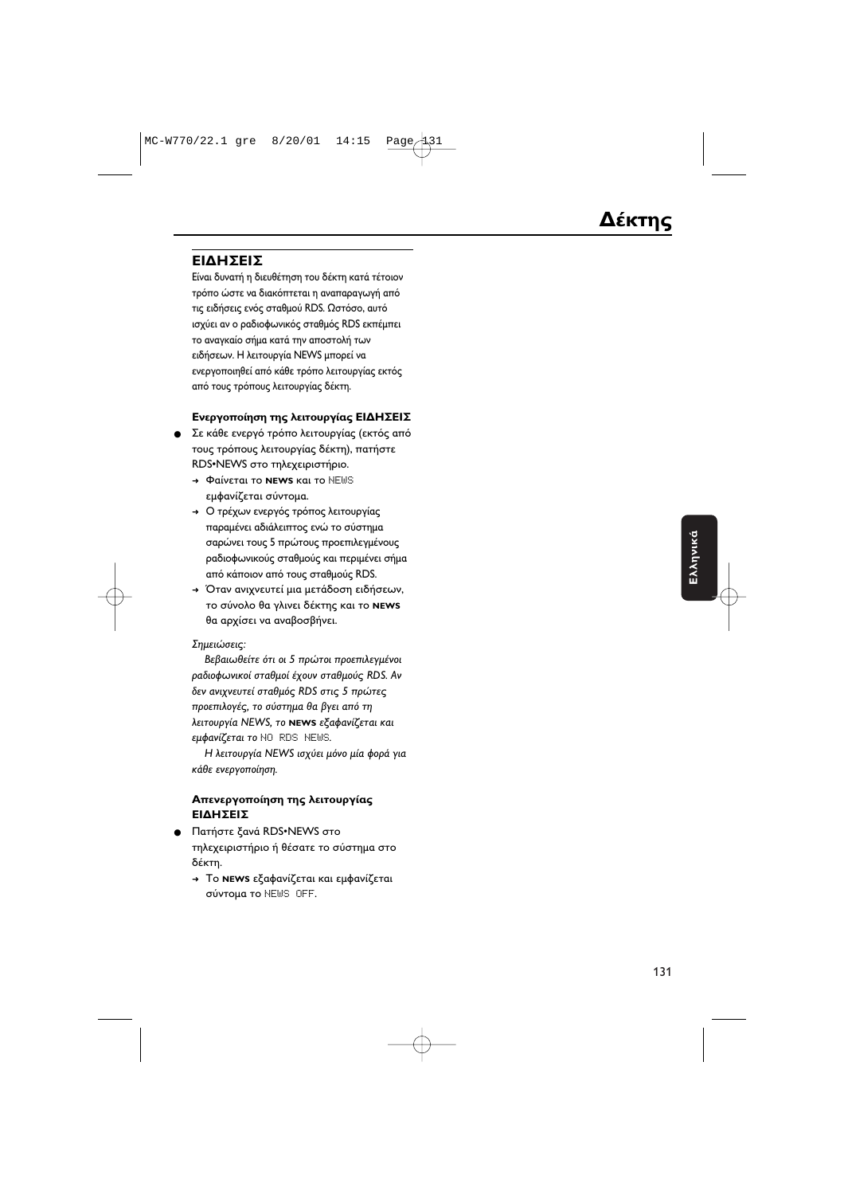# Δέκτης

## ΕΙΔΗΣΕΙΣ

Είναι δυνατή η διευθέτηση του δέκτη κατά τέτοιον τρόπο ώστε να διακόπτεται η αναπαραγωγή από τις ειδήσεις ενός σταθμού RDS. Ωστόσο, αυτό ισχύει αν ο ραδιοφωνικός σταθμός RDS εκπέμπει το αναγκαίο σήμα κατά την αποστολή των ειδήσεων. Η λειτουργία NEWS μπορεί να ενεργοποιηθεί από κάθε τρόπο λειτουργίας εκτός από τους τρόπους λειτουργίας δέκτη.

### Ενεργοποίηση της λειτουργίας ΕΙΔΗΣΕΙΣ

- Σε κάθε ενεργό τρόπο λειτουργίας (εκτός από τους τρόπους λειτουργίας δέκτη), πατήστε RDS•NEWS στο τηλεχειριστήριο.
  - → Φαίνεται το **NEWS** και το NEWS εμφανίζεται σύντομα.
  - → Ο τρέχων ενεργός τρόπος λειτουργίας παραμένει αδιάλειπτος ενώ το σύστημα σαρώνει τους 5 πρώτους προεπιλεγμένους ραδιοφωνικούς σταθμούς και περιμένει σήμα από κάποιον από τους σταθμούς RDS.
  - → Όταν ανιχνευτεί μια μετάδοση ειδήσεων, το σύνολο θα γλινει δέκτης και το **NEWS** θα αρχίσει να αναβοσβήνει.

*Σημειώσεις:*

*Βεβαιωθείτε ότι οι 5 πρώτοι προεπιλεγμένοι ραδιοφωνικοί σταθμοί έχουν σταθμούς RDS. Αν δεν ανιχνευτεί σταθμός RDS στις 5 πρώτες προεπιλογές, το σύστημα θα βγει από τη λειτουργία NEWS, το* ***NEWS*** *εξαφανίζεται και εμφανίζεται το* NO RDS NEWS.

*Η λειτουργία NEWS ισχύει μόνο μία φορά για κάθε ενεργοποίηση.*

### Απενεργοποίηση της λειτουργίας ΕΙΔΗΣΕΙΣ

- Πατήστε ξανά RDS•NEWS στο τηλεχειριστήριο ή θέσατε το σύστημα στο δέκτη.
  - → Το **NEWS** εξαφανίζεται και εμφανίζεται σύντομα το NEWS OFF.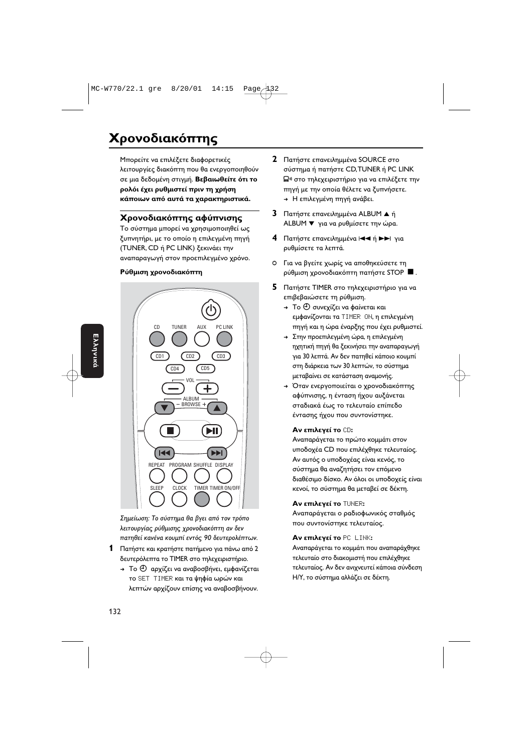# Χρονοδιακόπτης

Μπορείτε να επιλέξετε διαφορετικές λειτουργίες διακόπτη που θα ενεργοποιηθούν σε μια δεδομένη στιγμή. **Βεβαιωθείτε ότι το ρολόι έχει ρυθμιστεί πριν τη χρήση κάποιων από αυτά τα χαρακτηριστικά.**

## Χρονοδιακόπτης αφύπνισης

Το σύστημα μπορεί να χρησιμοποιηθεί ως ξυπνητήρι, με το οποίο η επιλεγμένη πηγή (TUNER, CD ή PC LINK) ξεκινάει την αναπαραγωγή στον προεπιλεγμένο χρόνο.

**Ρύθμιση χρονοδιακόπτη**

*Σημείωση: Το σύστημα θα βγει από τον τρόπο λειτουργίας ρύθμισης χρονοδιακόπτη αν δεν πατηθεί κανένα κουμπί εντός 90 δευτερολέπτων.*

**1** Πατήστε και κρατήστε πατήμενο για πάνω από 2 δευτερόλεπτα το TIMER στο τηλεχειριστήριο.
→ Το ⌚ αρχίζει να αναβοσβήνει, εμφανίζεται το SET TIMER και τα ψηφία ωρών και λεπτών αρχίζουν επίσης να αναβοσβήνουν.

**2** Πατήστε επανειλημμένα SOURCE στο σύστημα ή πατήστε CD,TUNER ή PC LINK στο τηλεχειριστήριο για να επιλέξετε την πηγή με την οποία θέλετε να ξυπνήσετε.
→ Η επιλεγμένη πηγή ανάβει.

**3** Πατήστε επανειλημμένα ALBUM ▲ ή ALBUM ▼ για να ρυθμίσετε την ώρα.

**4** Πατήστε επανειλημμένα ◄◄ ή ►►| για ρυθμίσετε τα λεπτά.

○ Για να βγείτε χωρίς να αποθηκεύσετε τη ρύθμιση χρονοδιακόπτη πατήστε STOP ■.

**5** Πατήστε TIMER στο τηλεχειριστήριο για να επιβεβαιώσετε τη ρύθμιση.
→ Το ⌚ συνεχίζει να φαίνεται και εμφανίζονται τα TIMER ON, η επιλεγμένη πηγή και η ώρα έναρξης που έχει ρυθμιστεί.
→ Στην προεπιλεγμένη ώρα, η επιλεγμένη ηχητική πηγή θα ξεκινήσει την αναπαραγωγή για 30 λεπτά. Αν δεν πατηθεί κάποιο κουμπί στη διάρκεια των 30 λεπτών, το σύστημα μεταβαίνει σε κατάσταση αναμονής.
→ Όταν ενεργοποιείται ο χρονοδιακόπτης αφύπνισης, η ένταση ήχου αυξάνεται σταδιακά έως το τελευταίο επίπεδο έντασης ήχου που συντονίστηκε.

**Αν επιλεγεί το CD:**
Αναπαράγεται το πρώτο κομμάτι στον υποδοχέα CD που επιλέχθηκε τελευταίος. Αν αυτός ο υποδοχέας είναι κενός, το σύστημα θα αναζητήσει τον επόμενο διαθέσιμο δίσκο. Αν όλοι οι υποδοχείς είναι κενοί, το σύστημα θα μεταβεί σε δέκτη.

**Αν επιλεγεί το TUNER:**
Αναπαράγεται ο ραδιοφωνικός σταθμός που συντονίστηκε τελευταίος.

**Αν επιλεγεί το PC LINK:**
Αναπαράγεται το κομμάτι που αναπαράχθηκε τελευταίο στο διακομιστή που επιλέχθηκε τελευταίος. Αν δεν ανιχνευτεί κάποια σύνδεση Η/Υ, το σύστημα αλλάζει σε δέκτη.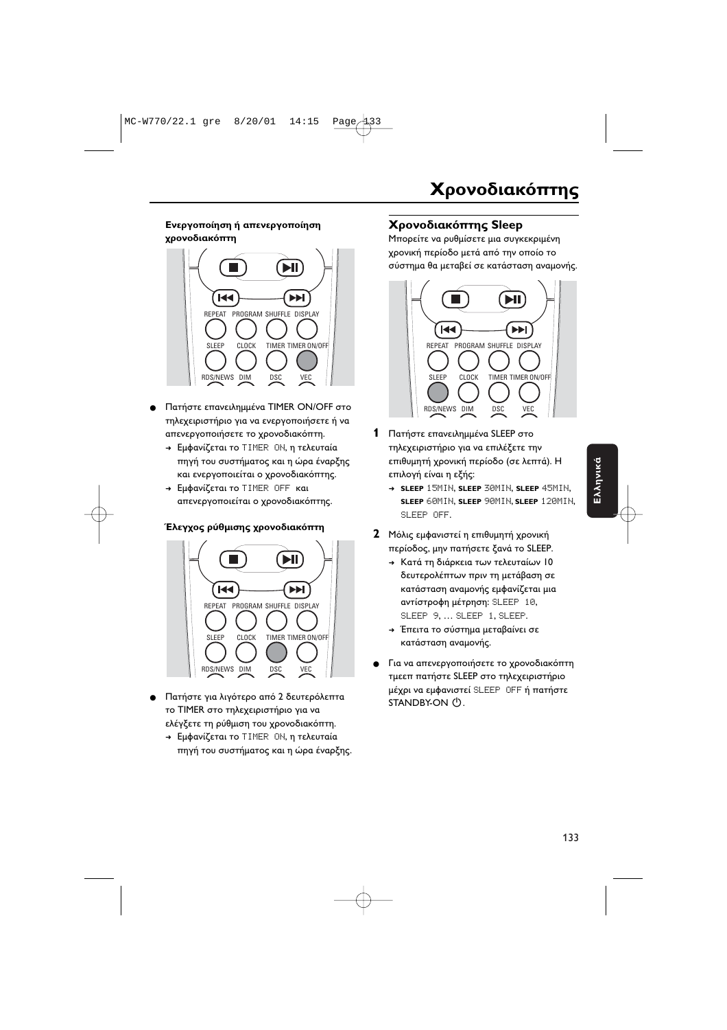# Χρονοδιακόπτης

### Ενεργοποίηση ή απενεργοποίηση χρονοδιακόπτη

- Πατήστε επανειλημμένα TIMER ON/OFF στο τηλεχειριστήριο για να ενεργοποιήσετε ή να απενεργοποιήσετε το χρονοδιακόπτη.
  - → Εμφανίζεται το TIMER ON, η τελευταία πηγή του συστήματος και η ώρα έναρξης και ενεργοποιείται ο χρονοδιακόπτης.
  - → Εμφανίζεται το TIMER OFF και απενεργοποιείται ο χρονοδιακόπτης.

### Έλεγχος ρύθμισης χρονοδιακόπτη

- Πατήστε για λιγότερο από 2 δευτερόλεπτα το TIMER στο τηλεχειριστήριο για να ελέγξετε τη ρύθμιση του χρονοδιακόπτη.
  - → Εμφανίζεται το TIMER ON, η τελευταία πηγή του συστήματος και η ώρα έναρξης.

## Χρονοδιακόπτης Sleep

Μπορείτε να ρυθμίσετε μια συγκεκριμένη χρονική περίοδο μετά από την οποίο το σύστημα θα μεταβεί σε κατάσταση αναμονής.

1. Πατήστε επανειλημμένα SLEEP στο τηλεχειριστήριο για να επιλέξετε την επιθυμητή χρονική περίοδο (σε λεπτά). Η επιλογή είναι η εξής:
   - → **SLEEP** 15MIN, **SLEEP** 30MIN, **SLEEP** 45MIN, **SLEEP** 60MIN, **SLEEP** 90MIN, **SLEEP** 120MIN, SLEEP OFF.
2. Μόλις εμφανιστεί η επιθυμητή χρονική περίοδος, μην πατήσετε ξανά το SLEEP.
   - → Κατά τη διάρκεια των τελευταίων 10 δευτερολέπτων πριν τη μετάβαση σε κατάσταση αναμονής εμφανίζεται μια αντίστροφη μέτρηση: SLEEP 10, SLEEP 9, ... SLEEP 1, SLEEP.
   - → Έπειτα το σύστημα μεταβαίνει σε κατάσταση αναμονής.

- Για να απενεργοποιήσετε το χρονοδιακόπτη τμεεπ πατήστε SLEEP στο τηλεχειριστήριο μέχρι να εμφανιστεί SLEEP OFF ή πατήστε STANDBY-ON ⏻.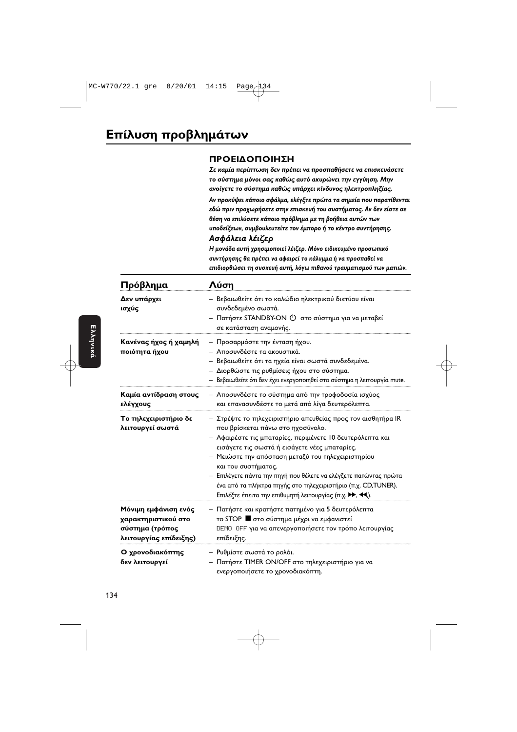# Επίλυση προβλημάτων

**ΠΡΟΕΙΔΟΠΟΙΗΣΗ**

***Σε καμία περίπτωση δεν πρέπει να προσπαθήσετε να επισκευάσετε το σύστημα μόνοι σας καθώς αυτό ακυρώνει την εγγύηση. Μην ανοίγετε το σύστημα καθώς υπάρχει κίνδυνος ηλεκτροπληξίας.***

***Αν προκύψει κάποιο σφάλμα, ελέγξτε πρώτα τα σημεία που παρατίθενται εδώ πριν προχωρήσετε στην επισκευή του συστήματος. Αν δεν είστε σε θέση να επιλύσετε κάποιο πρόβλημα με τη βοήθεια αυτών των υποδείξεων, συμβουλευτείτε τον έμπορο ή το κέντρο συντήρησης.***

***Ασφάλεια λέιζερ***

***Η μονάδα αυτή χρησιμοποιεί λέιζερ. Μόνο ειδικευμένο προσωπικό συντήρησης θα πρέπει να αφαιρεί το κάλυμμα ή να προσπαθεί να επιδιορθώσει τη συσκευή αυτή, λόγω πιθανού τραυματισμού των ματιών.***

| Πρόβλημα | Λύση |
|---|---|
| **Δεν υπάρχει ισχύς** | – Βεβαιωθείτε ότι το καλώδιο ηλεκτρικού δικτύου είναι συνδεδεμένο σωστά.<br>– Πατήστε STANDBY-ON ⏻ στο σύστημα για να μεταβεί σε κατάσταση αναμονής. |
| **Κανένας ήχος ή χαμηλή ποιότητα ήχου** | – Προσαρμόστε την ένταση ήχου.<br>– Αποσυνδέστε τα ακουστικά.<br>– Βεβαιωθείτε ότι τα ηχεία είναι σωστά συνδεδεμένα.<br>– Διορθώστε τις ρυθμίσεις ήχου στο σύστημα.<br>– Βεβαιωθείτε ότι δεν έχει ενεργοποιηθεί στο σύστημα η λειτουργία mute. |
| **Καμία αντίδραση στους ελέγχους** | – Αποσυνδέστε το σύστημα από την τροφοδοσία ισχύος και επανασυνδέστε το μετά από λίγα δευτερόλεπτα. |
| **Το τηλεχειριστήριο δε λειτουργεί σωστά** | – Στρέψτε το τηλεχειριστήριο απευθείας προς τον αισθητήρα IR που βρίσκεται πάνω στο ηχοσύνολο.<br>– Αφαιρέστε τις μπαταρίες, περιμένετε 10 δευτερόλεπτα και εισάγετε τις σωστά ή εισάγετε νέες μπαταρίες.<br>– Μειώστε την απόσταση μεταξύ του τηλεχειριστηρίου και του συστήματος.<br>– Επιλέγετε πάντα την πηγή που θέλετε να ελέγξετε πατώντας πρώτα ένα από τα πλήκτρα πηγής στο τηλεχειριστήριο (π.χ. CD, TUNER). Επιλέξτε έπειτα την επιθυμητή λειτουργία (π.χ. ▶▶, ◀◀). |
| **Μόνιμη εμφάνιση ενός χαρακτηριστικού στο σύστημα (τρόπος λειτουργίας επίδειξης)** | – Πατήστε και κρατήστε πατημένο για 5 δευτερόλεπτα το STOP ■ στο σύστημα μέχρι να εμφανιστεί DEMO OFF για να απενεργοποιήσετε τον τρόπο λειτουργίας επίδειξης. |
| **Ο χρονοδιακόπτης δεν λειτουργεί** | – Ρυθμίστε σωστά το ρολόι.<br>– Πατήστε TIMER ON/OFF στο τηλεχειριστήριο για να ενεργοποιήσετε το χρονοδιακόπτη. |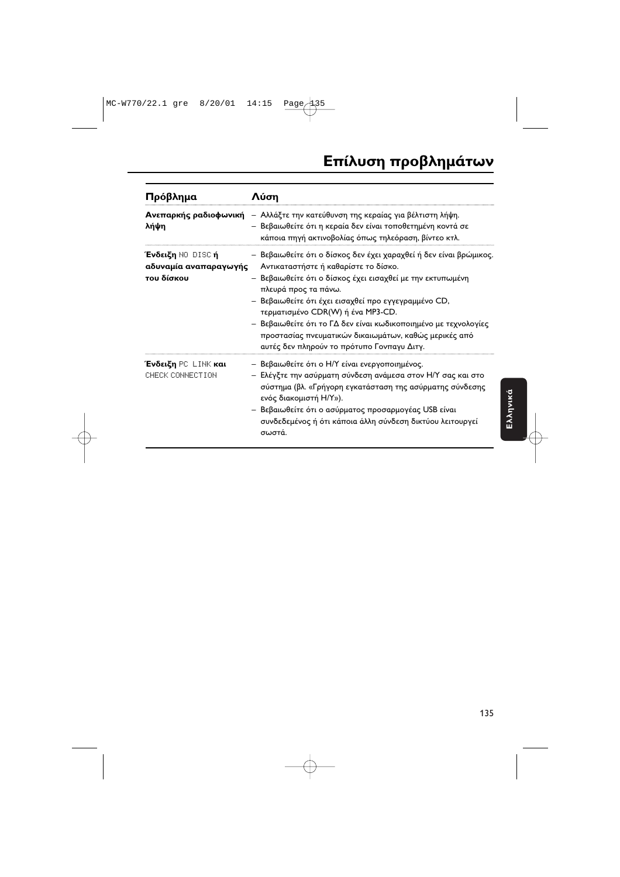# Επίλυση προβλημάτων

| Πρόβλημα | Λύση |
| --- | --- |
| **Ανεπαρκής ραδιοφωνική λήψη** | – Αλλάξτε την κατεύθυνση της κεραίας για βέλτιστη λήψη.<br>– Βεβαιωθείτε ότι η κεραία δεν είναι τοποθετημένη κοντά σε κάποια πηγή ακτινοβολίας όπως τηλεόραση, βίντεο κτλ. |
| **Ένδειξη** NO DISC **ή αδυναμία αναπαραγωγής του δίσκου** | – Βεβαιωθείτε ότι ο δίσκος δεν έχει χαραχθεί ή δεν είναι βρώμικος. Αντικαταστήστε ή καθαρίστε το δίσκο.<br>– Βεβαιωθείτε ότι ο δίσκος έχει εισαχθεί με την εκτυπωμένη πλευρά προς τα πάνω.<br>– Βεβαιωθείτε ότι έχει εισαχθεί προ εγγεγραμμένο CD, τερματισμένο CDR(W) ή ένα MP3-CD.<br>– Βεβαιωθείτε ότι το ΓΔ δεν είναι κωδικοποιημένο με τεχνολογίες προστασίας πνευματικών δικαιωμάτων, καθώς μερικές από αυτές δεν πληρούν το πρότυπο Γονπαγυ Διγτ. |
| **Ένδειξη** PC LINK **και** CHECK CONNECTION | – Βεβαιωθείτε ότι ο Η/Υ είναι ενεργοποιημένος.<br>– Ελέγξτε την ασύρματη σύνδεση ανάμεσα στον Η/Υ σας και στο σύστημα (βλ. «Γρήγορη εγκατάσταση της ασύρματης σύνδεσης ενός διακομιστή Η/Υ»).<br>– Βεβαιωθείτε ότι ο ασύρματος προσαρμογέας USB είναι συνδεδεμένος ή ότι κάποια άλλη σύνδεση δικτύου λειτουργεί σωστά. |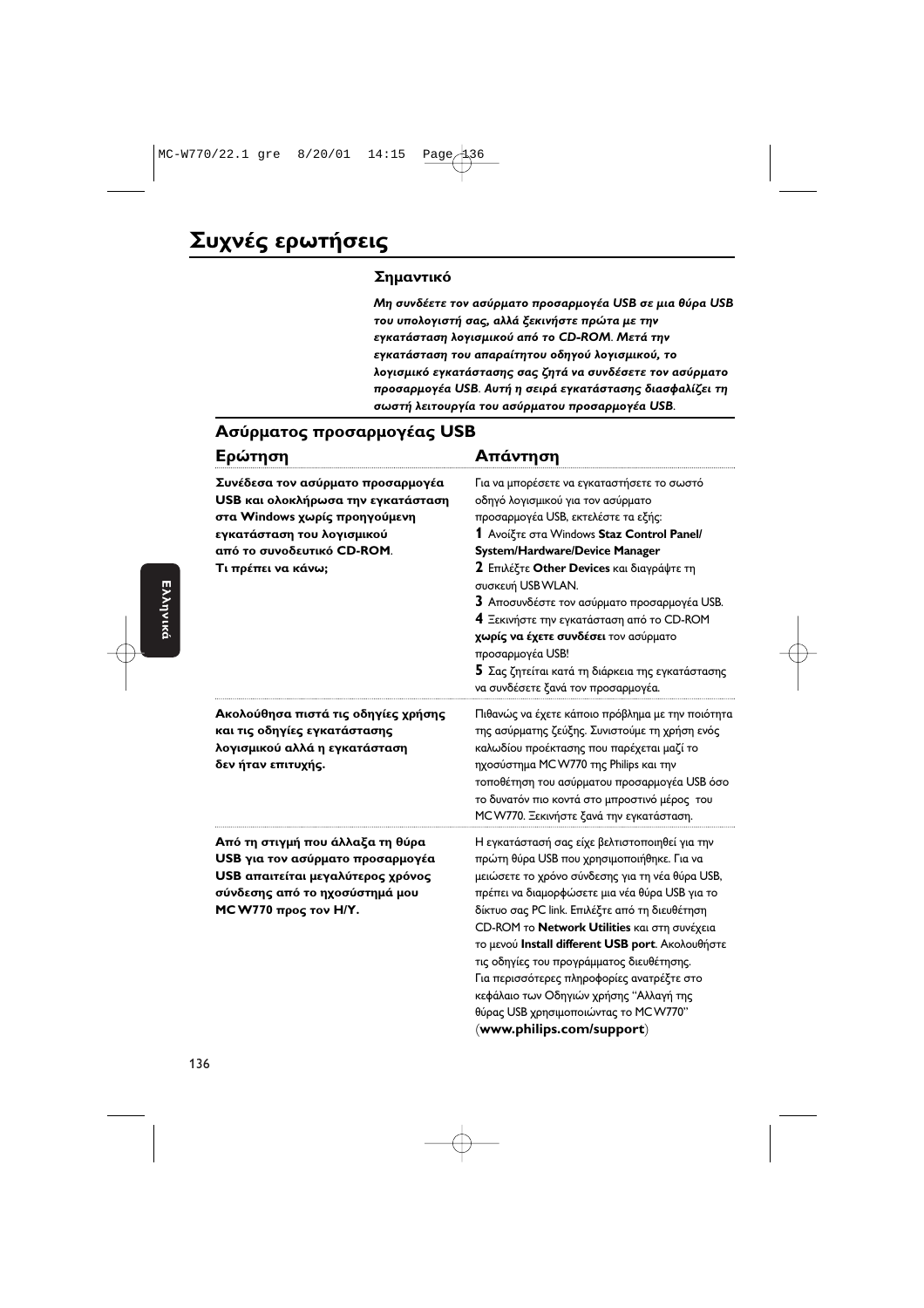# Συχνές ερωτήσεις

### Σημαντικό

***Μη συνδέετε τον ασύρματο προσαρμογέα USB σε μια θύρα USB του υπολογιστή σας, αλλά ξεκινήστε πρώτα με την εγκατάσταση λογισμικού από το CD-ROM. Μετά την εγκατάσταση του απαραίτητου οδηγού λογισμικού, το λογισμικό εγκατάστασης σας ζητά να συνδέσετε τον ασύρματο προσαρμογέα USB. Αυτή η σειρά εγκατάστασης διασφαλίζει τη σωστή λειτουργία του ασύρματου προσαρμογέα USB.***

## Ασύρματος προσαρμογέας USB

| Ερώτηση | Απάντηση |
|---|---|
| **Συνέδεσα τον ασύρματο προσαρμογέα USB και ολοκλήρωσα την εγκατάσταση στα Windows χωρίς προηγούμενη εγκατάσταση του λογισμικού από το συνοδευτικό CD-ROM. Τι πρέπει να κάνω;** | Για να μπορέσετε να εγκαταστήσετε το σωστό οδηγό λογισμικού για τον ασύρματο προσαρμογέα USB, εκτελέστε τα εξής: **1** Ανοίξτε στα Windows **Staz Control Panel/ System/Hardware/Device Manager** **2** Επιλέξτε **Other Devices** και διαγράψτε τη συσκευή USB WLAN. **3** Αποσυνδέστε τον ασύρματο προσαρμογέα USB. **4** Ξεκινήστε την εγκατάσταση από το CD-ROM **χωρίς να έχετε συνδέσει** τον ασύρματο προσαρμογέα USB! **5** Σας ζητείται κατά τη διάρκεια της εγκατάστασης να συνδέσετε ξανά τον προσαρμογέα. |
| **Ακολούθησα πιστά τις οδηγίες χρήσης και τις οδηγίες εγκατάστασης λογισμικού αλλά η εγκατάσταση δεν ήταν επιτυχής.** | Πιθανώς να έχετε κάποιο πρόβλημα με την ποιότητα της ασύρματης ζεύξης. Συνιστούμε τη χρήση ενός καλωδίου προέκτασης που παρέχεται μαζί το ηχοσύστημα MC W770 της Philips και την τοποθέτηση του ασύρματου προσαρμογέα USB όσο το δυνατόν πιο κοντά στο μπροστινό μέρος του MC W770. Ξεκινήστε ξανά την εγκατάσταση. |
| **Από τη στιγμή που άλλαξα τη θύρα USB για τον ασύρματο προσαρμογέα USB απαιτείται μεγαλύτερος χρόνος σύνδεσης από το ηχοσύστημά μου MC W770 προς τον Η/Υ.** | Η εγκατάστασή σας είχε βελτιστοποιηθεί για την πρώτη θύρα USB που χρησιμοποιήθηκε. Για να μειώσετε το χρόνο σύνδεσης για τη νέα θύρα USB, πρέπει να διαμορφώσετε μια νέα θύρα USB για το δίκτυο σας PC link. Επιλέξτε από τη διευθέτηση CD-ROM το **Network Utilities** και στη συνέχεια το μενού **Install different USB port**. Ακολουθήστε τις οδηγίες του προγράμματος διευθέτησης. Για περισσότερες πληροφορίες ανατρέξτε στο κεφάλαιο των Οδηγιών χρήσης "Αλλαγή της θύρας USB χρησιμοποιώντας το MC W770" (**www.philips.com/support**) |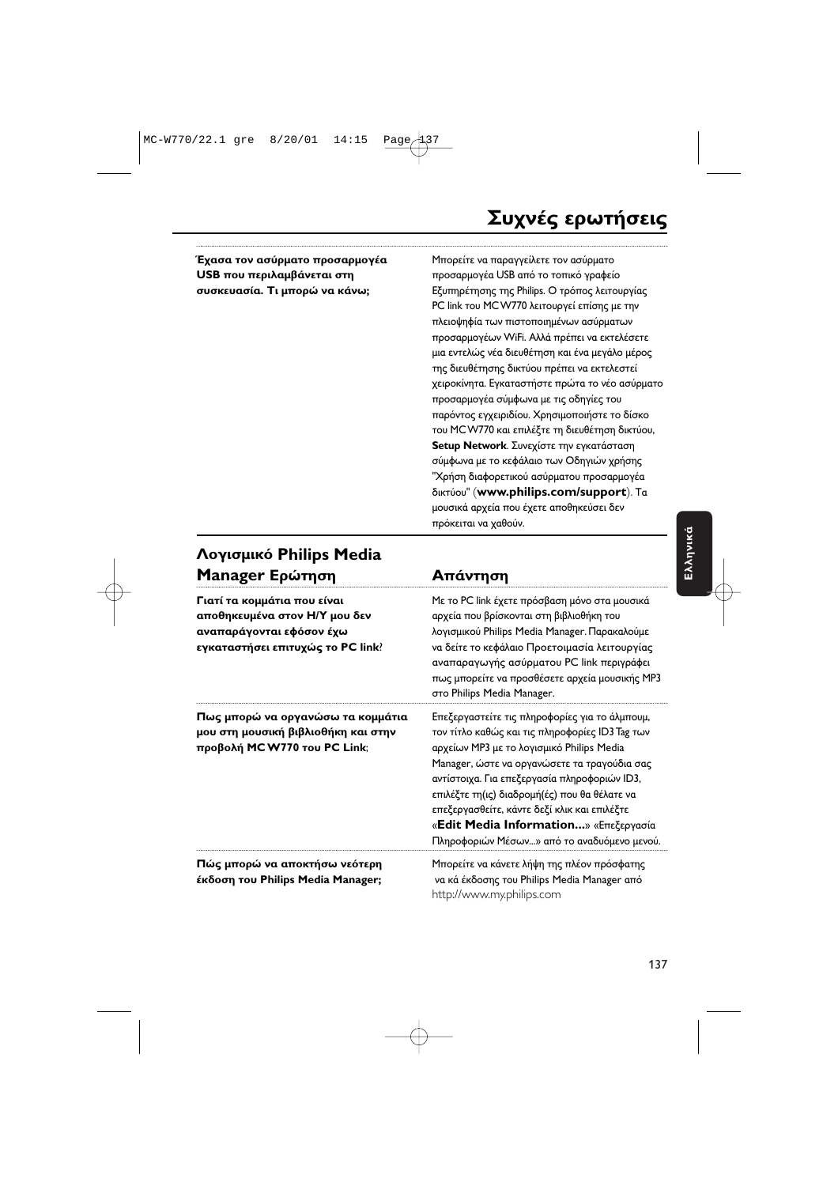# Συχνές ερωτήσεις

| | |
|---|---|
| **Έχασα τον ασύρματο προσαρμογέα USB που περιλαμβάνεται στη συσκευασία. Τι μπορώ να κάνω;** | Μπορείτε να παραγγείλετε τον ασύρματο προσαρμογέα USB από το τοπικό γραφείο Εξυπηρέτησης της Philips. Ο τρόπος λειτουργίας PC link του MC W770 λειτουργεί επίσης με την πλειοψηφία των πιστοποιημένων ασύρματων προσαρμογέων WiFi. Αλλά πρέπει να εκτελέσετε μια εντελώς νέα διευθέτηση και ένα μεγάλο μέρος της διευθέτησης δικτύου πρέπει να εκτελεστεί χειροκίνητα. Εγκαταστήστε πρώτα το νέο ασύρματο προσαρμογέα σύμφωνα με τις οδηγίες του παρόντος εγχειριδίου. Χρησιμοποιήστε το δίσκο του MC W770 και επιλέξτε τη διευθέτηση δικτύου, **Setup Network**. Συνεχίστε την εγκατάσταση σύμφωνα με το κεφάλαιο των Οδηγιών χρήσης "Χρήση διαφορετικού ασύρματου προσαρμογέα δικτύου" (**www.philips.com/support**). Τα μουσικά αρχεία που έχετε αποθηκεύσει δεν πρόκειται να χαθούν. |

| Λογισμικό Philips Media Manager Ερώτηση | Απάντηση |
|---|---|
| **Γιατί τα κομμάτια που είναι αποθηκευμένα στον Η/Υ μου δεν αναπαράγονται εφόσον έχω εγκαταστήσει επιτυχώς το PC link**? | Με το PC link έχετε πρόσβαση μόνο στα μουσικά αρχεία που βρίσκονται στη βιβλιοθήκη του λογισμικού Philips Media Manager. Παρακαλούμε να δείτε το κεφάλαιο Προετοιμασία λειτουργίας αναπαραγωγής ασύρματου PC link περιγράφει πως μπορείτε να προσθέσετε αρχεία μουσικής MP3 στο Philips Media Manager. |
| **Πως μπορώ να οργανώσω τα κομμάτια μου στη μουσική βιβλιοθήκη και στην προβολή MC W770 του PC Link**; | Επεξεργαστείτε τις πληροφορίες για το άλμπουμ, τον τίτλο καθώς και τις πληροφορίες ID3 Tag των αρχείων MP3 με το λογισμικό Philips Media Manager, ώστε να οργανώσετε τα τραγούδια σας αντίστοιχα. Για επεξεργασία πληροφοριών ID3, επιλέξτε τη(ις) διαδρομή(ές) που θα θέλατε να επεξεργασθείτε, κάντε δεξί κλικ και επιλέξτε «**Edit Media Information...**» «Επεξεργασία Πληροφοριών Μέσων...» από το αναδυόμενο μενού. |
| **Πώς μπορώ να αποκτήσω νεότερη έκδοση του Philips Media Manager;** | Μπορείτε να κάνετε λήψη της πλέον πρόσφατης να κά έκδοσης του Philips Media Manager από http://www.my.philips.com |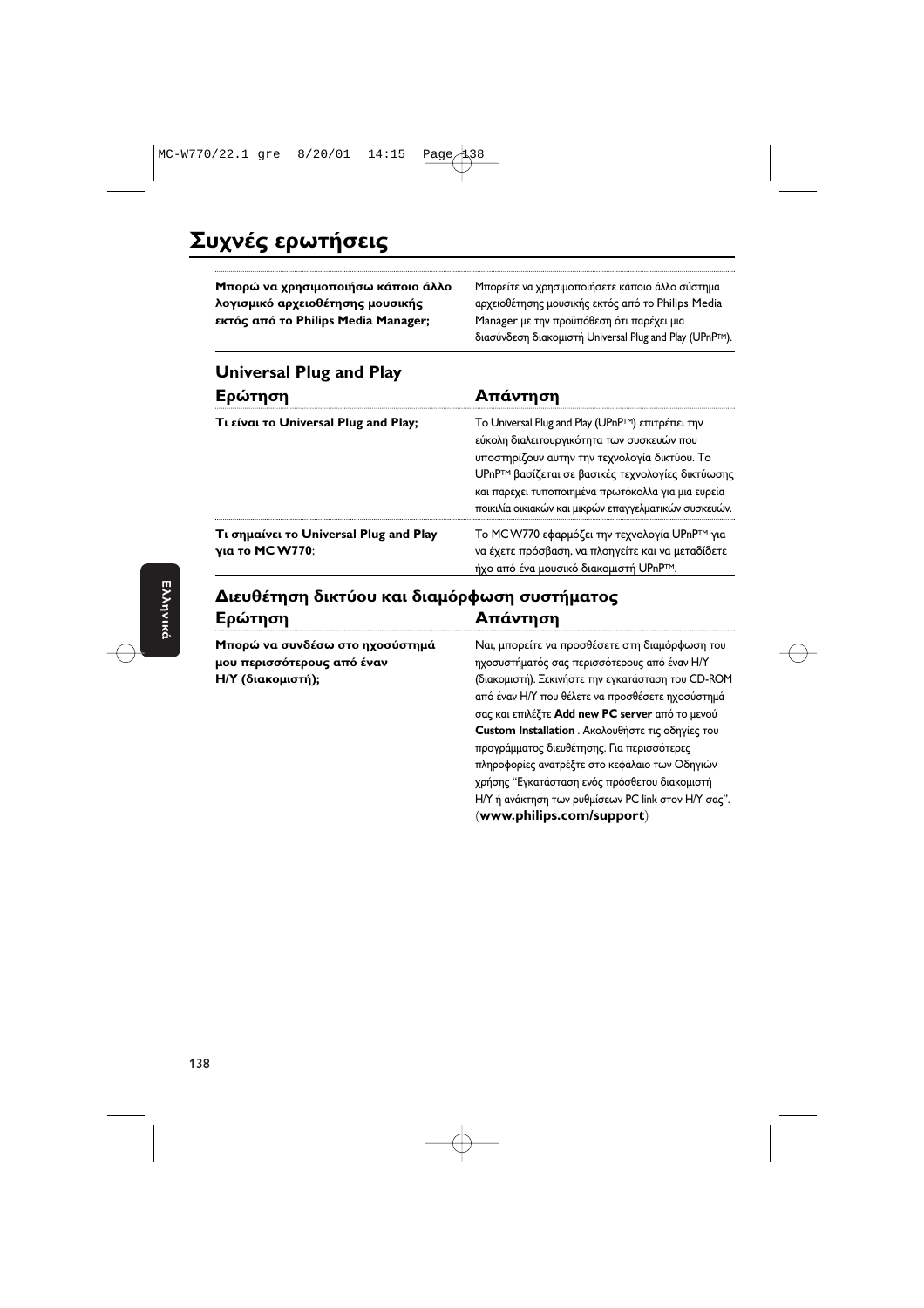# Συχνές ερωτήσεις

| | |
|---|---|
| **Μπορώ να χρησιμοποιήσω κάποιο άλλο λογισμικό αρχειοθέτησης μουσικής εκτός από το Philips Media Manager;** | Μπορείτε να χρησιμοποιήσετε κάποιο άλλο σύστημα αρχειοθέτησης μουσικής εκτός από το Philips Media Manager με την προϋπόθεση ότι παρέχει μια διασύνδεση διακομιστή Universal Plug and Play (UPnP™). |

## Universal Plug and Play

| Ερώτηση | Απάντηση |
|---|---|
| **Τι είναι το Universal Plug and Play;** | Το Universal Plug and Play (UPnP™) επιτρέπει την εύκολη διαλειτουργικότητα των συσκευών που υποστηρίζουν αυτήν την τεχνολογία δικτύου. Το UPnP™ βασίζεται σε βασικές τεχνολογίες δικτύωσης και παρέχει τυποποιημένα πρωτόκολλα για μια ευρεία ποικιλία οικιακών και μικρών επαγγελματικών συσκευών. |
| **Τι σημαίνει το Universal Plug and Play για το MC W770**; | Το MC W770 εφαρμόζει την τεχνολογία UPnP™ για να έχετε πρόσβαση, να πλοηγείτε και να μεταδίδετε ήχο από ένα μουσικό διακομιστή UPnP™. |

## Διευθέτηση δικτύου και διαμόρφωση συστήματος

| Ερώτηση | Απάντηση |
|---|---|
| **Μπορώ να συνδέσω στο ηχοσύστημά μου περισσότερους από έναν Η/Υ (διακομιστή);** | Ναι, μπορείτε να προσθέσετε στη διαμόρφωση του ηχοσυστήματός σας περισσότερους από έναν Η/Υ (διακομιστή). Ξεκινήστε την εγκατάσταση του CD-ROM από έναν Η/Υ που θέλετε να προσθέσετε ηχοσύστημά σας και επιλέξτε **Add new PC server** από το μενού **Custom Installation** . Ακολουθήστε τις οδηγίες του προγράμματος διευθέτησης. Για περισσότερες πληροφορίες ανατρέξτε στο κεφάλαιο των Οδηγιών χρήσης "Εγκατάσταση ενός πρόσθετου διακομιστή Η/Υ ή ανάκτηση των ρυθμίσεων PC link στον Η/Υ σας". (**www.philips.com/support**) |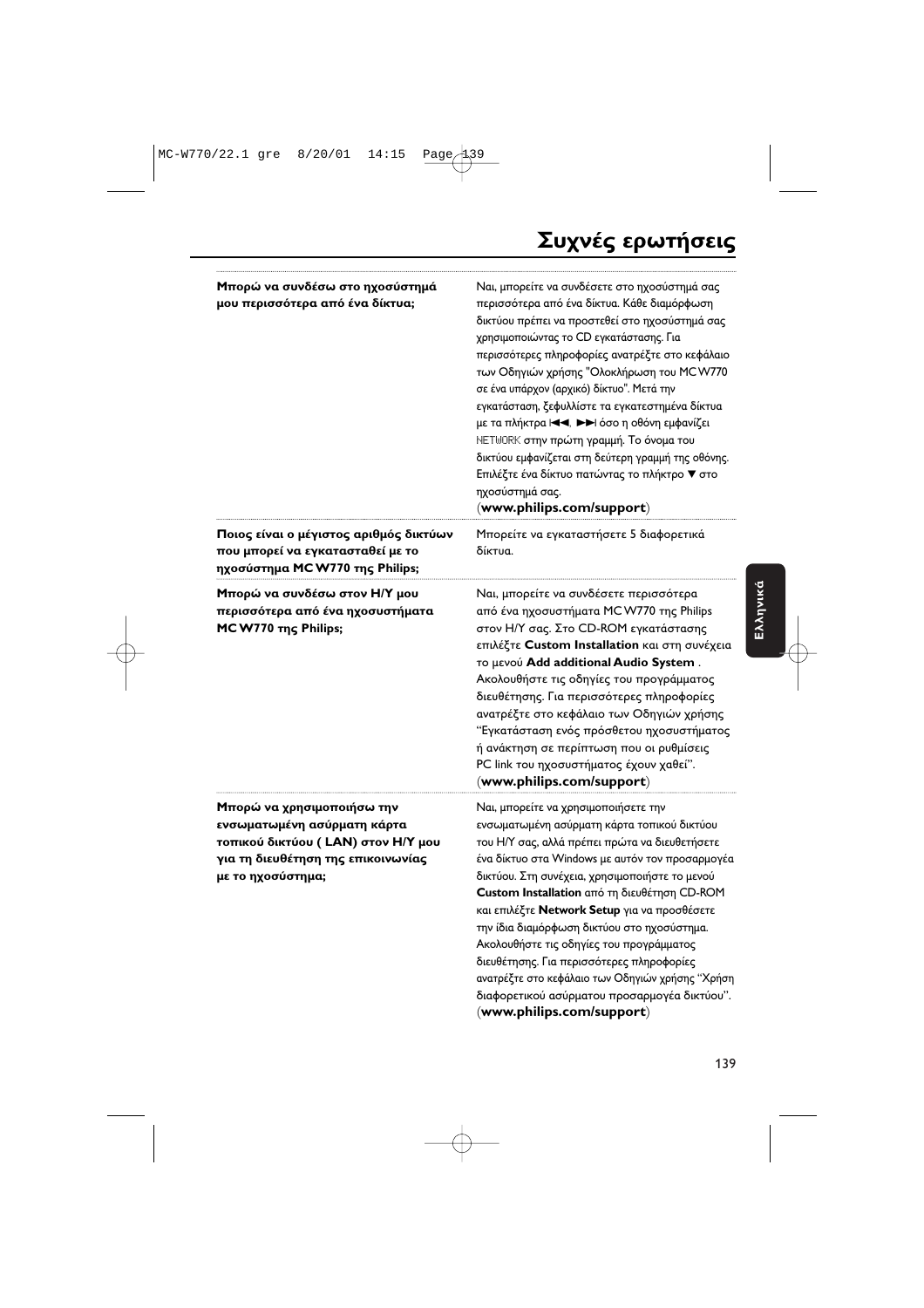# Συχνές ερωτήσεις

| | |
|---|---|
| **Μπορώ να συνδέσω στο ηχοσύστημά μου περισσότερα από ένα δίκτυα;** | Ναι, μπορείτε να συνδέσετε στο ηχοσύστημά σας περισσότερα από ένα δίκτυα. Κάθε διαμόρφωση δικτύου πρέπει να προστεθεί στο ηχοσύστημά σας χρησιμοποιώντας το CD εγκατάστασης. Για περισσότερες πληροφορίες ανατρέξτε στο κεφάλαιο των Οδηγιών χρήσης "Ολοκλήρωση του MC W770 σε ένα υπάρχον (αρχικό) δίκτυο". Μετά την εγκατάσταση, ξεφυλλίστε τα εγκατεστημένα δίκτυα με τα πλήκτρα ⏮, ⏭ όσο η οθόνη εμφανίζει NETWORK στην πρώτη γραμμή. Το όνομα του δικτύου εμφανίζεται στη δεύτερη γραμμή της οθόνης. Επιλέξτε ένα δίκτυο πατώντας το πλήκτρο ▼ στο ηχοσύστημά σας. (**www.philips.com/support**) |
| **Ποιος είναι ο μέγιστος αριθμός δικτύων που μπορεί να εγκατασταθεί με το ηχοσύστημα MC W770 της Philips;** | Μπορείτε να εγκαταστήσετε 5 διαφορετικά δίκτυα. |
| **Μπορώ να συνδέσω στον Η/Υ μου περισσότερα από ένα ηχοσυστήματα MC W770 της Philips;** | Ναι, μπορείτε να συνδέσετε περισσότερα από ένα ηχοσυστήματα MC W770 της Philips στον Η/Υ σας. Στο CD-ROM εγκατάστασης επιλέξτε **Custom Installation** και στη συνέχεια το μενού **Add additional Audio System** . Ακολουθήστε τις οδηγίες του προγράμματος διευθέτησης. Για περισσότερες πληροφορίες ανατρέξτε στο κεφάλαιο των Οδηγιών χρήσης "Εγκατάσταση ενός πρόσθετου ηχοσυστήματος ή ανάκτηση σε περίπτωση που οι ρυθμίσεις PC link του ηχοσυστήματος έχουν χαθεί". (**www.philips.com/support**) |
| **Μπορώ να χρησιμοποιήσω την ενσωματωμένη ασύρματη κάρτα τοπικού δικτύου ( LAN) στον Η/Υ μου για τη διευθέτηση της επικοινωνίας με το ηχοσύστημα;** | Ναι, μπορείτε να χρησιμοποιήσετε την ενσωματωμένη ασύρματη κάρτα τοπικού δικτύου του Η/Υ σας, αλλά πρέπει πρώτα να διευθετήσετε ένα δίκτυο στα Windows με αυτόν τον προσαρμογέα δικτύου. Στη συνέχεια, χρησιμοποιήστε το μενού **Custom Installation** από τη διευθέτηση CD-ROM και επιλέξτε **Network Setup** για να προσθέσετε την ίδια διαμόρφωση δικτύου στο ηχοσύστημα. Ακολουθήστε τις οδηγίες του προγράμματος διευθέτησης. Για περισσότερες πληροφορίες ανατρέξτε στο κεφάλαιο των Οδηγιών χρήσης "Χρήση διαφορετικού ασύρματου προσαρμογέα δικτύου". (**www.philips.com/support**) |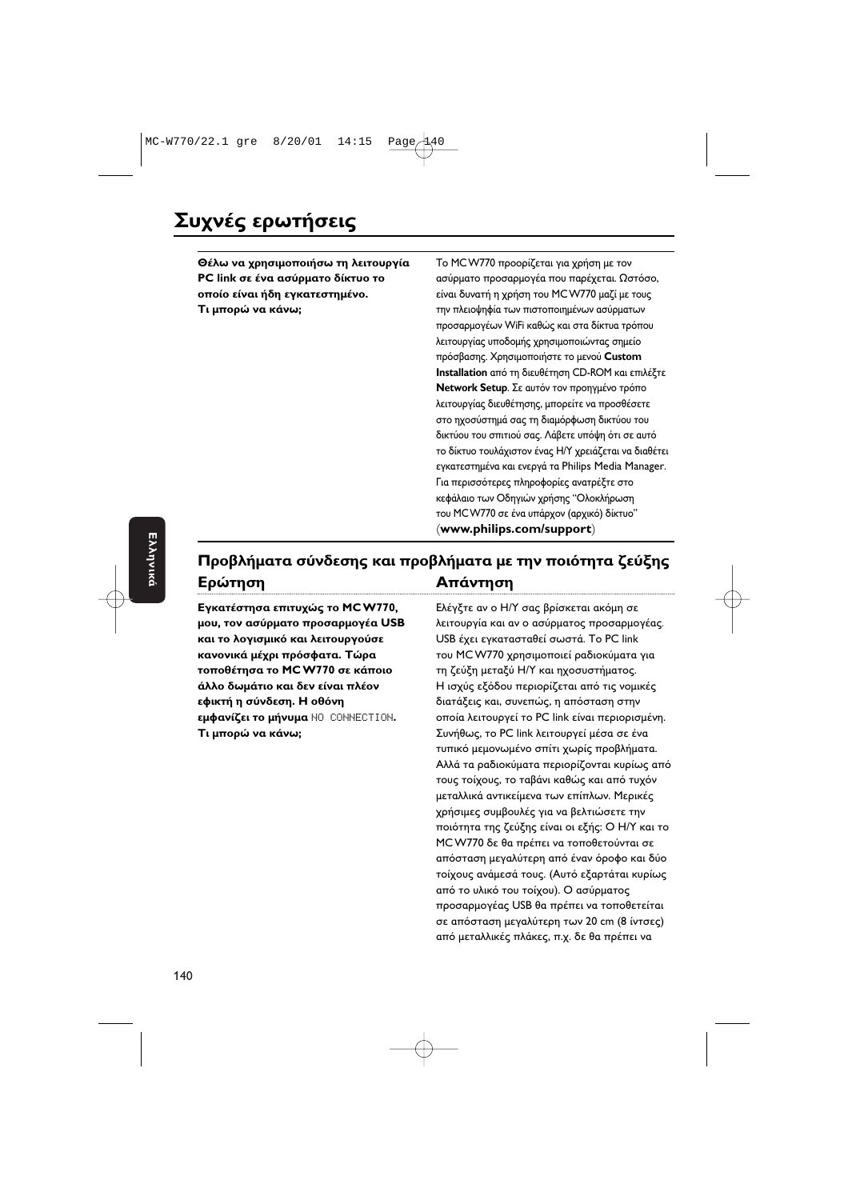# Συχνές ερωτήσεις

| | |
|---|---|
| **Θέλω να χρησιμοποιήσω τη λειτουργία PC link σε ένα ασύρματο δίκτυο το οποίο είναι ήδη εγκατεστημένο. Τι μπορώ να κάνω;** | Το MC W770 προορίζεται για χρήση με τον ασύρματο προσαρμογέα που παρέχεται. Ωστόσο, είναι δυνατή η χρήση του MC W770 μαζί με τους την πλειοψηφία των πιστοποιημένων ασύρματων προσαρμογέων WiFi καθώς και στα δίκτυα τρόπου λειτουργίας υποδομής χρησιμοποιώντας σημείο πρόσβασης. Χρησιμοποιήστε το μενού **Custom Installation** από τη διευθέτηση CD-ROM και επιλέξτε **Network Setup**. Σε αυτόν τον προηγμένο τρόπο λειτουργίας διευθέτησης, μπορείτε να προσθέσετε στο ηχοσύστημά σας τη διαμόρφωση δικτύου του δικτύου του σπιτιού σας. Λάβετε υπόψη ότι σε αυτό το δίκτυο τουλάχιστον ένας Η/Υ χρειάζεται να διαθέτει εγκατεστημένα και ενεργά τα Philips Media Manager. Για περισσότερες πληροφορίες ανατρέξτε στο κεφάλαιο των Οδηγιών χρήσης "Ολοκλήρωση του MC W770 σε ένα υπάρχον (αρχικό) δίκτυο" (**www.philips.com/support**) |

## Προβλήματα σύνδεσης και προβλήματα με την ποιότητα ζεύξης

| Ερώτηση | Απάντηση |
|---|---|
| **Εγκατέστησα επιτυχώς το MC W770, μου, τον ασύρματο προσαρμογέα USB και το λογισμικό και λειτουργούσε κανονικά μέχρι πρόσφατα. Τώρα τοποθέτησα το MC W770 σε κάποιο άλλο δωμάτιο και δεν είναι πλέον εφικτή η σύνδεση. Η οθόνη εμφανίζει το μήνυμα** NO CONNECTION**. Τι μπορώ να κάνω;** | Ελέγξτε αν ο Η/Υ σας βρίσκεται ακόμη σε λειτουργία και αν ο ασύρματος προσαρμογέας USB έχει εγκατασταθεί σωστά. Το PC link του MC W770 χρησιμοποιεί ραδιοκύματα για τη ζεύξη μεταξύ Η/Υ και ηχοσυστήματος. Η ισχύς εξόδου περιορίζεται από τις νομικές διατάξεις και, συνεπώς, η απόσταση στην οποία λειτουργεί το PC link είναι περιορισμένη. Συνήθως, το PC link λειτουργεί μέσα σε ένα τυπικό μεμονωμένο σπίτι χωρίς προβλήματα. Αλλά τα ραδιοκύματα περιορίζονται κυρίως από τους τοίχους, το ταβάνι καθώς και από τυχόν μεταλλικά αντικείμενα των επίπλων. Μερικές χρήσιμες συμβουλές για να βελτιώσετε την ποιότητα της ζεύξης είναι οι εξής: Ο Η/Υ και το MC W770 δε θα πρέπει να τοποθετούνται σε απόσταση μεγαλύτερη από έναν όροφο και δύο τοίχους ανάμεσά τους. (Αυτό εξαρτάται κυρίως από το υλικό του τοίχου). Ο ασύρματος προσαρμογέας USB θα πρέπει να τοποθετείται σε απόσταση μεγαλύτερη των 20 cm (8 ίντσες) από μεταλλικές πλάκες, π.χ. δε θα πρέπει να |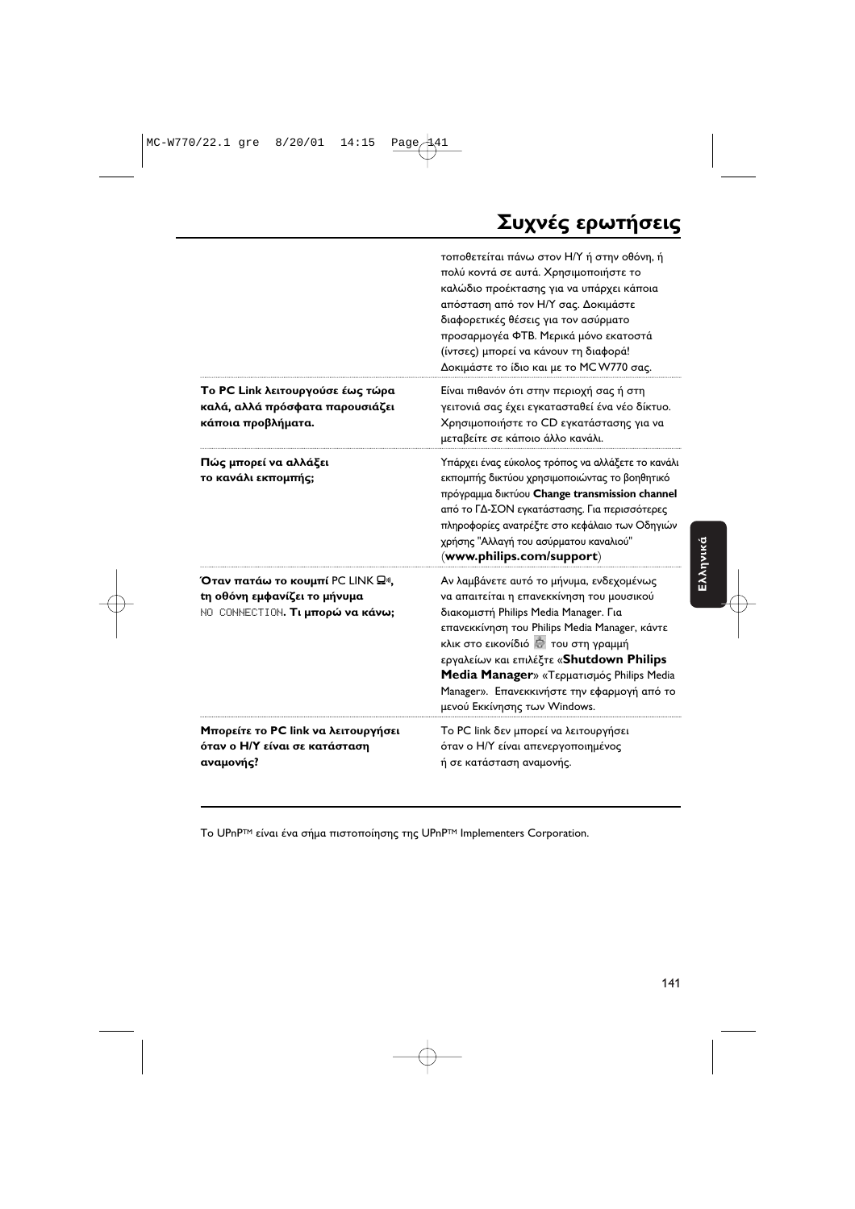# Συχνές ερωτήσεις

| | |
|---|---|
| | τοποθετείται πάνω στον Η/Υ ή στην οθόνη, ή πολύ κοντά σε αυτά. Χρησιμοποιήστε το καλώδιο προέκτασης για να υπάρχει κάποια απόσταση από τον Η/Υ σας. Δοκιμάστε διαφορετικές θέσεις για τον ασύρματο προσαρμογέα ΦΤΒ. Μερικά μόνο εκατοστά (ίντσες) μπορεί να κάνουν τη διαφορά! Δοκιμάστε το ίδιο και με το MC W770 σας. |
| **Το PC Link λειτουργούσε έως τώρα καλά, αλλά πρόσφατα παρουσιάζει κάποια προβλήματα.** | Είναι πιθανόν ότι στην περιοχή σας ή στη γειτονιά σας έχει εγκατασταθεί ένα νέο δίκτυο. Χρησιμοποιήστε το CD εγκατάστασης για να μεταβείτε σε κάποιο άλλο κανάλι. |
| **Πώς μπορεί να αλλάξει το κανάλι εκπομπής;** | Υπάρχει ένας εύκολος τρόπος να αλλάξετε το κανάλι εκπομπής δικτύου χρησιμοποιώντας το βοηθητικό πρόγραμμα δικτύου **Change transmission channel** από το ΓΔ-ΣΟΝ εγκατάστασης. Για περισσότερες πληροφορίες ανατρέξτε στο κεφάλαιο των Οδηγιών χρήσης "Αλλαγή του ασύρματου καναλιού" (**www.philips.com/support**) |
| **Όταν πατάω το κουμπί** PC LINK, **τη οθόνη εμφανίζει το μήνυμα** NO CONNECTION**. Τι μπορώ να κάνω;** | Αν λαμβάνετε αυτό το μήνυμα, ενδεχομένως να απαιτείται η επανεκκίνηση του μουσικού διακομιστή Philips Media Manager. Για επανεκκίνηση του Philips Media Manager, κάντε κλικ στο εικονίδιό του στη γραμμή εργαλείων και επιλέξτε «**Shutdown Philips Media Manager**» «Τερματισμός Philips Media Manager». Επανεκκινήστε την εφαρμογή από το μενού Εκκίνησης των Windows. |
| **Μπορείτε το PC link να λειτουργήσει όταν ο Η/Υ είναι σε κατάσταση αναμονής?** | Το PC link δεν μπορεί να λειτουργήσει όταν ο Η/Υ είναι απενεργοποιημένος ή σε κατάσταση αναμονής. |

Το UPnP™ είναι ένα σήμα πιστοποίησης της UPnP™ Implementers Corporation.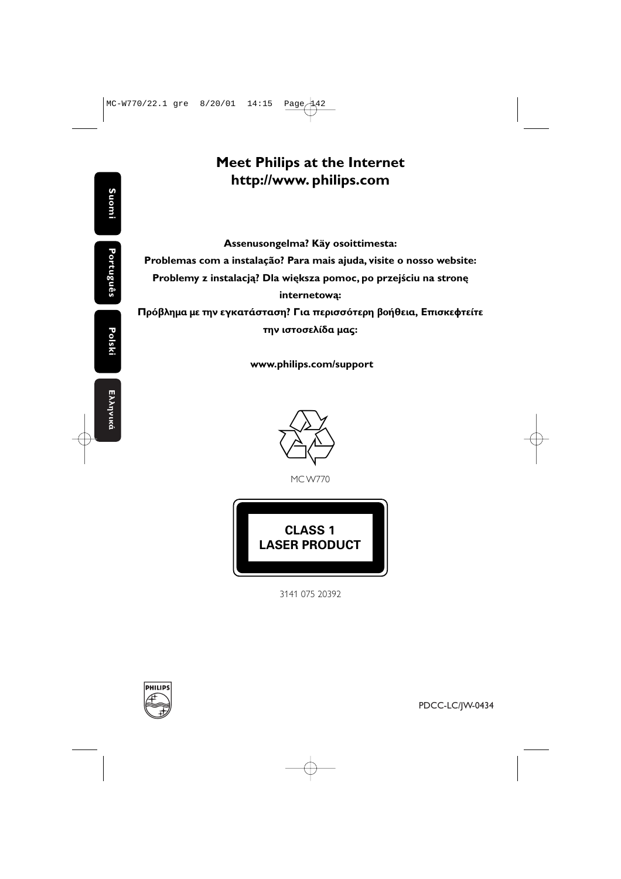# Meet Philips at the Internet
# http://www. philips.com

**Assenusongelma? Käy osoittimesta:**

**Problemas com a instalação? Para mais ajuda, visite o nosso website:**

**Problemy z instalacją? Dla większa pomoc, po przejściu na stronę internetową:**

**Πρόβλημα με την εγκατάσταση? Για περισσότερη βοήθεια, Επισκεφτείτε την ιστοσελίδα μας:**

**www.philips.com/support**

MC W770

**CLASS 1**
**LASER PRODUCT**

3141 075 20392

PHILIPS

PDCC-LC/JW-0434